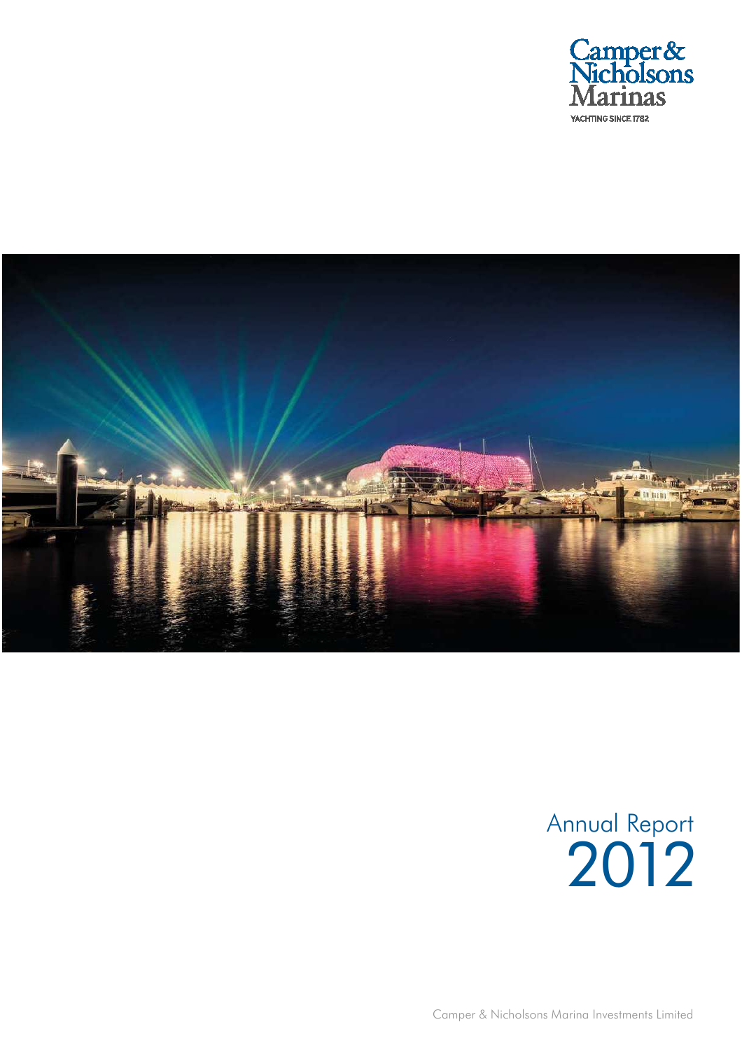Camper & Nicholsons Marinas

YACHTING SINCE 1782

# Annual Report 2012

Camper & Nicholsons Marina Investments Limited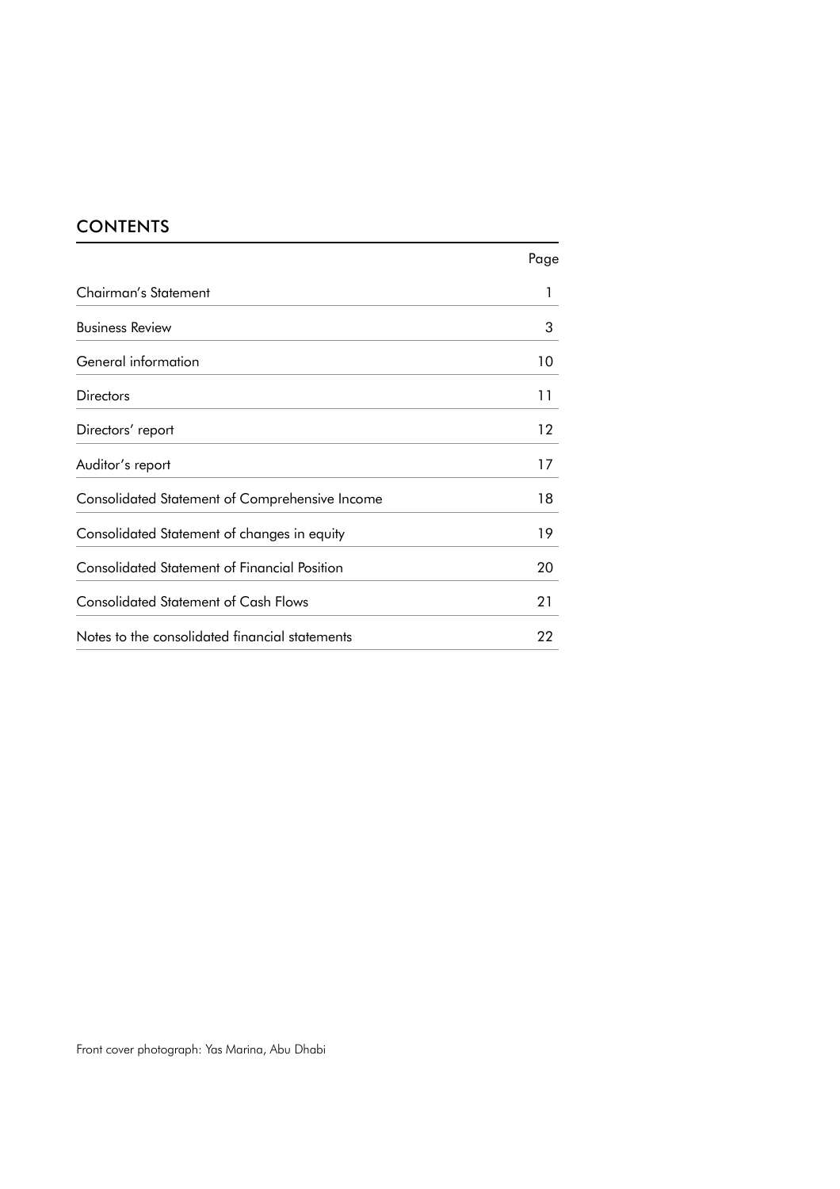## CONTENTS

| | Page |
|---|---|
| Chairman's Statement | 1 |
| Business Review | 3 |
| General information | 10 |
| Directors | 11 |
| Directors' report | 12 |
| Auditor's report | 17 |
| Consolidated Statement of Comprehensive Income | 18 |
| Consolidated Statement of changes in equity | 19 |
| Consolidated Statement of Financial Position | 20 |
| Consolidated Statement of Cash Flows | 21 |
| Notes to the consolidated financial statements | 22 |

Front cover photograph: Yas Marina, Abu Dhabi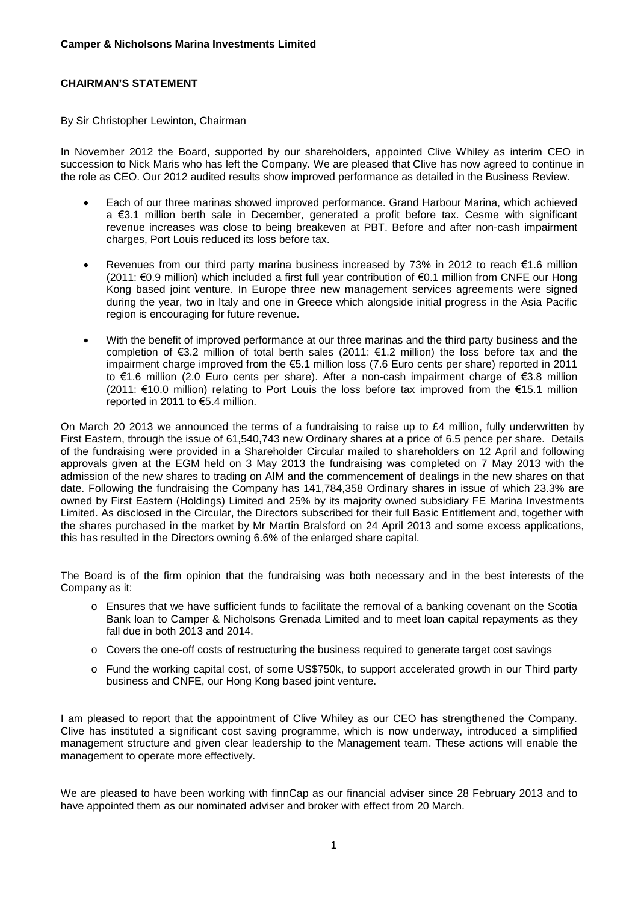**Camper & Nicholsons Marina Investments Limited**

## CHAIRMAN'S STATEMENT

By Sir Christopher Lewinton, Chairman

In November 2012 the Board, supported by our shareholders, appointed Clive Whiley as interim CEO in succession to Nick Maris who has left the Company. We are pleased that Clive has now agreed to continue in the role as CEO. Our 2012 audited results show improved performance as detailed in the Business Review.

- Each of our three marinas showed improved performance. Grand Harbour Marina, which achieved a €3.1 million berth sale in December, generated a profit before tax. Cesme with significant revenue increases was close to being breakeven at PBT. Before and after non-cash impairment charges, Port Louis reduced its loss before tax.
- Revenues from our third party marina business increased by 73% in 2012 to reach €1.6 million (2011: €0.9 million) which included a first full year contribution of €0.1 million from CNFE our Hong Kong based joint venture. In Europe three new management services agreements were signed during the year, two in Italy and one in Greece which alongside initial progress in the Asia Pacific region is encouraging for future revenue.
- With the benefit of improved performance at our three marinas and the third party business and the completion of €3.2 million of total berth sales (2011: €1.2 million) the loss before tax and the impairment charge improved from the €5.1 million loss (7.6 Euro cents per share) reported in 2011 to €1.6 million (2.0 Euro cents per share). After a non-cash impairment charge of €3.8 million (2011: €10.0 million) relating to Port Louis the loss before tax improved from the €15.1 million reported in 2011 to €5.4 million.

On March 20 2013 we announced the terms of a fundraising to raise up to £4 million, fully underwritten by First Eastern, through the issue of 61,540,743 new Ordinary shares at a price of 6.5 pence per share. Details of the fundraising were provided in a Shareholder Circular mailed to shareholders on 12 April and following approvals given at the EGM held on 3 May 2013 the fundraising was completed on 7 May 2013 with the admission of the new shares to trading on AIM and the commencement of dealings in the new shares on that date. Following the fundraising the Company has 141,784,358 Ordinary shares in issue of which 23.3% are owned by First Eastern (Holdings) Limited and 25% by its majority owned subsidiary FE Marina Investments Limited. As disclosed in the Circular, the Directors subscribed for their full Basic Entitlement and, together with the shares purchased in the market by Mr Martin Bralsford on 24 April 2013 and some excess applications, this has resulted in the Directors owning 6.6% of the enlarged share capital.

The Board is of the firm opinion that the fundraising was both necessary and in the best interests of the Company as it:

- Ensures that we have sufficient funds to facilitate the removal of a banking covenant on the Scotia Bank loan to Camper & Nicholsons Grenada Limited and to meet loan capital repayments as they fall due in both 2013 and 2014.
- Covers the one-off costs of restructuring the business required to generate target cost savings
- Fund the working capital cost, of some US$750k, to support accelerated growth in our Third party business and CNFE, our Hong Kong based joint venture.

I am pleased to report that the appointment of Clive Whiley as our CEO has strengthened the Company. Clive has instituted a significant cost saving programme, which is now underway, introduced a simplified management structure and given clear leadership to the Management team. These actions will enable the management to operate more effectively.

We are pleased to have been working with finnCap as our financial adviser since 28 February 2013 and to have appointed them as our nominated adviser and broker with effect from 20 March.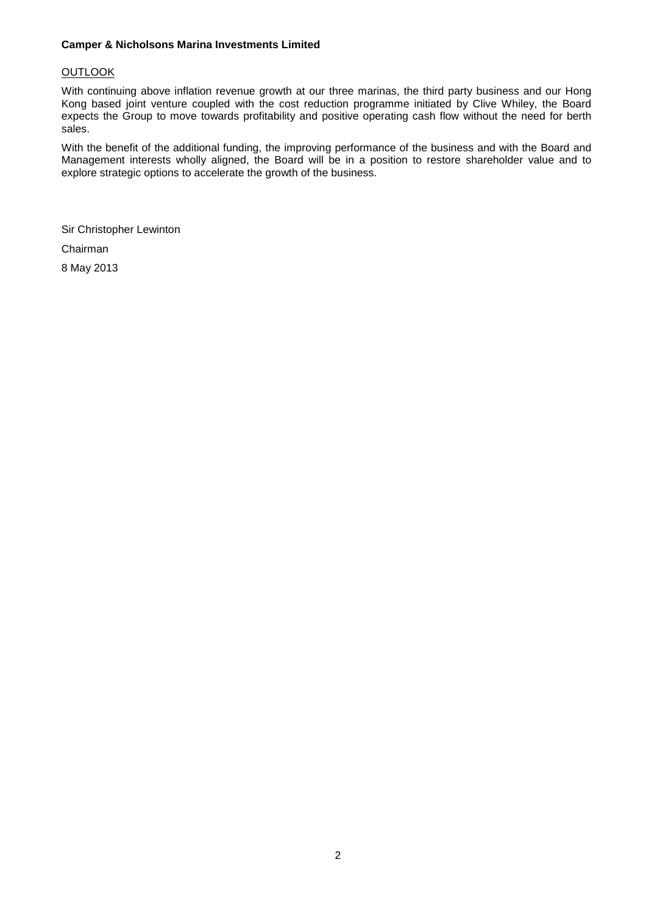## OUTLOOK

With continuing above inflation revenue growth at our three marinas, the third party business and our Hong Kong based joint venture coupled with the cost reduction programme initiated by Clive Whiley, the Board expects the Group to move towards profitability and positive operating cash flow without the need for berth sales.

With the benefit of the additional funding, the improving performance of the business and with the Board and Management interests wholly aligned, the Board will be in a position to restore shareholder value and to explore strategic options to accelerate the growth of the business.

Sir Christopher Lewinton

Chairman

8 May 2013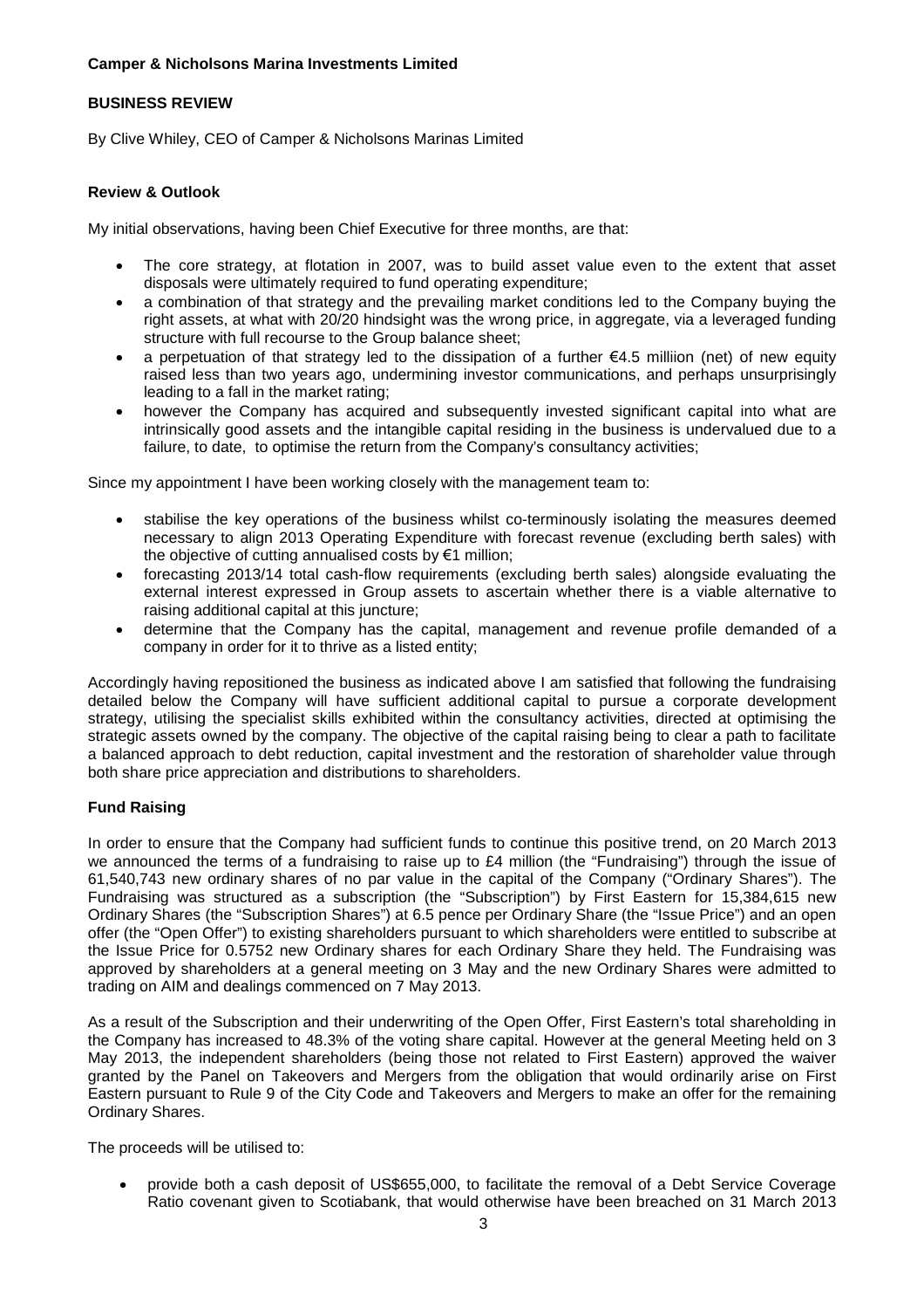**Camper & Nicholsons Marina Investments Limited**

## BUSINESS REVIEW

By Clive Whiley, CEO of Camper & Nicholsons Marinas Limited

### Review & Outlook

My initial observations, having been Chief Executive for three months, are that:

- The core strategy, at flotation in 2007, was to build asset value even to the extent that asset disposals were ultimately required to fund operating expenditure;
- a combination of that strategy and the prevailing market conditions led to the Company buying the right assets, at what with 20/20 hindsight was the wrong price, in aggregate, via a leveraged funding structure with full recourse to the Group balance sheet;
- a perpetuation of that strategy led to the dissipation of a further €4.5 milliion (net) of new equity raised less than two years ago, undermining investor communications, and perhaps unsurprisingly leading to a fall in the market rating;
- however the Company has acquired and subsequently invested significant capital into what are intrinsically good assets and the intangible capital residing in the business is undervalued due to a failure, to date, to optimise the return from the Company's consultancy activities;

Since my appointment I have been working closely with the management team to:

- stabilise the key operations of the business whilst co-terminously isolating the measures deemed necessary to align 2013 Operating Expenditure with forecast revenue (excluding berth sales) with the objective of cutting annualised costs by €1 million;
- forecasting 2013/14 total cash-flow requirements (excluding berth sales) alongside evaluating the external interest expressed in Group assets to ascertain whether there is a viable alternative to raising additional capital at this juncture;
- determine that the Company has the capital, management and revenue profile demanded of a company in order for it to thrive as a listed entity;

Accordingly having repositioned the business as indicated above I am satisfied that following the fundraising detailed below the Company will have sufficient additional capital to pursue a corporate development strategy, utilising the specialist skills exhibited within the consultancy activities, directed at optimising the strategic assets owned by the company. The objective of the capital raising being to clear a path to facilitate a balanced approach to debt reduction, capital investment and the restoration of shareholder value through both share price appreciation and distributions to shareholders.

### Fund Raising

In order to ensure that the Company had sufficient funds to continue this positive trend, on 20 March 2013 we announced the terms of a fundraising to raise up to £4 million (the "Fundraising") through the issue of 61,540,743 new ordinary shares of no par value in the capital of the Company ("Ordinary Shares"). The Fundraising was structured as a subscription (the "Subscription") by First Eastern for 15,384,615 new Ordinary Shares (the "Subscription Shares") at 6.5 pence per Ordinary Share (the "Issue Price") and an open offer (the "Open Offer") to existing shareholders pursuant to which shareholders were entitled to subscribe at the Issue Price for 0.5752 new Ordinary shares for each Ordinary Share they held. The Fundraising was approved by shareholders at a general meeting on 3 May and the new Ordinary Shares were admitted to trading on AIM and dealings commenced on 7 May 2013.

As a result of the Subscription and their underwriting of the Open Offer, First Eastern's total shareholding in the Company has increased to 48.3% of the voting share capital. However at the general Meeting held on 3 May 2013, the independent shareholders (being those not related to First Eastern) approved the waiver granted by the Panel on Takeovers and Mergers from the obligation that would ordinarily arise on First Eastern pursuant to Rule 9 of the City Code and Takeovers and Mergers to make an offer for the remaining Ordinary Shares.

The proceeds will be utilised to:

- provide both a cash deposit of US$655,000, to facilitate the removal of a Debt Service Coverage Ratio covenant given to Scotiabank, that would otherwise have been breached on 31 March 2013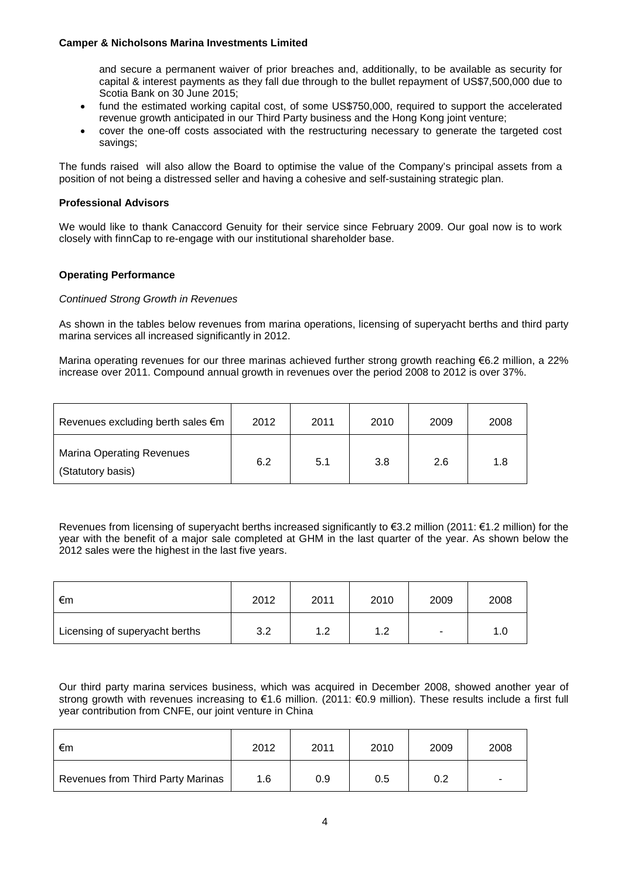and secure a permanent waiver of prior breaches and, additionally, to be available as security for capital & interest payments as they fall due through to the bullet repayment of US$7,500,000 due to Scotia Bank on 30 June 2015;

- fund the estimated working capital cost, of some US$750,000, required to support the accelerated revenue growth anticipated in our Third Party business and the Hong Kong joint venture;
- cover the one-off costs associated with the restructuring necessary to generate the targeted cost savings;

The funds raised will also allow the Board to optimise the value of the Company's principal assets from a position of not being a distressed seller and having a cohesive and self-sustaining strategic plan.

**Professional Advisors**

We would like to thank Canaccord Genuity for their service since February 2009. Our goal now is to work closely with finnCap to re-engage with our institutional shareholder base.

**Operating Performance**

*Continued Strong Growth in Revenues*

As shown in the tables below revenues from marina operations, licensing of superyacht berths and third party marina services all increased significantly in 2012.

Marina operating revenues for our three marinas achieved further strong growth reaching €6.2 million, a 22% increase over 2011. Compound annual growth in revenues over the period 2008 to 2012 is over 37%.

| Revenues excluding berth sales €m | 2012 | 2011 | 2010 | 2009 | 2008 |
|---|---|---|---|---|---|
| Marina Operating Revenues (Statutory basis) | 6.2 | 5.1 | 3.8 | 2.6 | 1.8 |

Revenues from licensing of superyacht berths increased significantly to €3.2 million (2011: €1.2 million) for the year with the benefit of a major sale completed at GHM in the last quarter of the year. As shown below the 2012 sales were the highest in the last five years.

| €m | 2012 | 2011 | 2010 | 2009 | 2008 |
|---|---|---|---|---|---|
| Licensing of superyacht berths | 3.2 | 1.2 | 1.2 | - | 1.0 |

Our third party marina services business, which was acquired in December 2008, showed another year of strong growth with revenues increasing to €1.6 million. (2011: €0.9 million). These results include a first full year contribution from CNFE, our joint venture in China

| €m | 2012 | 2011 | 2010 | 2009 | 2008 |
|---|---|---|---|---|---|
| Revenues from Third Party Marinas | 1.6 | 0.9 | 0.5 | 0.2 | - |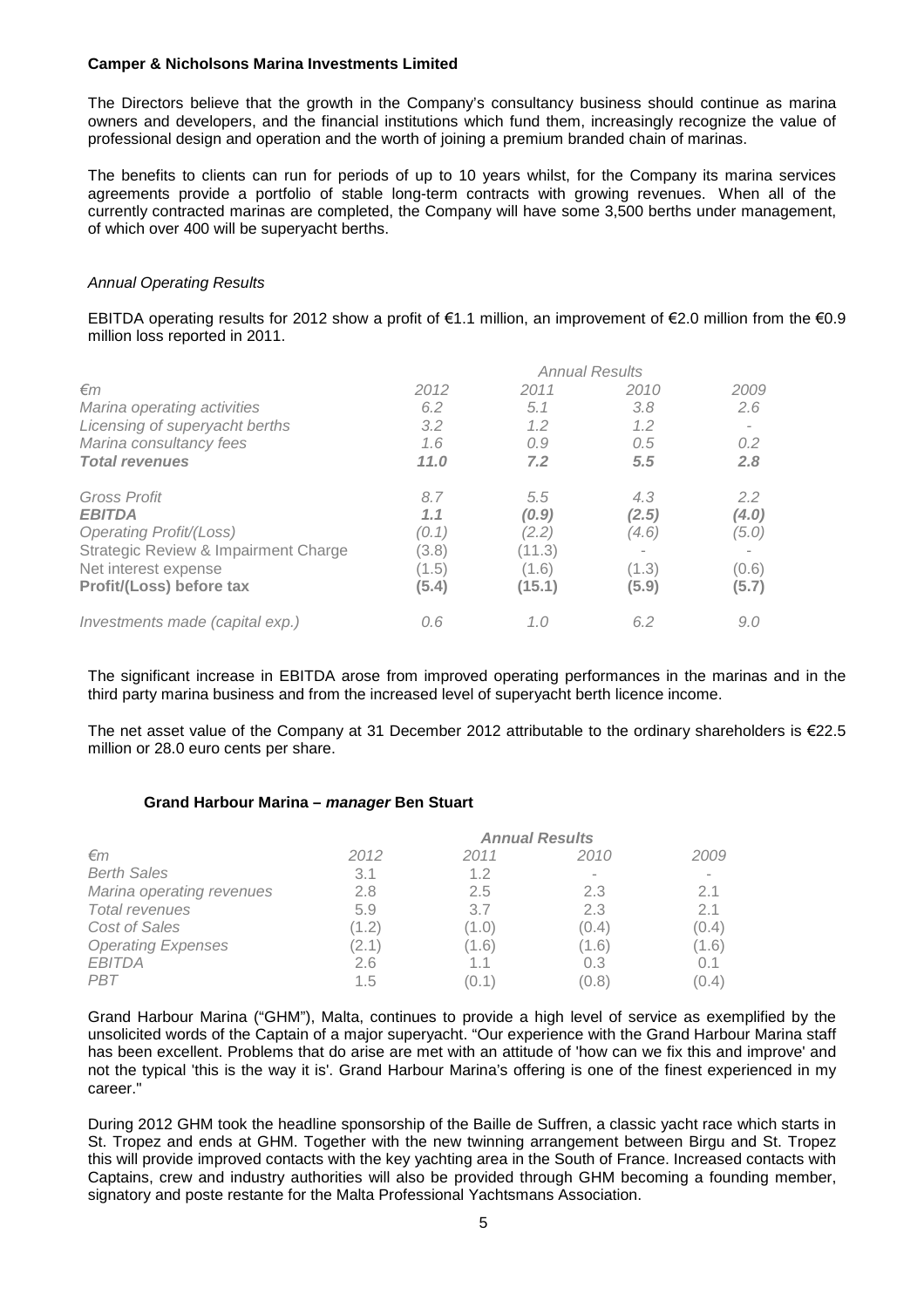**Camper & Nicholsons Marina Investments Limited**

The Directors believe that the growth in the Company's consultancy business should continue as marina owners and developers, and the financial institutions which fund them, increasingly recognize the value of professional design and operation and the worth of joining a premium branded chain of marinas.

The benefits to clients can run for periods of up to 10 years whilst, for the Company its marina services agreements provide a portfolio of stable long-term contracts with growing revenues. When all of the currently contracted marinas are completed, the Company will have some 3,500 berths under management, of which over 400 will be superyacht berths.

*Annual Operating Results*

EBITDA operating results for 2012 show a profit of €1.1 million, an improvement of €2.0 million from the €0.9 million loss reported in 2011.

| | *Annual Results* | | | |
|---|---|---|---|---|
| *€m* | *2012* | *2011* | *2010* | *2009* |
| *Marina operating activities* | *6.2* | *5.1* | *3.8* | *2.6* |
| *Licensing of superyacht berths* | *3.2* | *1.2* | *1.2* | - |
| *Marina consultancy fees* | *1.6* | *0.9* | *0.5* | *0.2* |
| ***Total revenues*** | ***11.0*** | ***7.2*** | ***5.5*** | ***2.8*** |
| *Gross Profit* | *8.7* | *5.5* | *4.3* | *2.2* |
| ***EBITDA*** | ***1.1*** | ***(0.9)*** | ***(2.5)*** | ***(4.0)*** |
| *Operating Profit/(Loss)* | *(0.1)* | *(2.2)* | *(4.6)* | *(5.0)* |
| Strategic Review & Impairment Charge | (3.8) | (11.3) | - | - |
| Net interest expense | (1.5) | (1.6) | (1.3) | (0.6) |
| **Profit/(Loss) before tax** | **(5.4)** | **(15.1)** | **(5.9)** | **(5.7)** |
| *Investments made (capital exp.)* | *0.6* | *1.0* | *6.2* | *9.0* |

The significant increase in EBITDA arose from improved operating performances in the marinas and in the third party marina business and from the increased level of superyacht berth licence income.

The net asset value of the Company at 31 December 2012 attributable to the ordinary shareholders is €22.5 million or 28.0 euro cents per share.

**Grand Harbour Marina – *manager* Ben Stuart**

| | ***Annual Results*** | | | |
|---|---|---|---|---|
| *€m* | *2012* | *2011* | *2010* | *2009* |
| *Berth Sales* | 3.1 | 1.2 | - | - |
| *Marina operating revenues* | 2.8 | 2.5 | 2.3 | 2.1 |
| *Total revenues* | 5.9 | 3.7 | 2.3 | 2.1 |
| *Cost of Sales* | (1.2) | (1.0) | (0.4) | (0.4) |
| *Operating Expenses* | (2.1) | (1.6) | (1.6) | (1.6) |
| *EBITDA* | 2.6 | 1.1 | 0.3 | 0.1 |
| *PBT* | 1.5 | (0.1) | (0.8) | (0.4) |

Grand Harbour Marina ("GHM"), Malta, continues to provide a high level of service as exemplified by the unsolicited words of the Captain of a major superyacht. "Our experience with the Grand Harbour Marina staff has been excellent. Problems that do arise are met with an attitude of 'how can we fix this and improve' and not the typical 'this is the way it is'. Grand Harbour Marina's offering is one of the finest experienced in my career."

During 2012 GHM took the headline sponsorship of the Baille de Suffren, a classic yacht race which starts in St. Tropez and ends at GHM. Together with the new twinning arrangement between Birgu and St. Tropez this will provide improved contacts with the key yachting area in the South of France. Increased contacts with Captains, crew and industry authorities will also be provided through GHM becoming a founding member, signatory and poste restante for the Malta Professional Yachtsmans Association.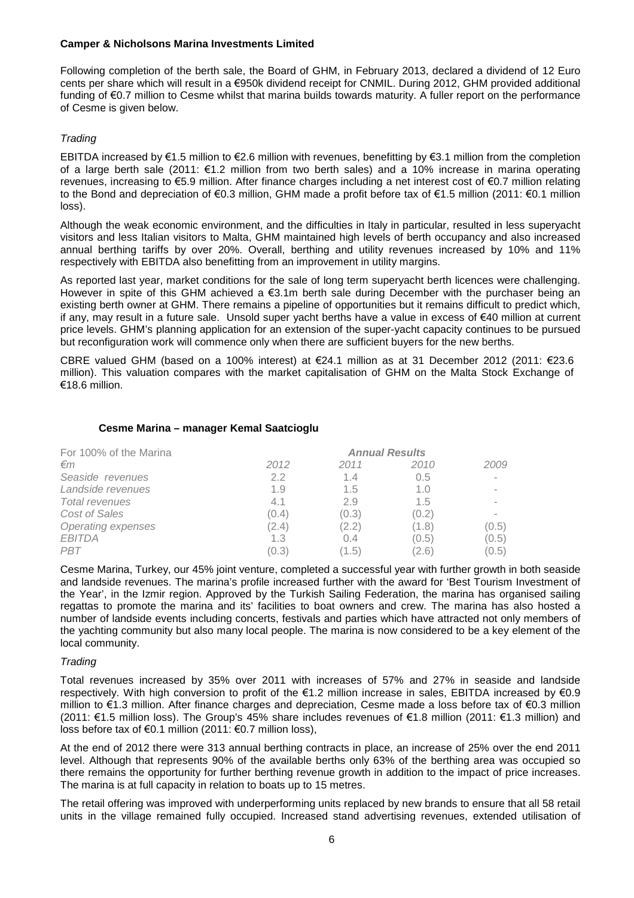**Camper & Nicholsons Marina Investments Limited**

Following completion of the berth sale, the Board of GHM, in February 2013, declared a dividend of 12 Euro cents per share which will result in a €950k dividend receipt for CNMIL. During 2012, GHM provided additional funding of €0.7 million to Cesme whilst that marina builds towards maturity. A fuller report on the performance of Cesme is given below.

*Trading*

EBITDA increased by €1.5 million to €2.6 million with revenues, benefitting by €3.1 million from the completion of a large berth sale (2011: €1.2 million from two berth sales) and a 10% increase in marina operating revenues, increasing to €5.9 million. After finance charges including a net interest cost of €0.7 million relating to the Bond and depreciation of €0.3 million, GHM made a profit before tax of €1.5 million (2011: €0.1 million loss).

Although the weak economic environment, and the difficulties in Italy in particular, resulted in less superyacht visitors and less Italian visitors to Malta, GHM maintained high levels of berth occupancy and also increased annual berthing tariffs by over 20%. Overall, berthing and utility revenues increased by 10% and 11% respectively with EBITDA also benefitting from an improvement in utility margins.

As reported last year, market conditions for the sale of long term superyacht berth licences were challenging. However in spite of this GHM achieved a €3.1m berth sale during December with the purchaser being an existing berth owner at GHM. There remains a pipeline of opportunities but it remains difficult to predict which, if any, may result in a future sale. Unsold super yacht berths have a value in excess of €40 million at current price levels. GHM's planning application for an extension of the super-yacht capacity continues to be pursued but reconfiguration work will commence only when there are sufficient buyers for the new berths.

CBRE valued GHM (based on a 100% interest) at €24.1 million as at 31 December 2012 (2011: €23.6 million). This valuation compares with the market capitalisation of GHM on the Malta Stock Exchange of €18.6 million.

**Cesme Marina – manager Kemal Saatcioglu**

| For 100% of the Marina | *Annual Results* | | | |
|---|---|---|---|---|
| *€m* | *2012* | *2011* | *2010* | *2009* |
| *Seaside revenues* | 2.2 | 1.4 | 0.5 | - |
| *Landside revenues* | 1.9 | 1.5 | 1.0 | - |
| *Total revenues* | 4.1 | 2.9 | 1.5 | - |
| *Cost of Sales* | (0.4) | (0.3) | (0.2) | - |
| *Operating expenses* | (2.4) | (2.2) | (1.8) | (0.5) |
| *EBITDA* | 1.3 | 0.4 | (0.5) | (0.5) |
| *PBT* | (0.3) | (1.5) | (2.6) | (0.5) |

Cesme Marina, Turkey, our 45% joint venture, completed a successful year with further growth in both seaside and landside revenues. The marina's profile increased further with the award for 'Best Tourism Investment of the Year', in the Izmir region. Approved by the Turkish Sailing Federation, the marina has organised sailing regattas to promote the marina and its' facilities to boat owners and crew. The marina has also hosted a number of landside events including concerts, festivals and parties which have attracted not only members of the yachting community but also many local people. The marina is now considered to be a key element of the local community.

*Trading*

Total revenues increased by 35% over 2011 with increases of 57% and 27% in seaside and landside respectively. With high conversion to profit of the €1.2 million increase in sales, EBITDA increased by €0.9 million to €1.3 million. After finance charges and depreciation, Cesme made a loss before tax of €0.3 million (2011: €1.5 million loss). The Group's 45% share includes revenues of €1.8 million (2011: €1.3 million) and loss before tax of €0.1 million (2011: €0.7 million loss),

At the end of 2012 there were 313 annual berthing contracts in place, an increase of 25% over the end 2011 level. Although that represents 90% of the available berths only 63% of the berthing area was occupied so there remains the opportunity for further berthing revenue growth in addition to the impact of price increases. The marina is at full capacity in relation to boats up to 15 metres.

The retail offering was improved with underperforming units replaced by new brands to ensure that all 58 retail units in the village remained fully occupied. Increased stand advertising revenues, extended utilisation of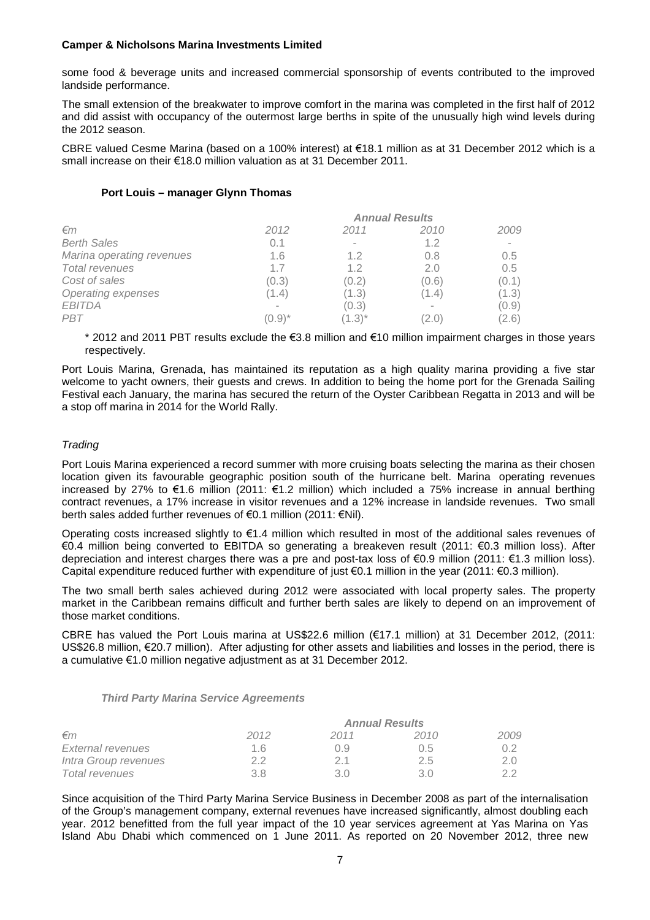some food & beverage units and increased commercial sponsorship of events contributed to the improved landside performance.

The small extension of the breakwater to improve comfort in the marina was completed in the first half of 2012 and did assist with occupancy of the outermost large berths in spite of the unusually high wind levels during the 2012 season.

CBRE valued Cesme Marina (based on a 100% interest) at €18.1 million as at 31 December 2012 which is a small increase on their €18.0 million valuation as at 31 December 2011.

**Port Louis – manager Glynn Thomas**

| | *Annual Results* | | | |
|---|---|---|---|---|
| *€m* | *2012* | *2011* | *2010* | *2009* |
| *Berth Sales* | 0.1 | - | 1.2 | - |
| *Marina operating revenues* | 1.6 | 1.2 | 0.8 | 0.5 |
| *Total revenues* | 1.7 | 1.2 | 2.0 | 0.5 |
| *Cost of sales* | (0.3) | (0.2) | (0.6) | (0.1) |
| *Operating expenses* | (1.4) | (1.3) | (1.4) | (1.3) |
| *EBITDA* | - | (0.3) | - | (0.9) |
| *PBT* | (0.9)* | (1.3)* | (2.0) | (2.6) |

\* 2012 and 2011 PBT results exclude the €3.8 million and €10 million impairment charges in those years respectively.

Port Louis Marina, Grenada, has maintained its reputation as a high quality marina providing a five star welcome to yacht owners, their guests and crews. In addition to being the home port for the Grenada Sailing Festival each January, the marina has secured the return of the Oyster Caribbean Regatta in 2013 and will be a stop off marina in 2014 for the World Rally.

*Trading*

Port Louis Marina experienced a record summer with more cruising boats selecting the marina as their chosen location given its favourable geographic position south of the hurricane belt. Marina operating revenues increased by 27% to €1.6 million (2011: €1.2 million) which included a 75% increase in annual berthing contract revenues, a 17% increase in visitor revenues and a 12% increase in landside revenues. Two small berth sales added further revenues of €0.1 million (2011: €Nil).

Operating costs increased slightly to €1.4 million which resulted in most of the additional sales revenues of €0.4 million being converted to EBITDA so generating a breakeven result (2011: €0.3 million loss). After depreciation and interest charges there was a pre and post-tax loss of €0.9 million (2011: €1.3 million loss). Capital expenditure reduced further with expenditure of just €0.1 million in the year (2011: €0.3 million).

The two small berth sales achieved during 2012 were associated with local property sales. The property market in the Caribbean remains difficult and further berth sales are likely to depend on an improvement of those market conditions.

CBRE has valued the Port Louis marina at US$22.6 million (€17.1 million) at 31 December 2012, (2011: US$26.8 million, €20.7 million). After adjusting for other assets and liabilities and losses in the period, there is a cumulative €1.0 million negative adjustment as at 31 December 2012.

***Third Party Marina Service Agreements***

| | *Annual Results* | | | |
|---|---|---|---|---|
| *€m* | *2012* | *2011* | *2010* | *2009* |
| *External revenues* | 1.6 | 0.9 | 0.5 | 0.2 |
| *Intra Group revenues* | 2.2 | 2.1 | 2.5 | 2.0 |
| *Total revenues* | 3.8 | 3.0 | 3.0 | 2.2 |

Since acquisition of the Third Party Marina Service Business in December 2008 as part of the internalisation of the Group's management company, external revenues have increased significantly, almost doubling each year. 2012 benefitted from the full year impact of the 10 year services agreement at Yas Marina on Yas Island Abu Dhabi which commenced on 1 June 2011. As reported on 20 November 2012, three new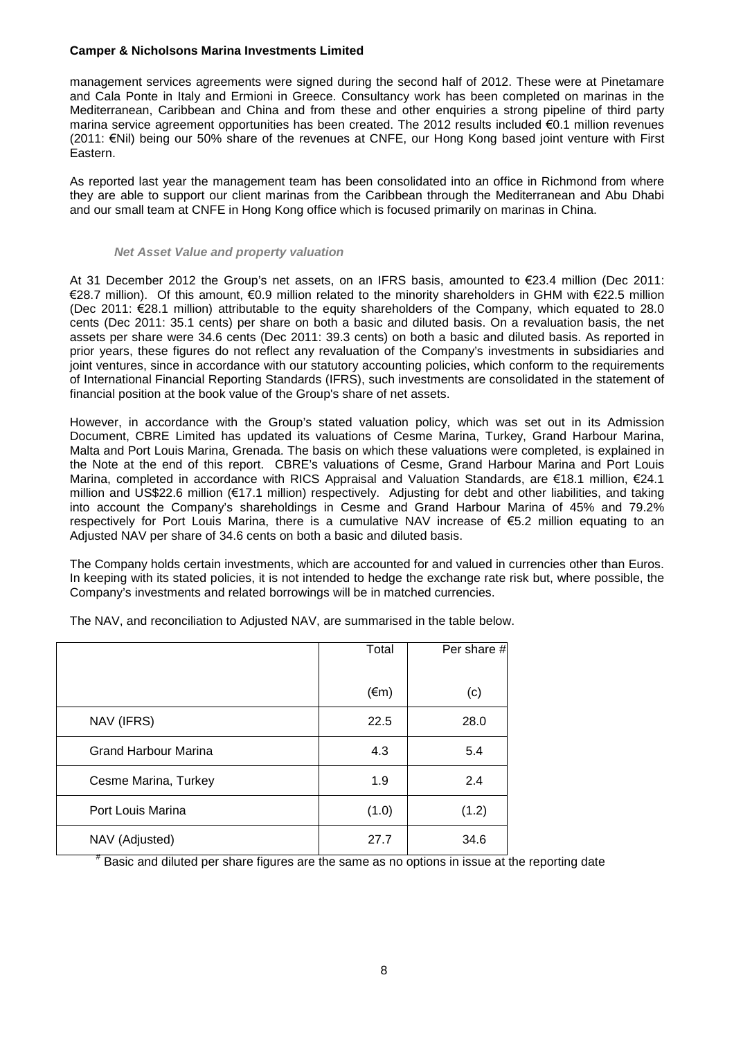management services agreements were signed during the second half of 2012. These were at Pinetamare and Cala Ponte in Italy and Ermioni in Greece. Consultancy work has been completed on marinas in the Mediterranean, Caribbean and China and from these and other enquiries a strong pipeline of third party marina service agreement opportunities has been created. The 2012 results included €0.1 million revenues (2011: €Nil) being our 50% share of the revenues at CNFE, our Hong Kong based joint venture with First Eastern.

As reported last year the management team has been consolidated into an office in Richmond from where they are able to support our client marinas from the Caribbean through the Mediterranean and Abu Dhabi and our small team at CNFE in Hong Kong office which is focused primarily on marinas in China.

### *Net Asset Value and property valuation*

At 31 December 2012 the Group's net assets, on an IFRS basis, amounted to €23.4 million (Dec 2011: €28.7 million). Of this amount, €0.9 million related to the minority shareholders in GHM with €22.5 million (Dec 2011: €28.1 million) attributable to the equity shareholders of the Company, which equated to 28.0 cents (Dec 2011: 35.1 cents) per share on both a basic and diluted basis. On a revaluation basis, the net assets per share were 34.6 cents (Dec 2011: 39.3 cents) on both a basic and diluted basis. As reported in prior years, these figures do not reflect any revaluation of the Company's investments in subsidiaries and joint ventures, since in accordance with our statutory accounting policies, which conform to the requirements of International Financial Reporting Standards (IFRS), such investments are consolidated in the statement of financial position at the book value of the Group's share of net assets.

However, in accordance with the Group's stated valuation policy, which was set out in its Admission Document, CBRE Limited has updated its valuations of Cesme Marina, Turkey, Grand Harbour Marina, Malta and Port Louis Marina, Grenada. The basis on which these valuations were completed, is explained in the Note at the end of this report. CBRE's valuations of Cesme, Grand Harbour Marina and Port Louis Marina, completed in accordance with RICS Appraisal and Valuation Standards, are €18.1 million, €24.1 million and US$22.6 million (€17.1 million) respectively. Adjusting for debt and other liabilities, and taking into account the Company's shareholdings in Cesme and Grand Harbour Marina of 45% and 79.2% respectively for Port Louis Marina, there is a cumulative NAV increase of €5.2 million equating to an Adjusted NAV per share of 34.6 cents on both a basic and diluted basis.

The Company holds certain investments, which are accounted for and valued in currencies other than Euros. In keeping with its stated policies, it is not intended to hedge the exchange rate risk but, where possible, the Company's investments and related borrowings will be in matched currencies.

The NAV, and reconciliation to Adjusted NAV, are summarised in the table below.

| | Total (€m) | Per share # (c) |
|---|---|---|
| NAV (IFRS) | 22.5 | 28.0 |
| Grand Harbour Marina | 4.3 | 5.4 |
| Cesme Marina, Turkey | 1.9 | 2.4 |
| Port Louis Marina | (1.0) | (1.2) |
| NAV (Adjusted) | 27.7 | 34.6 |

# Basic and diluted per share figures are the same as no options in issue at the reporting date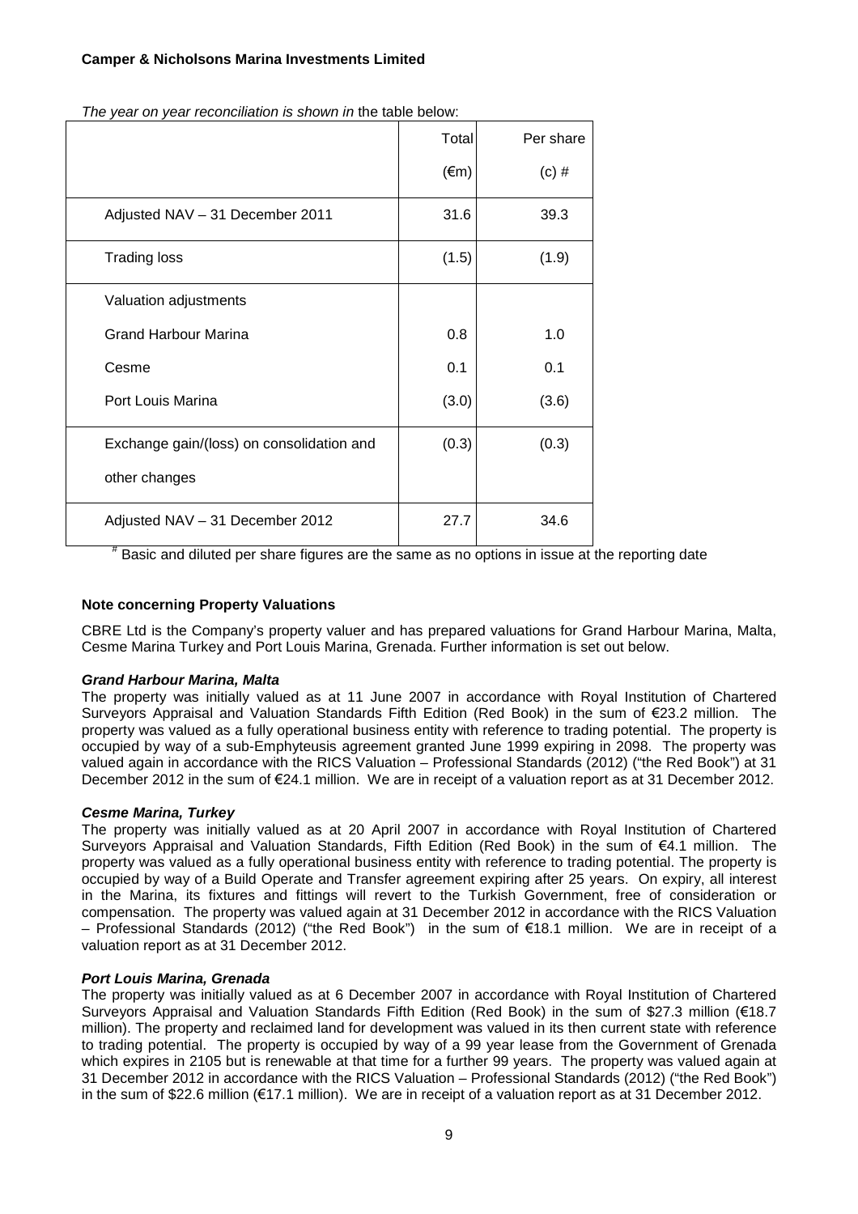*The year on year reconciliation is shown in* the table below:

| | Total (€m) | Per share (c) # |
|---|---|---|
| Adjusted NAV – 31 December 2011 | 31.6 | 39.3 |
| Trading loss | (1.5) | (1.9) |
| Valuation adjustments | | |
| Grand Harbour Marina | 0.8 | 1.0 |
| Cesme | 0.1 | 0.1 |
| Port Louis Marina | (3.0) | (3.6) |
| Exchange gain/(loss) on consolidation and other changes | (0.3) | (0.3) |
| Adjusted NAV – 31 December 2012 | 27.7 | 34.6 |

# Basic and diluted per share figures are the same as no options in issue at the reporting date

**Note concerning Property Valuations**

CBRE Ltd is the Company's property valuer and has prepared valuations for Grand Harbour Marina, Malta, Cesme Marina Turkey and Port Louis Marina, Grenada. Further information is set out below.

***Grand Harbour Marina, Malta***

The property was initially valued as at 11 June 2007 in accordance with Royal Institution of Chartered Surveyors Appraisal and Valuation Standards Fifth Edition (Red Book) in the sum of €23.2 million. The property was valued as a fully operational business entity with reference to trading potential. The property is occupied by way of a sub-Emphyteusis agreement granted June 1999 expiring in 2098. The property was valued again in accordance with the RICS Valuation – Professional Standards (2012) ("the Red Book") at 31 December 2012 in the sum of €24.1 million. We are in receipt of a valuation report as at 31 December 2012.

***Cesme Marina, Turkey***

The property was initially valued as at 20 April 2007 in accordance with Royal Institution of Chartered Surveyors Appraisal and Valuation Standards, Fifth Edition (Red Book) in the sum of €4.1 million. The property was valued as a fully operational business entity with reference to trading potential. The property is occupied by way of a Build Operate and Transfer agreement expiring after 25 years. On expiry, all interest in the Marina, its fixtures and fittings will revert to the Turkish Government, free of consideration or compensation. The property was valued again at 31 December 2012 in accordance with the RICS Valuation – Professional Standards (2012) ("the Red Book") in the sum of €18.1 million. We are in receipt of a valuation report as at 31 December 2012.

***Port Louis Marina, Grenada***

The property was initially valued as at 6 December 2007 in accordance with Royal Institution of Chartered Surveyors Appraisal and Valuation Standards Fifth Edition (Red Book) in the sum of $27.3 million (€18.7 million). The property and reclaimed land for development was valued in its then current state with reference to trading potential. The property is occupied by way of a 99 year lease from the Government of Grenada which expires in 2105 but is renewable at that time for a further 99 years. The property was valued again at 31 December 2012 in accordance with the RICS Valuation – Professional Standards (2012) ("the Red Book") in the sum of $22.6 million (€17.1 million). We are in receipt of a valuation report as at 31 December 2012.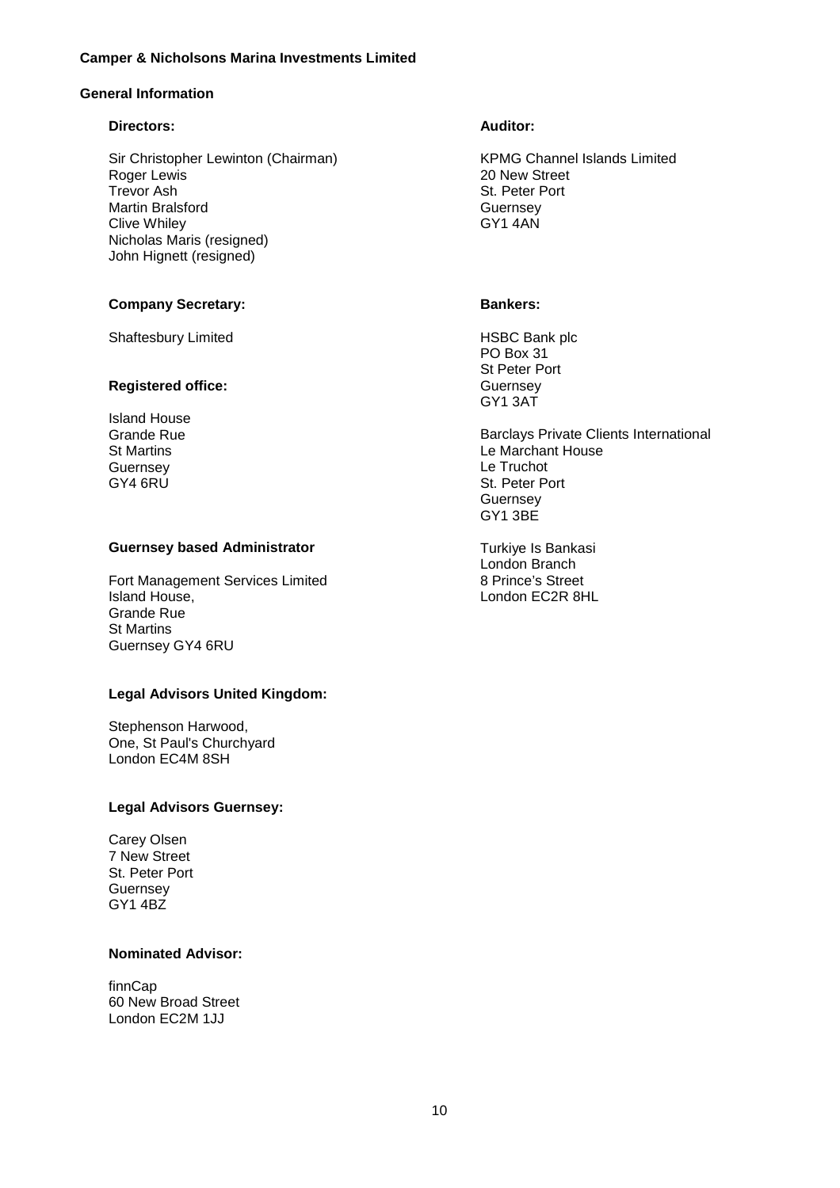**Camper & Nicholsons Marina Investments Limited**

## General Information

**Directors:**

Sir Christopher Lewinton (Chairman)
Roger Lewis
Trevor Ash
Martin Bralsford
Clive Whiley
Nicholas Maris (resigned)
John Hignett (resigned)

**Company Secretary:**

Shaftesbury Limited

**Registered office:**

Island House
Grande Rue
St Martins
Guernsey
GY4 6RU

**Guernsey based Administrator**

Fort Management Services Limited
Island House,
Grande Rue
St Martins
Guernsey GY4 6RU

**Legal Advisors United Kingdom:**

Stephenson Harwood,
One, St Paul's Churchyard
London EC4M 8SH

**Legal Advisors Guernsey:**

Carey Olsen
7 New Street
St. Peter Port
Guernsey
GY1 4BZ

**Nominated Advisor:**

finnCap
60 New Broad Street
London EC2M 1JJ

**Auditor:**

KPMG Channel Islands Limited
20 New Street
St. Peter Port
Guernsey
GY1 4AN

**Bankers:**

HSBC Bank plc
PO Box 31
St Peter Port
Guernsey
GY1 3AT

Barclays Private Clients International
Le Marchant House
Le Truchot
St. Peter Port
Guernsey
GY1 3BE

Turkiye Is Bankasi
London Branch
8 Prince's Street
London EC2R 8HL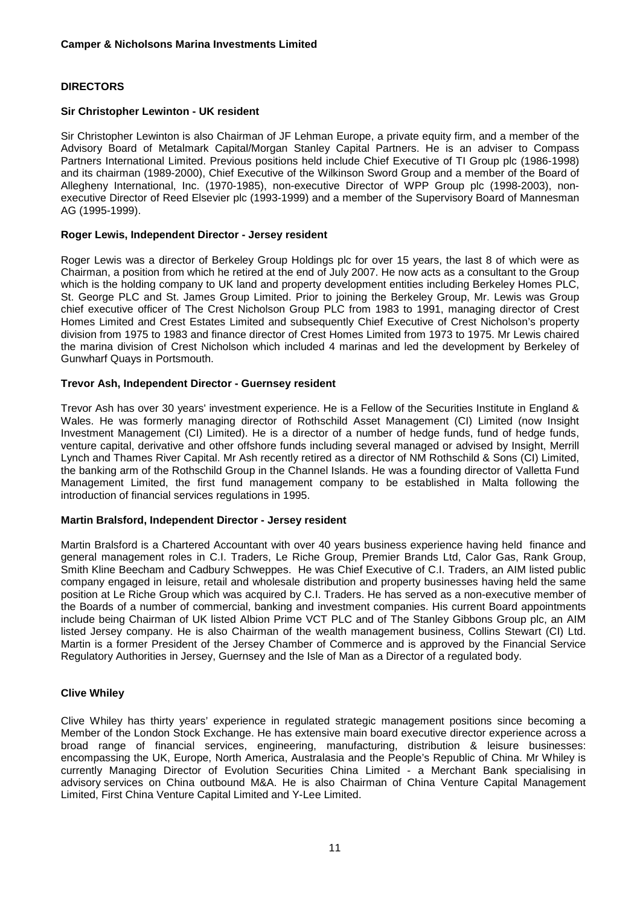## DIRECTORS

### Sir Christopher Lewinton - UK resident

Sir Christopher Lewinton is also Chairman of JF Lehman Europe, a private equity firm, and a member of the Advisory Board of Metalmark Capital/Morgan Stanley Capital Partners. He is an adviser to Compass Partners International Limited. Previous positions held include Chief Executive of TI Group plc (1986-1998) and its chairman (1989-2000), Chief Executive of the Wilkinson Sword Group and a member of the Board of Allegheny International, Inc. (1970-1985), non-executive Director of WPP Group plc (1998-2003), non-executive Director of Reed Elsevier plc (1993-1999) and a member of the Supervisory Board of Mannesman AG (1995-1999).

### Roger Lewis, Independent Director - Jersey resident

Roger Lewis was a director of Berkeley Group Holdings plc for over 15 years, the last 8 of which were as Chairman, a position from which he retired at the end of July 2007. He now acts as a consultant to the Group which is the holding company to UK land and property development entities including Berkeley Homes PLC, St. George PLC and St. James Group Limited. Prior to joining the Berkeley Group, Mr. Lewis was Group chief executive officer of The Crest Nicholson Group PLC from 1983 to 1991, managing director of Crest Homes Limited and Crest Estates Limited and subsequently Chief Executive of Crest Nicholson's property division from 1975 to 1983 and finance director of Crest Homes Limited from 1973 to 1975. Mr Lewis chaired the marina division of Crest Nicholson which included 4 marinas and led the development by Berkeley of Gunwharf Quays in Portsmouth.

### Trevor Ash, Independent Director - Guernsey resident

Trevor Ash has over 30 years' investment experience. He is a Fellow of the Securities Institute in England & Wales. He was formerly managing director of Rothschild Asset Management (CI) Limited (now Insight Investment Management (CI) Limited). He is a director of a number of hedge funds, fund of hedge funds, venture capital, derivative and other offshore funds including several managed or advised by Insight, Merrill Lynch and Thames River Capital. Mr Ash recently retired as a director of NM Rothschild & Sons (CI) Limited, the banking arm of the Rothschild Group in the Channel Islands. He was a founding director of Valletta Fund Management Limited, the first fund management company to be established in Malta following the introduction of financial services regulations in 1995.

### Martin Bralsford, Independent Director - Jersey resident

Martin Bralsford is a Chartered Accountant with over 40 years business experience having held finance and general management roles in C.I. Traders, Le Riche Group, Premier Brands Ltd, Calor Gas, Rank Group, Smith Kline Beecham and Cadbury Schweppes. He was Chief Executive of C.I. Traders, an AIM listed public company engaged in leisure, retail and wholesale distribution and property businesses having held the same position at Le Riche Group which was acquired by C.I. Traders. He has served as a non-executive member of the Boards of a number of commercial, banking and investment companies. His current Board appointments include being Chairman of UK listed Albion Prime VCT PLC and of The Stanley Gibbons Group plc, an AIM listed Jersey company. He is also Chairman of the wealth management business, Collins Stewart (CI) Ltd. Martin is a former President of the Jersey Chamber of Commerce and is approved by the Financial Service Regulatory Authorities in Jersey, Guernsey and the Isle of Man as a Director of a regulated body.

### Clive Whiley

Clive Whiley has thirty years' experience in regulated strategic management positions since becoming a Member of the London Stock Exchange. He has extensive main board executive director experience across a broad range of financial services, engineering, manufacturing, distribution & leisure businesses: encompassing the UK, Europe, North America, Australasia and the People's Republic of China. Mr Whiley is currently Managing Director of Evolution Securities China Limited - a Merchant Bank specialising in advisory services on China outbound M&A. He is also Chairman of China Venture Capital Management Limited, First China Venture Capital Limited and Y-Lee Limited.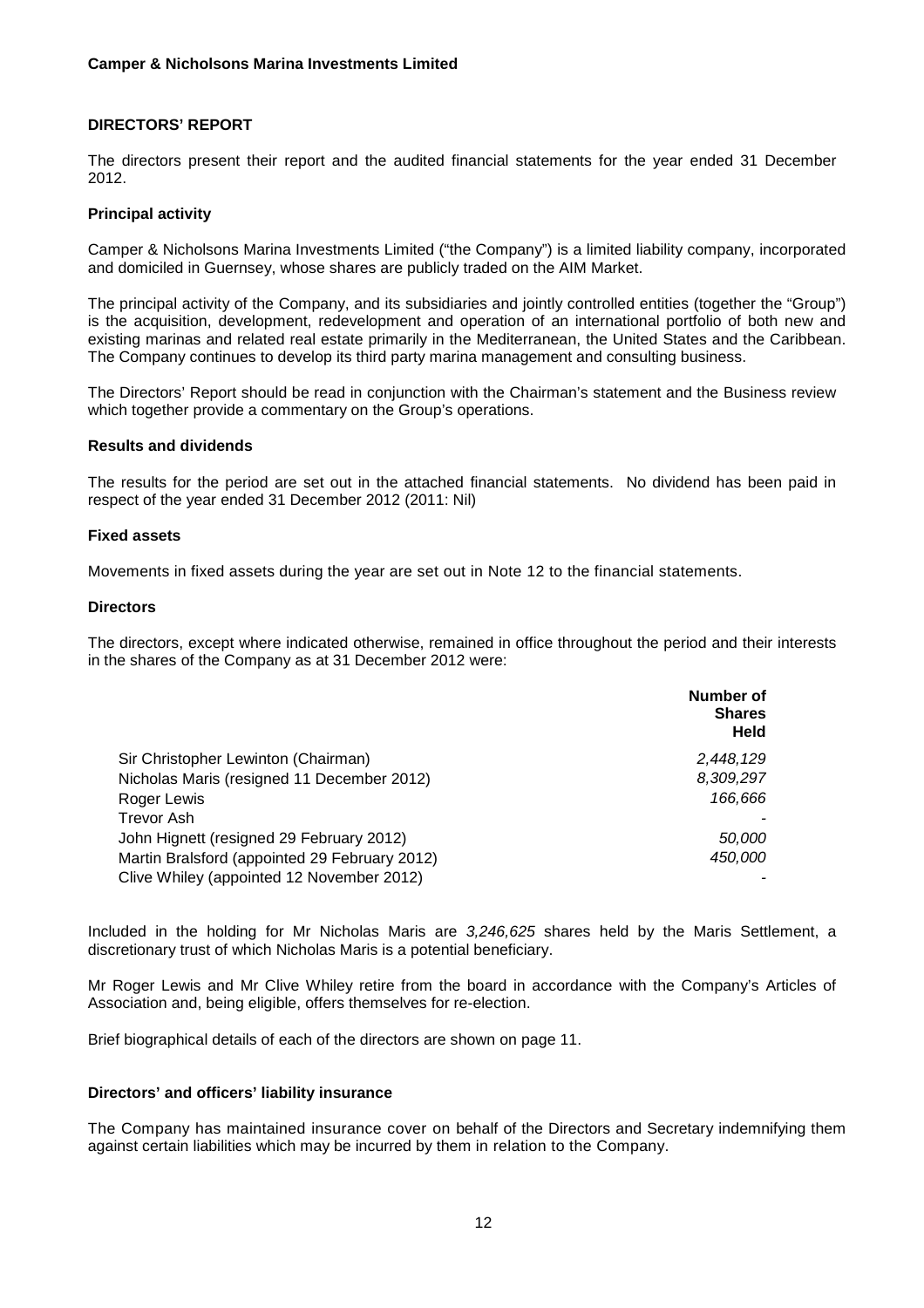## DIRECTORS' REPORT

The directors present their report and the audited financial statements for the year ended 31 December 2012.

### Principal activity

Camper & Nicholsons Marina Investments Limited ("the Company") is a limited liability company, incorporated and domiciled in Guernsey, whose shares are publicly traded on the AIM Market.

The principal activity of the Company, and its subsidiaries and jointly controlled entities (together the "Group") is the acquisition, development, redevelopment and operation of an international portfolio of both new and existing marinas and related real estate primarily in the Mediterranean, the United States and the Caribbean. The Company continues to develop its third party marina management and consulting business.

The Directors' Report should be read in conjunction with the Chairman's statement and the Business review which together provide a commentary on the Group's operations.

### Results and dividends

The results for the period are set out in the attached financial statements. No dividend has been paid in respect of the year ended 31 December 2012 (2011: Nil)

### Fixed assets

Movements in fixed assets during the year are set out in Note 12 to the financial statements.

### Directors

The directors, except where indicated otherwise, remained in office throughout the period and their interests in the shares of the Company as at 31 December 2012 were:

| | Number of Shares Held |
|---|---|
| Sir Christopher Lewinton (Chairman) | *2,448,129* |
| Nicholas Maris (resigned 11 December 2012) | *8,309,297* |
| Roger Lewis | *166,666* |
| Trevor Ash | - |
| John Hignett (resigned 29 February 2012) | *50,000* |
| Martin Bralsford (appointed 29 February 2012) | *450,000* |
| Clive Whiley (appointed 12 November 2012) | - |

Included in the holding for Mr Nicholas Maris are *3,246,625* shares held by the Maris Settlement, a discretionary trust of which Nicholas Maris is a potential beneficiary.

Mr Roger Lewis and Mr Clive Whiley retire from the board in accordance with the Company's Articles of Association and, being eligible, offers themselves for re-election.

Brief biographical details of each of the directors are shown on page 11.

### Directors' and officers' liability insurance

The Company has maintained insurance cover on behalf of the Directors and Secretary indemnifying them against certain liabilities which may be incurred by them in relation to the Company.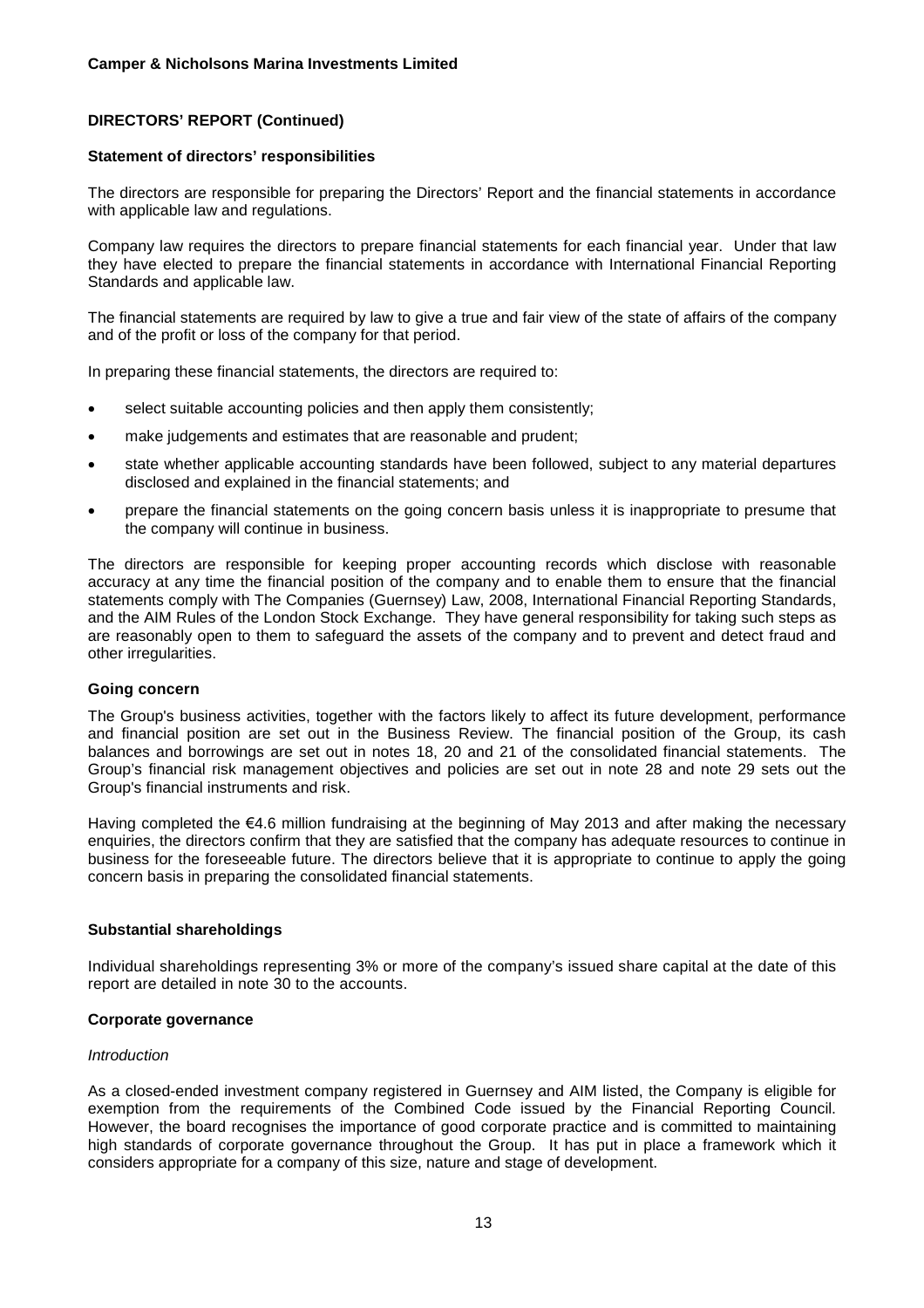**Camper & Nicholsons Marina Investments Limited**

## DIRECTORS' REPORT (Continued)

### Statement of directors' responsibilities

The directors are responsible for preparing the Directors' Report and the financial statements in accordance with applicable law and regulations.

Company law requires the directors to prepare financial statements for each financial year. Under that law they have elected to prepare the financial statements in accordance with International Financial Reporting Standards and applicable law.

The financial statements are required by law to give a true and fair view of the state of affairs of the company and of the profit or loss of the company for that period.

In preparing these financial statements, the directors are required to:

- select suitable accounting policies and then apply them consistently;
- make judgements and estimates that are reasonable and prudent;
- state whether applicable accounting standards have been followed, subject to any material departures disclosed and explained in the financial statements; and
- prepare the financial statements on the going concern basis unless it is inappropriate to presume that the company will continue in business.

The directors are responsible for keeping proper accounting records which disclose with reasonable accuracy at any time the financial position of the company and to enable them to ensure that the financial statements comply with The Companies (Guernsey) Law, 2008, International Financial Reporting Standards, and the AIM Rules of the London Stock Exchange. They have general responsibility for taking such steps as are reasonably open to them to safeguard the assets of the company and to prevent and detect fraud and other irregularities.

### Going concern

The Group's business activities, together with the factors likely to affect its future development, performance and financial position are set out in the Business Review. The financial position of the Group, its cash balances and borrowings are set out in notes 18, 20 and 21 of the consolidated financial statements. The Group's financial risk management objectives and policies are set out in note 28 and note 29 sets out the Group's financial instruments and risk.

Having completed the €4.6 million fundraising at the beginning of May 2013 and after making the necessary enquiries, the directors confirm that they are satisfied that the company has adequate resources to continue in business for the foreseeable future. The directors believe that it is appropriate to continue to apply the going concern basis in preparing the consolidated financial statements.

### Substantial shareholdings

Individual shareholdings representing 3% or more of the company's issued share capital at the date of this report are detailed in note 30 to the accounts.

### Corporate governance

*Introduction*

As a closed-ended investment company registered in Guernsey and AIM listed, the Company is eligible for exemption from the requirements of the Combined Code issued by the Financial Reporting Council. However, the board recognises the importance of good corporate practice and is committed to maintaining high standards of corporate governance throughout the Group. It has put in place a framework which it considers appropriate for a company of this size, nature and stage of development.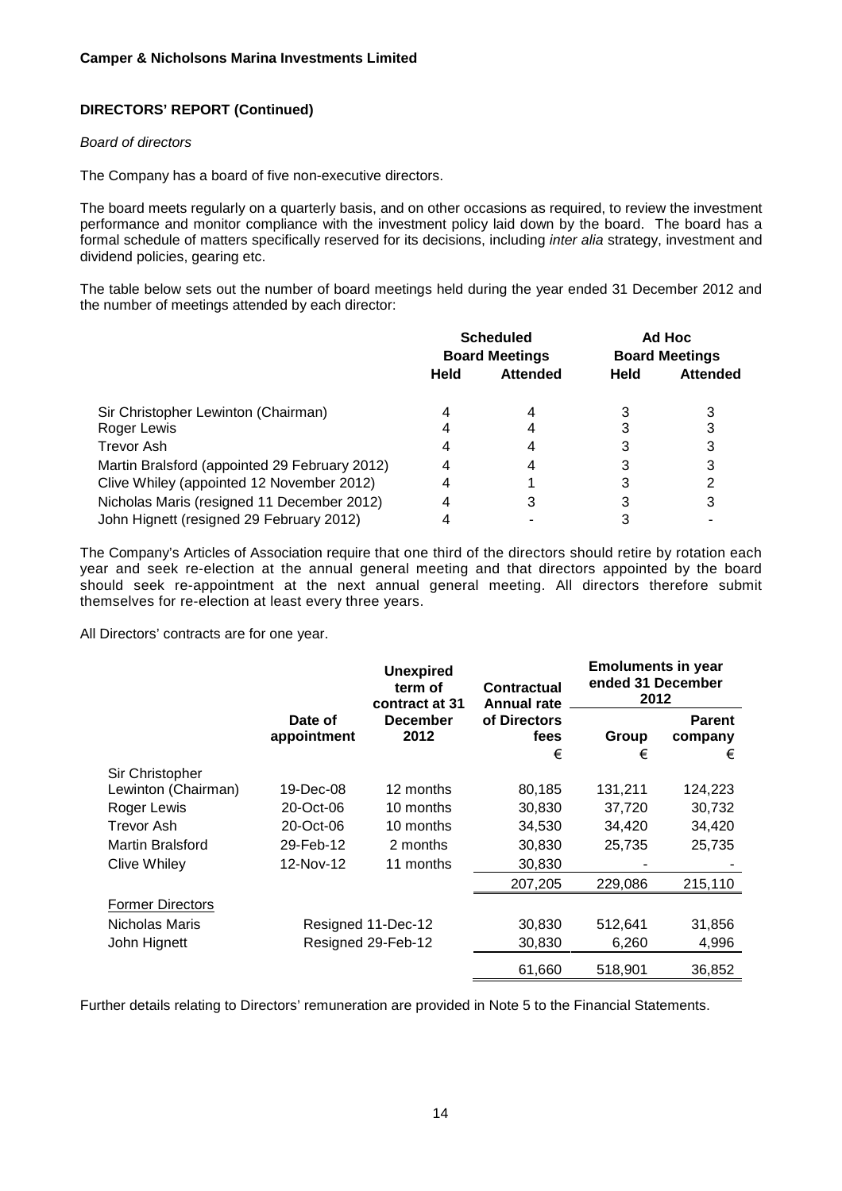**Camper & Nicholsons Marina Investments Limited**

**DIRECTORS' REPORT (Continued)**

*Board of directors*

The Company has a board of five non-executive directors.

The board meets regularly on a quarterly basis, and on other occasions as required, to review the investment performance and monitor compliance with the investment policy laid down by the board. The board has a formal schedule of matters specifically reserved for its decisions, including *inter alia* strategy, investment and dividend policies, gearing etc.

The table below sets out the number of board meetings held during the year ended 31 December 2012 and the number of meetings attended by each director:

| | Scheduled Board Meetings | | Ad Hoc Board Meetings | |
|---|---|---|---|---|
| | **Held** | **Attended** | **Held** | **Attended** |
| Sir Christopher Lewinton (Chairman) | 4 | 4 | 3 | 3 |
| Roger Lewis | 4 | 4 | 3 | 3 |
| Trevor Ash | 4 | 4 | 3 | 3 |
| Martin Bralsford (appointed 29 February 2012) | 4 | 4 | 3 | 3 |
| Clive Whiley (appointed 12 November 2012) | 4 | 1 | 3 | 2 |
| Nicholas Maris (resigned 11 December 2012) | 4 | 3 | 3 | 3 |
| John Hignett (resigned 29 February 2012) | 4 | - | 3 | - |

The Company's Articles of Association require that one third of the directors should retire by rotation each year and seek re-election at the annual general meeting and that directors appointed by the board should seek re-appointment at the next annual general meeting. All directors therefore submit themselves for re-election at least every three years.

All Directors' contracts are for one year.

| | Date of appointment | Unexpired term of contract at 31 December 2012 | Contractual Annual rate of Directors fees | Emoluments in year ended 31 December 2012 | |
|---|---|---|---|---|---|
| | | | | **Group** | **Parent company** |
| | | | € | € | € |
| Sir Christopher Lewinton (Chairman) | 19-Dec-08 | 12 months | 80,185 | 131,211 | 124,223 |
| Roger Lewis | 20-Oct-06 | 10 months | 30,830 | 37,720 | 30,732 |
| Trevor Ash | 20-Oct-06 | 10 months | 34,530 | 34,420 | 34,420 |
| Martin Bralsford | 29-Feb-12 | 2 months | 30,830 | 25,735 | 25,735 |
| Clive Whiley | 12-Nov-12 | 11 months | 30,830 | - | - |
| | | | 207,205 | 229,086 | 215,110 |
| Former Directors | | | | | |
| Nicholas Maris | Resigned 11-Dec-12 | | 30,830 | 512,641 | 31,856 |
| John Hignett | Resigned 29-Feb-12 | | 30,830 | 6,260 | 4,996 |
| | | | 61,660 | 518,901 | 36,852 |

Further details relating to Directors' remuneration are provided in Note 5 to the Financial Statements.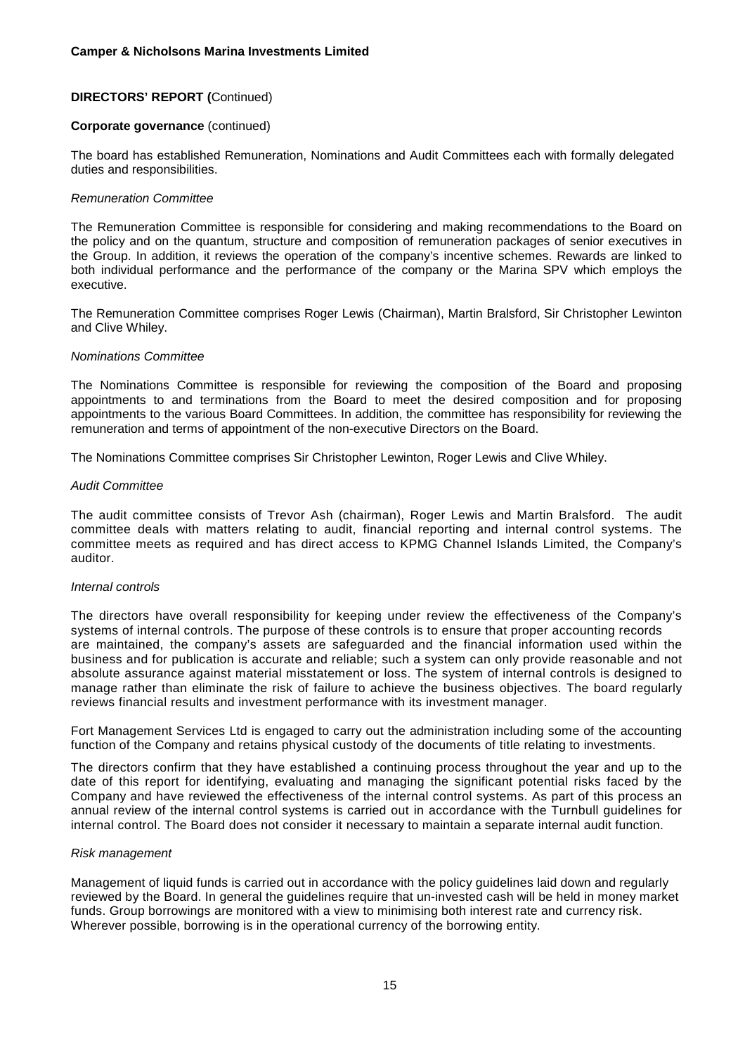**Camper & Nicholsons Marina Investments Limited**

**DIRECTORS' REPORT (**Continued)

**Corporate governance** (continued)

The board has established Remuneration, Nominations and Audit Committees each with formally delegated duties and responsibilities.

*Remuneration Committee*

The Remuneration Committee is responsible for considering and making recommendations to the Board on the policy and on the quantum, structure and composition of remuneration packages of senior executives in the Group. In addition, it reviews the operation of the company's incentive schemes. Rewards are linked to both individual performance and the performance of the company or the Marina SPV which employs the executive.

The Remuneration Committee comprises Roger Lewis (Chairman), Martin Bralsford, Sir Christopher Lewinton and Clive Whiley.

*Nominations Committee*

The Nominations Committee is responsible for reviewing the composition of the Board and proposing appointments to and terminations from the Board to meet the desired composition and for proposing appointments to the various Board Committees. In addition, the committee has responsibility for reviewing the remuneration and terms of appointment of the non-executive Directors on the Board.

The Nominations Committee comprises Sir Christopher Lewinton, Roger Lewis and Clive Whiley.

*Audit Committee*

The audit committee consists of Trevor Ash (chairman), Roger Lewis and Martin Bralsford. The audit committee deals with matters relating to audit, financial reporting and internal control systems. The committee meets as required and has direct access to KPMG Channel Islands Limited, the Company's auditor.

*Internal controls*

The directors have overall responsibility for keeping under review the effectiveness of the Company's systems of internal controls. The purpose of these controls is to ensure that proper accounting records are maintained, the company's assets are safeguarded and the financial information used within the business and for publication is accurate and reliable; such a system can only provide reasonable and not absolute assurance against material misstatement or loss. The system of internal controls is designed to manage rather than eliminate the risk of failure to achieve the business objectives. The board regularly reviews financial results and investment performance with its investment manager.

Fort Management Services Ltd is engaged to carry out the administration including some of the accounting function of the Company and retains physical custody of the documents of title relating to investments.

The directors confirm that they have established a continuing process throughout the year and up to the date of this report for identifying, evaluating and managing the significant potential risks faced by the Company and have reviewed the effectiveness of the internal control systems. As part of this process an annual review of the internal control systems is carried out in accordance with the Turnbull guidelines for internal control. The Board does not consider it necessary to maintain a separate internal audit function.

*Risk management*

Management of liquid funds is carried out in accordance with the policy guidelines laid down and regularly reviewed by the Board. In general the guidelines require that un-invested cash will be held in money market funds. Group borrowings are monitored with a view to minimising both interest rate and currency risk. Wherever possible, borrowing is in the operational currency of the borrowing entity.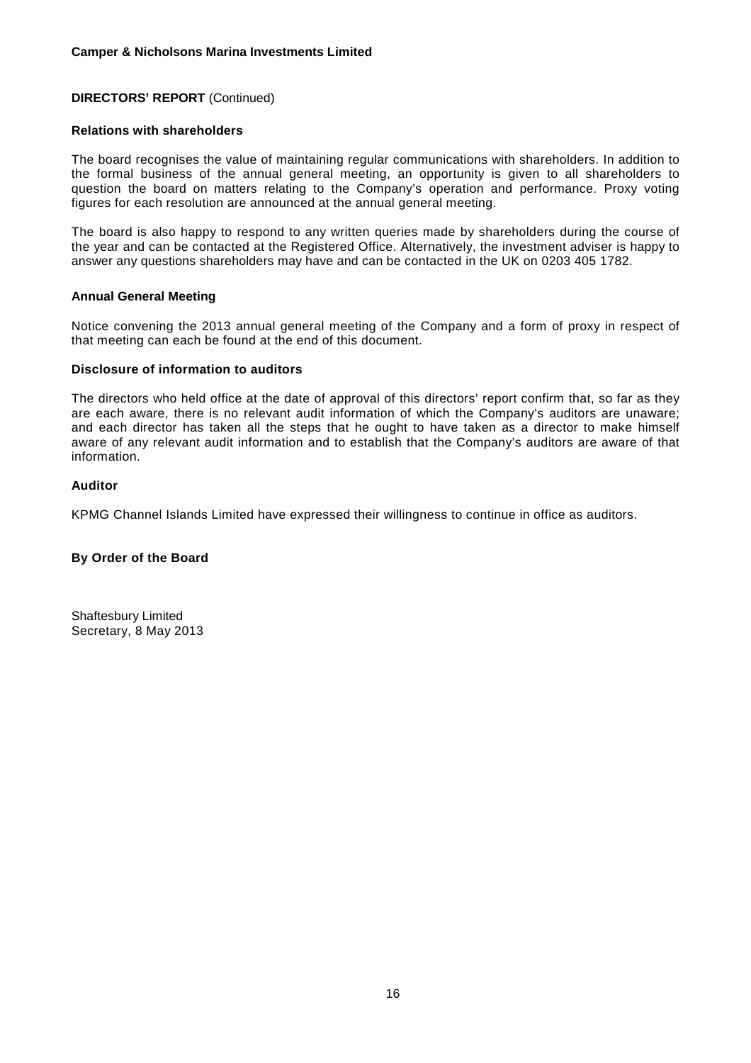**DIRECTORS' REPORT** (Continued)

### Relations with shareholders

The board recognises the value of maintaining regular communications with shareholders. In addition to the formal business of the annual general meeting, an opportunity is given to all shareholders to question the board on matters relating to the Company's operation and performance. Proxy voting figures for each resolution are announced at the annual general meeting.

The board is also happy to respond to any written queries made by shareholders during the course of the year and can be contacted at the Registered Office. Alternatively, the investment adviser is happy to answer any questions shareholders may have and can be contacted in the UK on 0203 405 1782.

### Annual General Meeting

Notice convening the 2013 annual general meeting of the Company and a form of proxy in respect of that meeting can each be found at the end of this document.

### Disclosure of information to auditors

The directors who held office at the date of approval of this directors' report confirm that, so far as they are each aware, there is no relevant audit information of which the Company's auditors are unaware; and each director has taken all the steps that he ought to have taken as a director to make himself aware of any relevant audit information and to establish that the Company's auditors are aware of that information.

### Auditor

KPMG Channel Islands Limited have expressed their willingness to continue in office as auditors.

**By Order of the Board**

Shaftesbury Limited
Secretary, 8 May 2013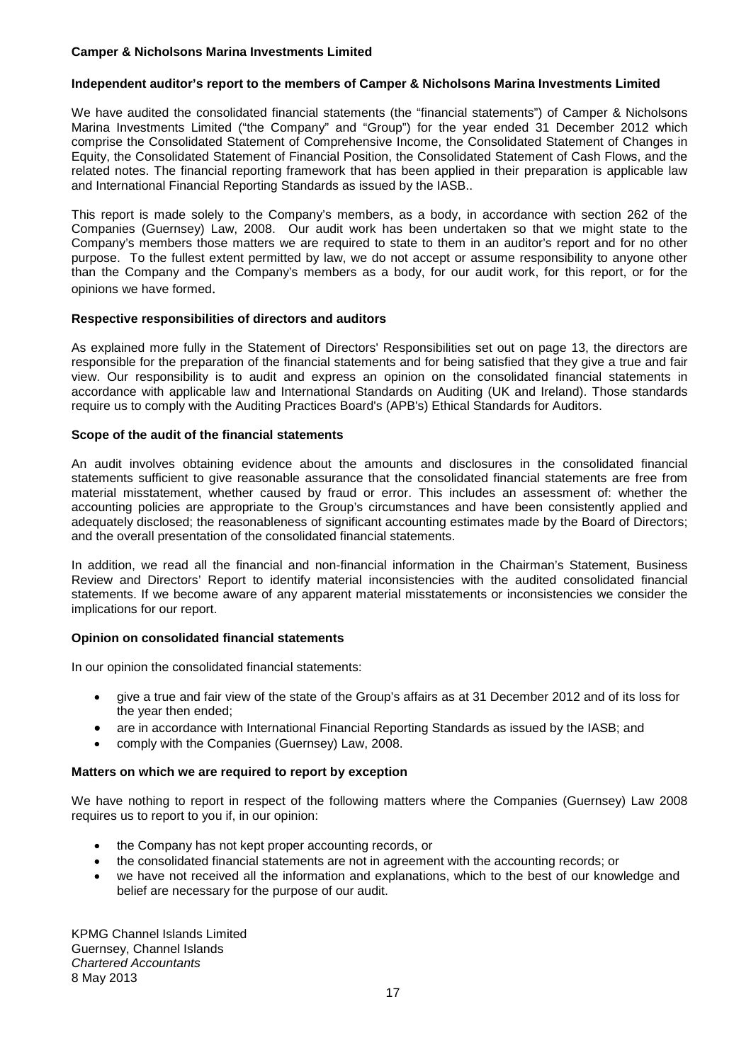**Camper & Nicholsons Marina Investments Limited**

## Independent auditor's report to the members of Camper & Nicholsons Marina Investments Limited

We have audited the consolidated financial statements (the "financial statements") of Camper & Nicholsons Marina Investments Limited ("the Company" and "Group") for the year ended 31 December 2012 which comprise the Consolidated Statement of Comprehensive Income, the Consolidated Statement of Changes in Equity, the Consolidated Statement of Financial Position, the Consolidated Statement of Cash Flows, and the related notes. The financial reporting framework that has been applied in their preparation is applicable law and International Financial Reporting Standards as issued by the IASB..

This report is made solely to the Company's members, as a body, in accordance with section 262 of the Companies (Guernsey) Law, 2008. Our audit work has been undertaken so that we might state to the Company's members those matters we are required to state to them in an auditor's report and for no other purpose. To the fullest extent permitted by law, we do not accept or assume responsibility to anyone other than the Company and the Company's members as a body, for our audit work, for this report, or for the opinions we have formed.

### Respective responsibilities of directors and auditors

As explained more fully in the Statement of Directors' Responsibilities set out on page 13, the directors are responsible for the preparation of the financial statements and for being satisfied that they give a true and fair view. Our responsibility is to audit and express an opinion on the consolidated financial statements in accordance with applicable law and International Standards on Auditing (UK and Ireland). Those standards require us to comply with the Auditing Practices Board's (APB's) Ethical Standards for Auditors.

### Scope of the audit of the financial statements

An audit involves obtaining evidence about the amounts and disclosures in the consolidated financial statements sufficient to give reasonable assurance that the consolidated financial statements are free from material misstatement, whether caused by fraud or error. This includes an assessment of: whether the accounting policies are appropriate to the Group's circumstances and have been consistently applied and adequately disclosed; the reasonableness of significant accounting estimates made by the Board of Directors; and the overall presentation of the consolidated financial statements.

In addition, we read all the financial and non-financial information in the Chairman's Statement, Business Review and Directors' Report to identify material inconsistencies with the audited consolidated financial statements. If we become aware of any apparent material misstatements or inconsistencies we consider the implications for our report.

### Opinion on consolidated financial statements

In our opinion the consolidated financial statements:

- give a true and fair view of the state of the Group's affairs as at 31 December 2012 and of its loss for the year then ended;
- are in accordance with International Financial Reporting Standards as issued by the IASB; and
- comply with the Companies (Guernsey) Law, 2008.

### Matters on which we are required to report by exception

We have nothing to report in respect of the following matters where the Companies (Guernsey) Law 2008 requires us to report to you if, in our opinion:

- the Company has not kept proper accounting records, or
- the consolidated financial statements are not in agreement with the accounting records; or
- we have not received all the information and explanations, which to the best of our knowledge and belief are necessary for the purpose of our audit.

KPMG Channel Islands Limited
Guernsey, Channel Islands
*Chartered Accountants*
8 May 2013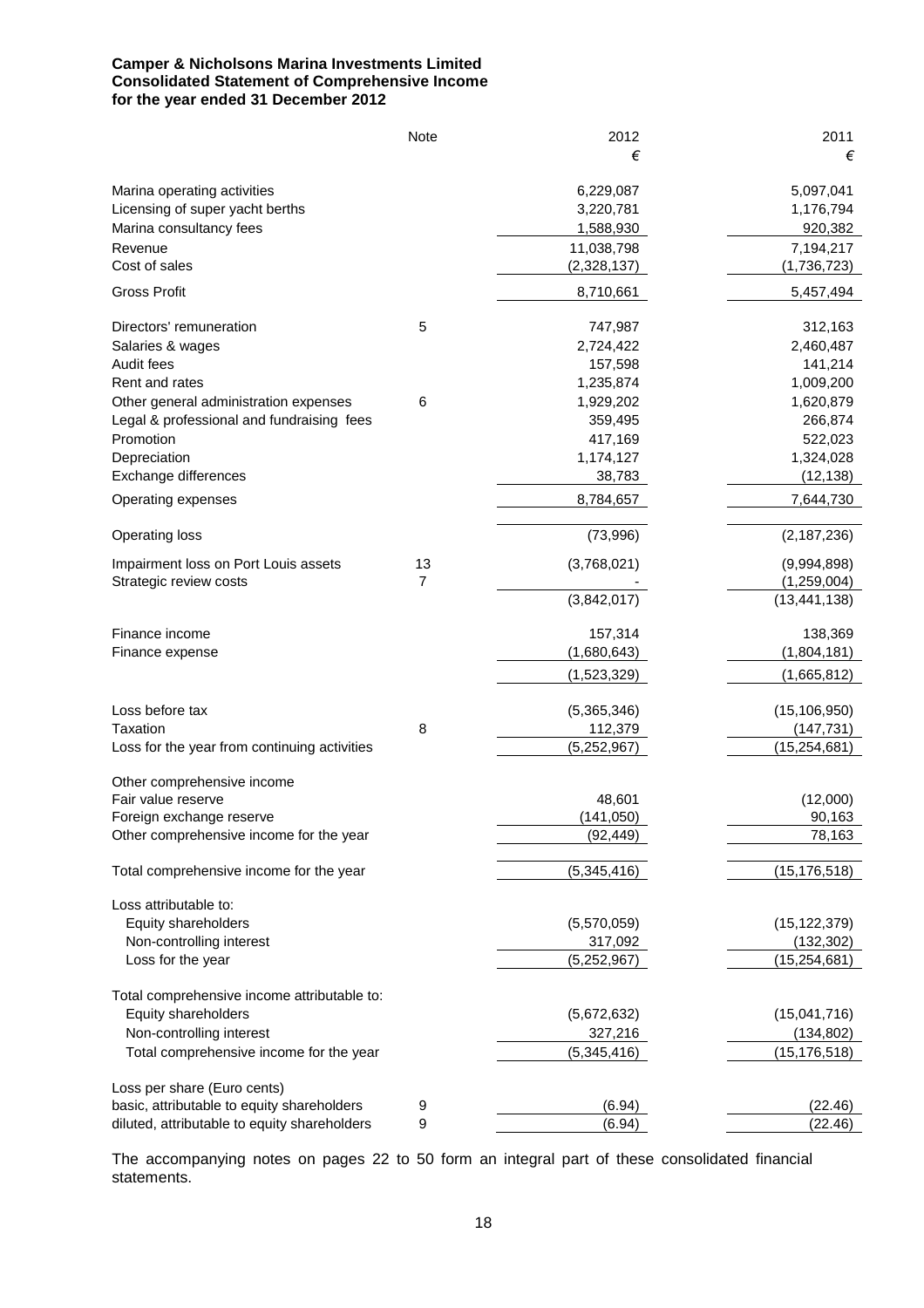**Camper & Nicholsons Marina Investments Limited**
**Consolidated Statement of Comprehensive Income**
**for the year ended 31 December 2012**

| | Note | 2012 | 2011 |
|---|---|---|---|
| | | € | € |
| Marina operating activities | | 6,229,087 | 5,097,041 |
| Licensing of super yacht berths | | 3,220,781 | 1,176,794 |
| Marina consultancy fees | | 1,588,930 | 920,382 |
| Revenue | | 11,038,798 | 7,194,217 |
| Cost of sales | | (2,328,137) | (1,736,723) |
| Gross Profit | | 8,710,661 | 5,457,494 |
| Directors' remuneration | 5 | 747,987 | 312,163 |
| Salaries & wages | | 2,724,422 | 2,460,487 |
| Audit fees | | 157,598 | 141,214 |
| Rent and rates | | 1,235,874 | 1,009,200 |
| Other general administration expenses | 6 | 1,929,202 | 1,620,879 |
| Legal & professional and fundraising fees | | 359,495 | 266,874 |
| Promotion | | 417,169 | 522,023 |
| Depreciation | | 1,174,127 | 1,324,028 |
| Exchange differences | | 38,783 | (12,138) |
| Operating expenses | | 8,784,657 | 7,644,730 |
| Operating loss | | (73,996) | (2,187,236) |
| Impairment loss on Port Louis assets | 13 | (3,768,021) | (9,994,898) |
| Strategic review costs | 7 | - | (1,259,004) |
| | | (3,842,017) | (13,441,138) |
| Finance income | | 157,314 | 138,369 |
| Finance expense | | (1,680,643) | (1,804,181) |
| | | (1,523,329) | (1,665,812) |
| Loss before tax | | (5,365,346) | (15,106,950) |
| Taxation | 8 | 112,379 | (147,731) |
| Loss for the year from continuing activities | | (5,252,967) | (15,254,681) |
| Other comprehensive income | | | |
| Fair value reserve | | 48,601 | (12,000) |
| Foreign exchange reserve | | (141,050) | 90,163 |
| Other comprehensive income for the year | | (92,449) | 78,163 |
| Total comprehensive income for the year | | (5,345,416) | (15,176,518) |
| Loss attributable to: | | | |
| Equity shareholders | | (5,570,059) | (15,122,379) |
| Non-controlling interest | | 317,092 | (132,302) |
| Loss for the year | | (5,252,967) | (15,254,681) |
| Total comprehensive income attributable to: | | | |
| Equity shareholders | | (5,672,632) | (15,041,716) |
| Non-controlling interest | | 327,216 | (134,802) |
| Total comprehensive income for the year | | (5,345,416) | (15,176,518) |
| Loss per share (Euro cents) | | | |
| basic, attributable to equity shareholders | 9 | (6.94) | (22.46) |
| diluted, attributable to equity shareholders | 9 | (6.94) | (22.46) |

The accompanying notes on pages 22 to 50 form an integral part of these consolidated financial statements.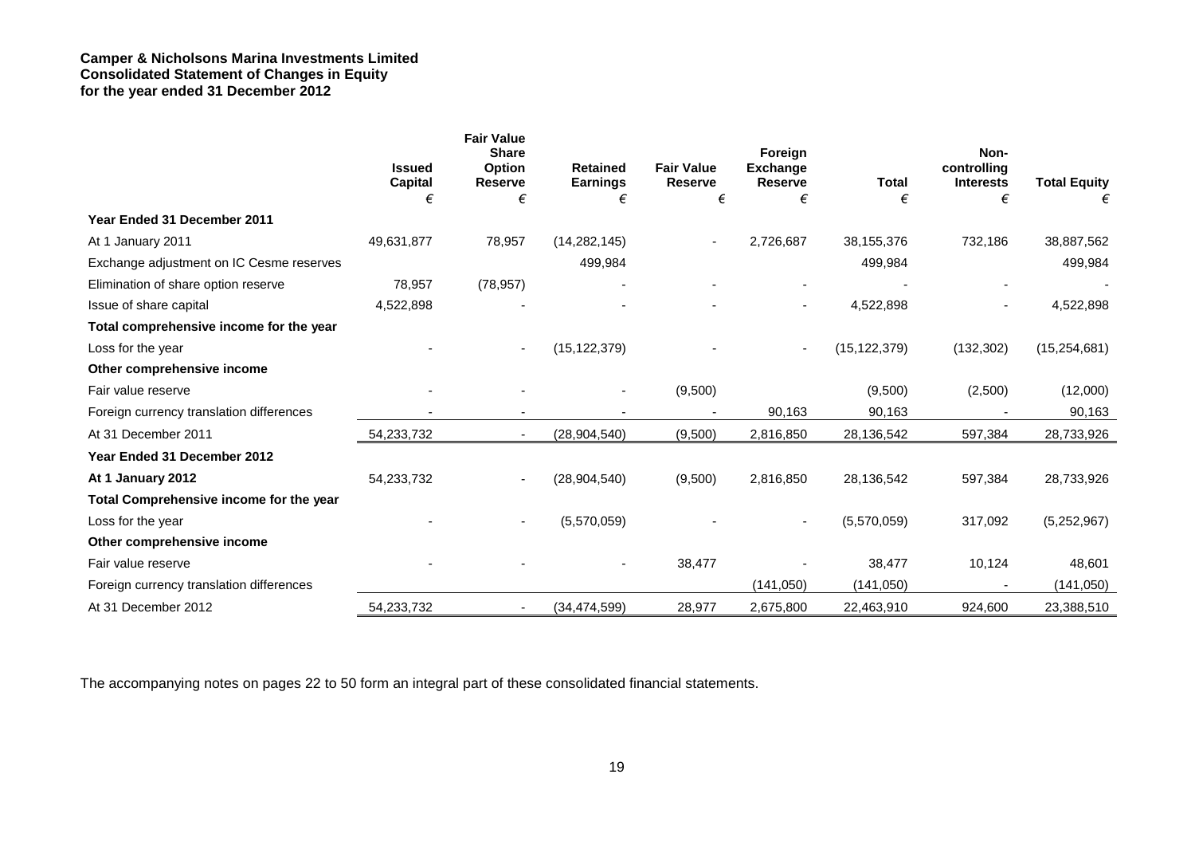**Camper & Nicholsons Marina Investments Limited**
**Consolidated Statement of Changes in Equity**
**for the year ended 31 December 2012**

| | Issued Capital | Fair Value Share Option Reserve | Retained Earnings | Fair Value Reserve | Foreign Exchange Reserve | Total | Non-controlling Interests | Total Equity |
|---|---|---|---|---|---|---|---|---|
| | € | € | € | € | € | € | € | € |
| **Year Ended 31 December 2011** | | | | | | | | |
| At 1 January 2011 | 49,631,877 | 78,957 | (14,282,145) | - | 2,726,687 | 38,155,376 | 732,186 | 38,887,562 |
| Exchange adjustment on IC Cesme reserves | | | 499,984 | | | 499,984 | | 499,984 |
| Elimination of share option reserve | 78,957 | (78,957) | - | - | - | - | - | - |
| Issue of share capital | 4,522,898 | - | - | - | - | 4,522,898 | - | 4,522,898 |
| **Total comprehensive income for the year** | | | | | | | | |
| Loss for the year | - | - | (15,122,379) | - | - | (15,122,379) | (132,302) | (15,254,681) |
| **Other comprehensive income** | | | | | | | | |
| Fair value reserve | - | - | - | (9,500) | | (9,500) | (2,500) | (12,000) |
| Foreign currency translation differences | - | - | - | - | 90,163 | 90,163 | - | 90,163 |
| At 31 December 2011 | 54,233,732 | - | (28,904,540) | (9,500) | 2,816,850 | 28,136,542 | 597,384 | 28,733,926 |
| **Year Ended 31 December 2012** | | | | | | | | |
| **At 1 January 2012** | 54,233,732 | - | (28,904,540) | (9,500) | 2,816,850 | 28,136,542 | 597,384 | 28,733,926 |
| **Total Comprehensive income for the year** | | | | | | | | |
| Loss for the year | - | - | (5,570,059) | - | - | (5,570,059) | 317,092 | (5,252,967) |
| **Other comprehensive income** | | | | | | | | |
| Fair value reserve | - | - | - | 38,477 | - | 38,477 | 10,124 | 48,601 |
| Foreign currency translation differences | | | | | (141,050) | (141,050) | - | (141,050) |
| At 31 December 2012 | 54,233,732 | - | (34,474,599) | 28,977 | 2,675,800 | 22,463,910 | 924,600 | 23,388,510 |

The accompanying notes on pages 22 to 50 form an integral part of these consolidated financial statements.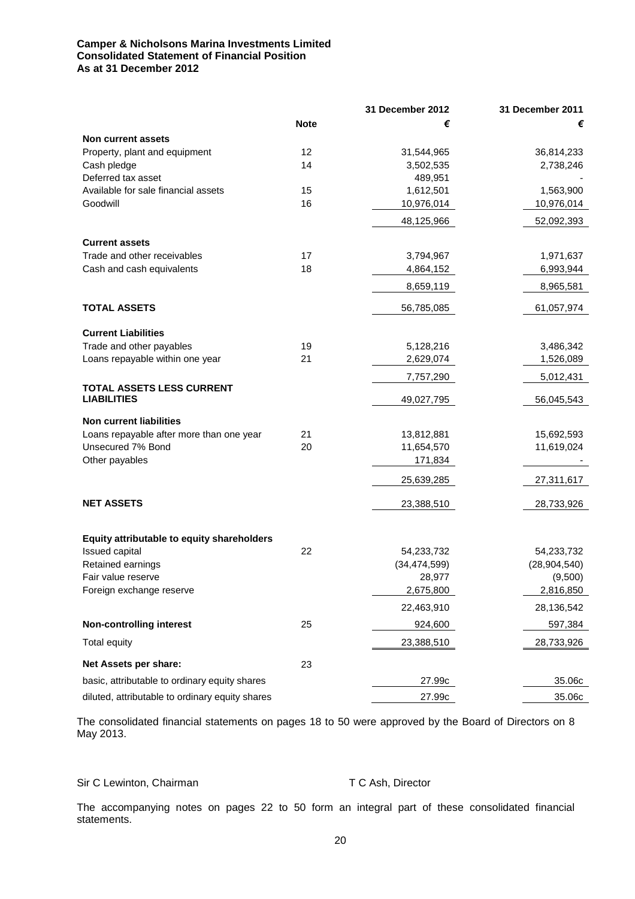**Camper & Nicholsons Marina Investments Limited**
**Consolidated Statement of Financial Position**
**As at 31 December 2012**

| | Note | 31 December 2012 € | 31 December 2011 € |
|---|---|---|---|
| **Non current assets** | | | |
| Property, plant and equipment | 12 | 31,544,965 | 36,814,233 |
| Cash pledge | 14 | 3,502,535 | 2,738,246 |
| Deferred tax asset | | 489,951 | - |
| Available for sale financial assets | 15 | 1,612,501 | 1,563,900 |
| Goodwill | 16 | 10,976,014 | 10,976,014 |
| | | 48,125,966 | 52,092,393 |
| **Current assets** | | | |
| Trade and other receivables | 17 | 3,794,967 | 1,971,637 |
| Cash and cash equivalents | 18 | 4,864,152 | 6,993,944 |
| | | 8,659,119 | 8,965,581 |
| **TOTAL ASSETS** | | 56,785,085 | 61,057,974 |
| **Current Liabilities** | | | |
| Trade and other payables | 19 | 5,128,216 | 3,486,342 |
| Loans repayable within one year | 21 | 2,629,074 | 1,526,089 |
| | | 7,757,290 | 5,012,431 |
| **TOTAL ASSETS LESS CURRENT LIABILITIES** | | 49,027,795 | 56,045,543 |
| **Non current liabilities** | | | |
| Loans repayable after more than one year | 21 | 13,812,881 | 15,692,593 |
| Unsecured 7% Bond | 20 | 11,654,570 | 11,619,024 |
| Other payables | | 171,834 | - |
| | | 25,639,285 | 27,311,617 |
| **NET ASSETS** | | 23,388,510 | 28,733,926 |
| **Equity attributable to equity shareholders** | | | |
| Issued capital | 22 | 54,233,732 | 54,233,732 |
| Retained earnings | | (34,474,599) | (28,904,540) |
| Fair value reserve | | 28,977 | (9,500) |
| Foreign exchange reserve | | 2,675,800 | 2,816,850 |
| | | 22,463,910 | 28,136,542 |
| **Non-controlling interest** | 25 | 924,600 | 597,384 |
| Total equity | | 23,388,510 | 28,733,926 |
| **Net Assets per share:** | 23 | | |
| basic, attributable to ordinary equity shares | | 27.99c | 35.06c |
| diluted, attributable to ordinary equity shares | | 27.99c | 35.06c |

The consolidated financial statements on pages 18 to 50 were approved by the Board of Directors on 8 May 2013.

Sir C Lewinton, Chairman                T C Ash, Director

The accompanying notes on pages 22 to 50 form an integral part of these consolidated financial statements.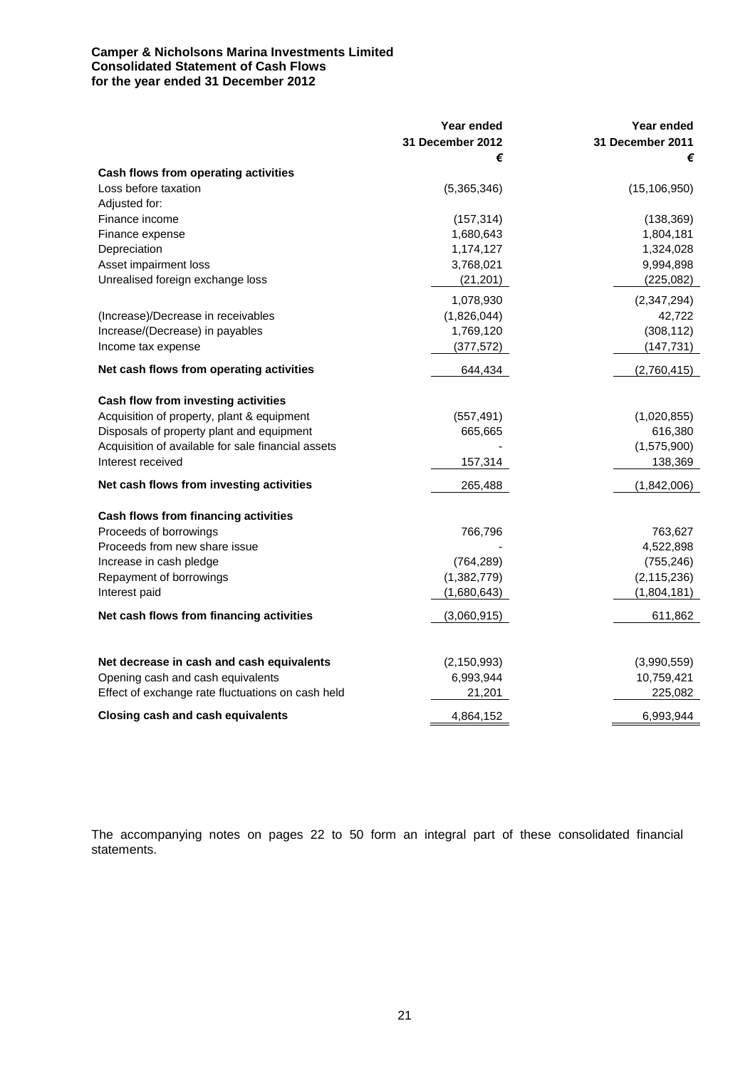**Camper & Nicholsons Marina Investments Limited**
**Consolidated Statement of Cash Flows**
**for the year ended 31 December 2012**

| | Year ended 31 December 2012 € | Year ended 31 December 2011 € |
|---|---|---|
| **Cash flows from operating activities** | | |
| Loss before taxation | (5,365,346) | (15,106,950) |
| Adjusted for: | | |
| Finance income | (157,314) | (138,369) |
| Finance expense | 1,680,643 | 1,804,181 |
| Depreciation | 1,174,127 | 1,324,028 |
| Asset impairment loss | 3,768,021 | 9,994,898 |
| Unrealised foreign exchange loss | (21,201) | (225,082) |
| | 1,078,930 | (2,347,294) |
| (Increase)/Decrease in receivables | (1,826,044) | 42,722 |
| Increase/(Decrease) in payables | 1,769,120 | (308,112) |
| Income tax expense | (377,572) | (147,731) |
| **Net cash flows from operating activities** | 644,434 | (2,760,415) |
| **Cash flow from investing activities** | | |
| Acquisition of property, plant & equipment | (557,491) | (1,020,855) |
| Disposals of property plant and equipment | 665,665 | 616,380 |
| Acquisition of available for sale financial assets | - | (1,575,900) |
| Interest received | 157,314 | 138,369 |
| **Net cash flows from investing activities** | 265,488 | (1,842,006) |
| **Cash flows from financing activities** | | |
| Proceeds of borrowings | 766,796 | 763,627 |
| Proceeds from new share issue | - | 4,522,898 |
| Increase in cash pledge | (764,289) | (755,246) |
| Repayment of borrowings | (1,382,779) | (2,115,236) |
| Interest paid | (1,680,643) | (1,804,181) |
| **Net cash flows from financing activities** | (3,060,915) | 611,862 |
| **Net decrease in cash and cash equivalents** | (2,150,993) | (3,990,559) |
| Opening cash and cash equivalents | 6,993,944 | 10,759,421 |
| Effect of exchange rate fluctuations on cash held | 21,201 | 225,082 |
| **Closing cash and cash equivalents** | 4,864,152 | 6,993,944 |

The accompanying notes on pages 22 to 50 form an integral part of these consolidated financial statements.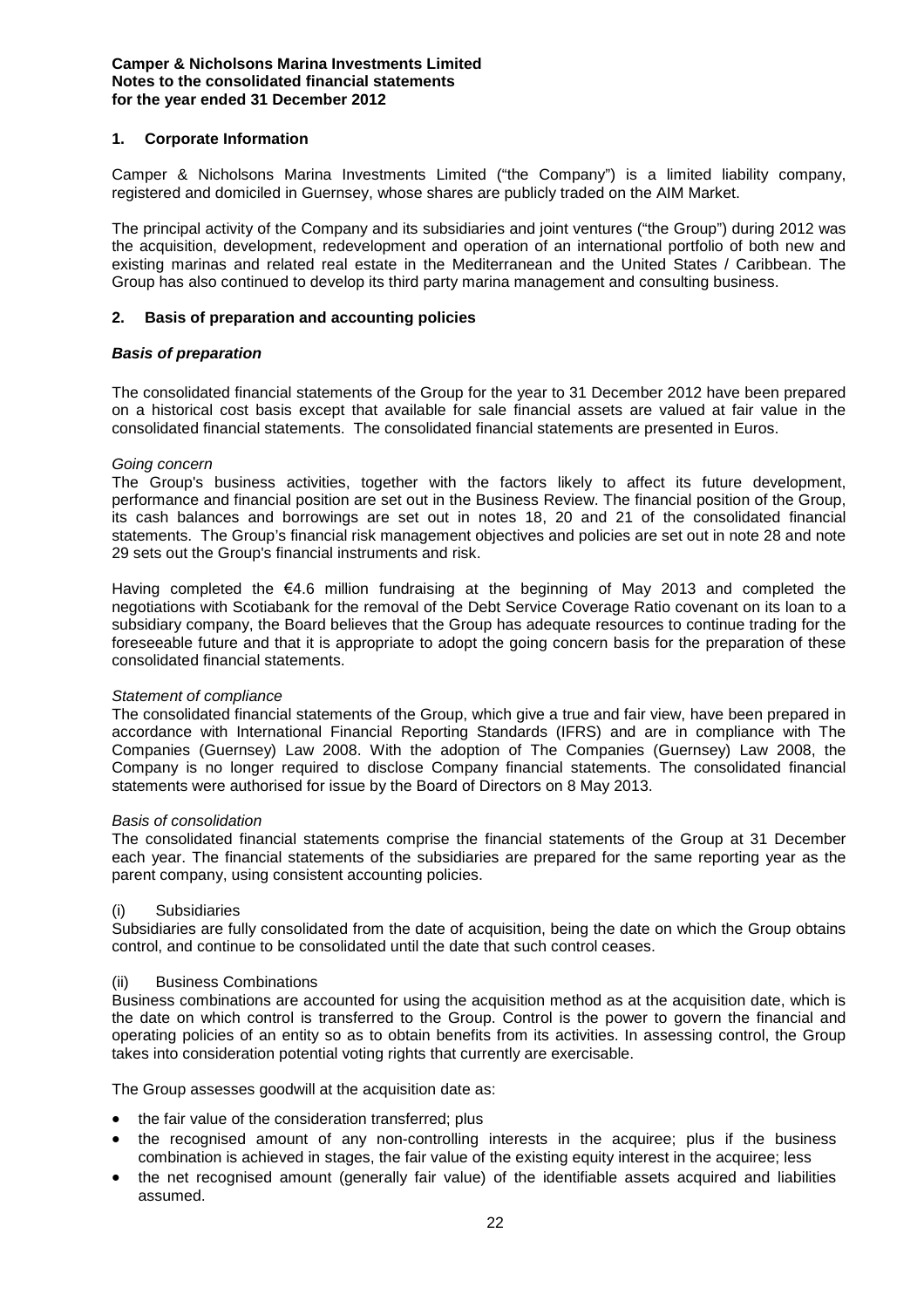## 1. Corporate Information

Camper & Nicholsons Marina Investments Limited ("the Company") is a limited liability company, registered and domiciled in Guernsey, whose shares are publicly traded on the AIM Market.

The principal activity of the Company and its subsidiaries and joint ventures ("the Group") during 2012 was the acquisition, development, redevelopment and operation of an international portfolio of both new and existing marinas and related real estate in the Mediterranean and the United States / Caribbean. The Group has also continued to develop its third party marina management and consulting business.

## 2. Basis of preparation and accounting policies

### *Basis of preparation*

The consolidated financial statements of the Group for the year to 31 December 2012 have been prepared on a historical cost basis except that available for sale financial assets are valued at fair value in the consolidated financial statements. The consolidated financial statements are presented in Euros.

*Going concern*

The Group's business activities, together with the factors likely to affect its future development, performance and financial position are set out in the Business Review. The financial position of the Group, its cash balances and borrowings are set out in notes 18, 20 and 21 of the consolidated financial statements. The Group's financial risk management objectives and policies are set out in note 28 and note 29 sets out the Group's financial instruments and risk.

Having completed the €4.6 million fundraising at the beginning of May 2013 and completed the negotiations with Scotiabank for the removal of the Debt Service Coverage Ratio covenant on its loan to a subsidiary company, the Board believes that the Group has adequate resources to continue trading for the foreseeable future and that it is appropriate to adopt the going concern basis for the preparation of these consolidated financial statements.

*Statement of compliance*

The consolidated financial statements of the Group, which give a true and fair view, have been prepared in accordance with International Financial Reporting Standards (IFRS) and are in compliance with The Companies (Guernsey) Law 2008. With the adoption of The Companies (Guernsey) Law 2008, the Company is no longer required to disclose Company financial statements. The consolidated financial statements were authorised for issue by the Board of Directors on 8 May 2013.

*Basis of consolidation*

The consolidated financial statements comprise the financial statements of the Group at 31 December each year. The financial statements of the subsidiaries are prepared for the same reporting year as the parent company, using consistent accounting policies.

(i) Subsidiaries

Subsidiaries are fully consolidated from the date of acquisition, being the date on which the Group obtains control, and continue to be consolidated until the date that such control ceases.

(ii) Business Combinations

Business combinations are accounted for using the acquisition method as at the acquisition date, which is the date on which control is transferred to the Group. Control is the power to govern the financial and operating policies of an entity so as to obtain benefits from its activities. In assessing control, the Group takes into consideration potential voting rights that currently are exercisable.

The Group assesses goodwill at the acquisition date as:

- the fair value of the consideration transferred; plus
- the recognised amount of any non-controlling interests in the acquiree; plus if the business combination is achieved in stages, the fair value of the existing equity interest in the acquiree; less
- the net recognised amount (generally fair value) of the identifiable assets acquired and liabilities assumed.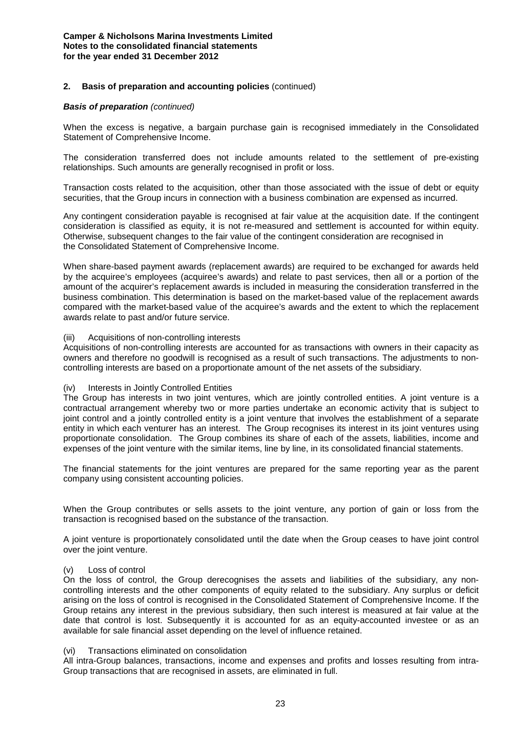## 2. Basis of preparation and accounting policies (continued)

***Basis of preparation*** *(continued)*

When the excess is negative, a bargain purchase gain is recognised immediately in the Consolidated Statement of Comprehensive Income.

The consideration transferred does not include amounts related to the settlement of pre-existing relationships. Such amounts are generally recognised in profit or loss.

Transaction costs related to the acquisition, other than those associated with the issue of debt or equity securities, that the Group incurs in connection with a business combination are expensed as incurred.

Any contingent consideration payable is recognised at fair value at the acquisition date. If the contingent consideration is classified as equity, it is not re-measured and settlement is accounted for within equity. Otherwise, subsequent changes to the fair value of the contingent consideration are recognised in the Consolidated Statement of Comprehensive Income.

When share-based payment awards (replacement awards) are required to be exchanged for awards held by the acquiree's employees (acquiree's awards) and relate to past services, then all or a portion of the amount of the acquirer's replacement awards is included in measuring the consideration transferred in the business combination. This determination is based on the market-based value of the replacement awards compared with the market-based value of the acquiree's awards and the extent to which the replacement awards relate to past and/or future service.

(iii) Acquisitions of non-controlling interests
Acquisitions of non-controlling interests are accounted for as transactions with owners in their capacity as owners and therefore no goodwill is recognised as a result of such transactions. The adjustments to non-controlling interests are based on a proportionate amount of the net assets of the subsidiary.

(iv) Interests in Jointly Controlled Entities
The Group has interests in two joint ventures, which are jointly controlled entities. A joint venture is a contractual arrangement whereby two or more parties undertake an economic activity that is subject to joint control and a jointly controlled entity is a joint venture that involves the establishment of a separate entity in which each venturer has an interest. The Group recognises its interest in its joint ventures using proportionate consolidation. The Group combines its share of each of the assets, liabilities, income and expenses of the joint venture with the similar items, line by line, in its consolidated financial statements.

The financial statements for the joint ventures are prepared for the same reporting year as the parent company using consistent accounting policies.

When the Group contributes or sells assets to the joint venture, any portion of gain or loss from the transaction is recognised based on the substance of the transaction.

A joint venture is proportionately consolidated until the date when the Group ceases to have joint control over the joint venture.

(v) Loss of control
On the loss of control, the Group derecognises the assets and liabilities of the subsidiary, any non-controlling interests and the other components of equity related to the subsidiary. Any surplus or deficit arising on the loss of control is recognised in the Consolidated Statement of Comprehensive Income. If the Group retains any interest in the previous subsidiary, then such interest is measured at fair value at the date that control is lost. Subsequently it is accounted for as an equity-accounted investee or as an available for sale financial asset depending on the level of influence retained.

(vi) Transactions eliminated on consolidation
All intra-Group balances, transactions, income and expenses and profits and losses resulting from intra-Group transactions that are recognised in assets, are eliminated in full.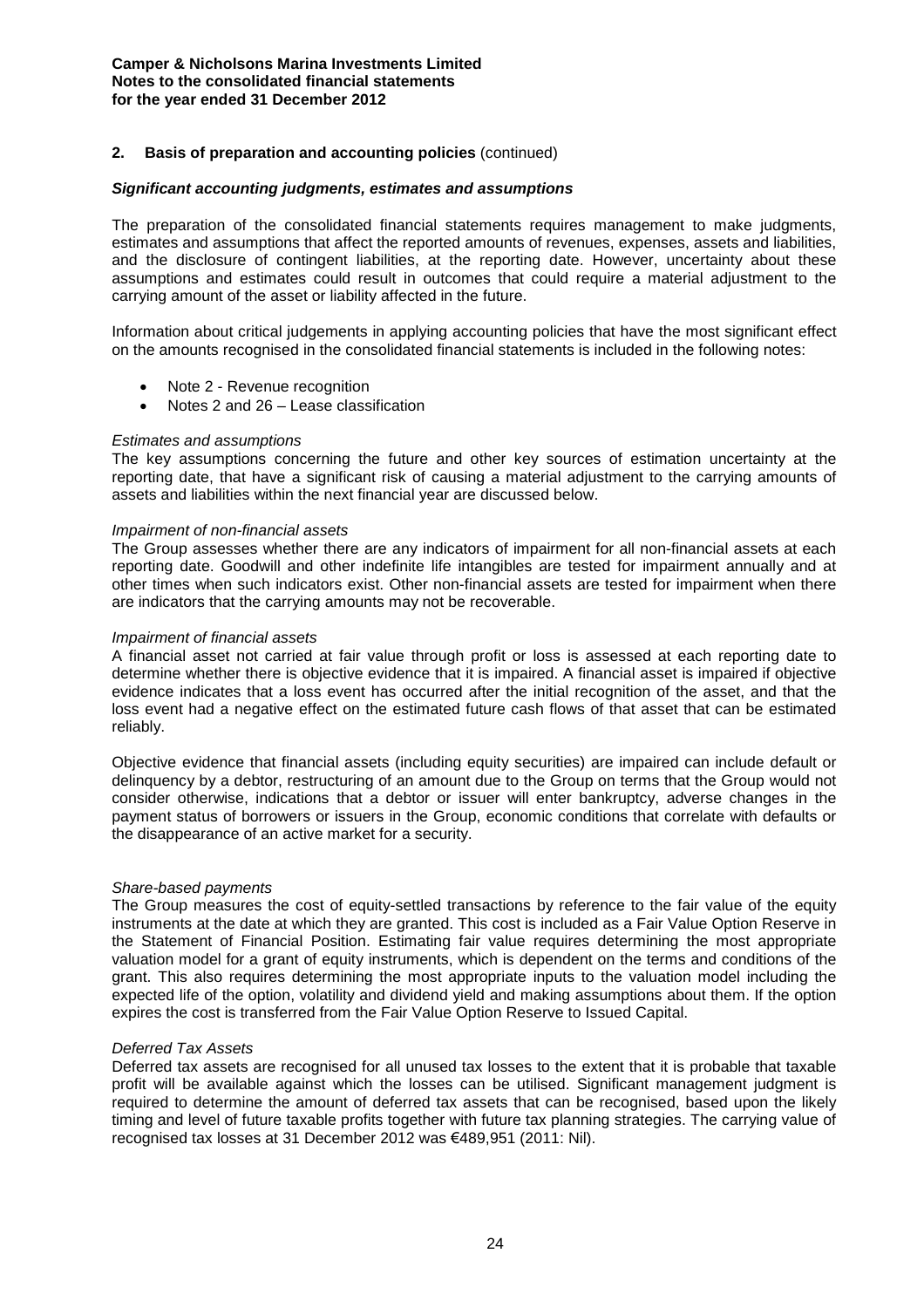## 2. Basis of preparation and accounting policies (continued)

***Significant accounting judgments, estimates and assumptions***

The preparation of the consolidated financial statements requires management to make judgments, estimates and assumptions that affect the reported amounts of revenues, expenses, assets and liabilities, and the disclosure of contingent liabilities, at the reporting date. However, uncertainty about these assumptions and estimates could result in outcomes that could require a material adjustment to the carrying amount of the asset or liability affected in the future.

Information about critical judgements in applying accounting policies that have the most significant effect on the amounts recognised in the consolidated financial statements is included in the following notes:

- Note 2 - Revenue recognition
- Notes 2 and 26 – Lease classification

*Estimates and assumptions*

The key assumptions concerning the future and other key sources of estimation uncertainty at the reporting date, that have a significant risk of causing a material adjustment to the carrying amounts of assets and liabilities within the next financial year are discussed below.

*Impairment of non-financial assets*

The Group assesses whether there are any indicators of impairment for all non-financial assets at each reporting date. Goodwill and other indefinite life intangibles are tested for impairment annually and at other times when such indicators exist. Other non-financial assets are tested for impairment when there are indicators that the carrying amounts may not be recoverable.

*Impairment of financial assets*

A financial asset not carried at fair value through profit or loss is assessed at each reporting date to determine whether there is objective evidence that it is impaired. A financial asset is impaired if objective evidence indicates that a loss event has occurred after the initial recognition of the asset, and that the loss event had a negative effect on the estimated future cash flows of that asset that can be estimated reliably.

Objective evidence that financial assets (including equity securities) are impaired can include default or delinquency by a debtor, restructuring of an amount due to the Group on terms that the Group would not consider otherwise, indications that a debtor or issuer will enter bankruptcy, adverse changes in the payment status of borrowers or issuers in the Group, economic conditions that correlate with defaults or the disappearance of an active market for a security.

*Share-based payments*

The Group measures the cost of equity-settled transactions by reference to the fair value of the equity instruments at the date at which they are granted. This cost is included as a Fair Value Option Reserve in the Statement of Financial Position. Estimating fair value requires determining the most appropriate valuation model for a grant of equity instruments, which is dependent on the terms and conditions of the grant. This also requires determining the most appropriate inputs to the valuation model including the expected life of the option, volatility and dividend yield and making assumptions about them. If the option expires the cost is transferred from the Fair Value Option Reserve to Issued Capital.

*Deferred Tax Assets*

Deferred tax assets are recognised for all unused tax losses to the extent that it is probable that taxable profit will be available against which the losses can be utilised. Significant management judgment is required to determine the amount of deferred tax assets that can be recognised, based upon the likely timing and level of future taxable profits together with future tax planning strategies. The carrying value of recognised tax losses at 31 December 2012 was €489,951 (2011: Nil).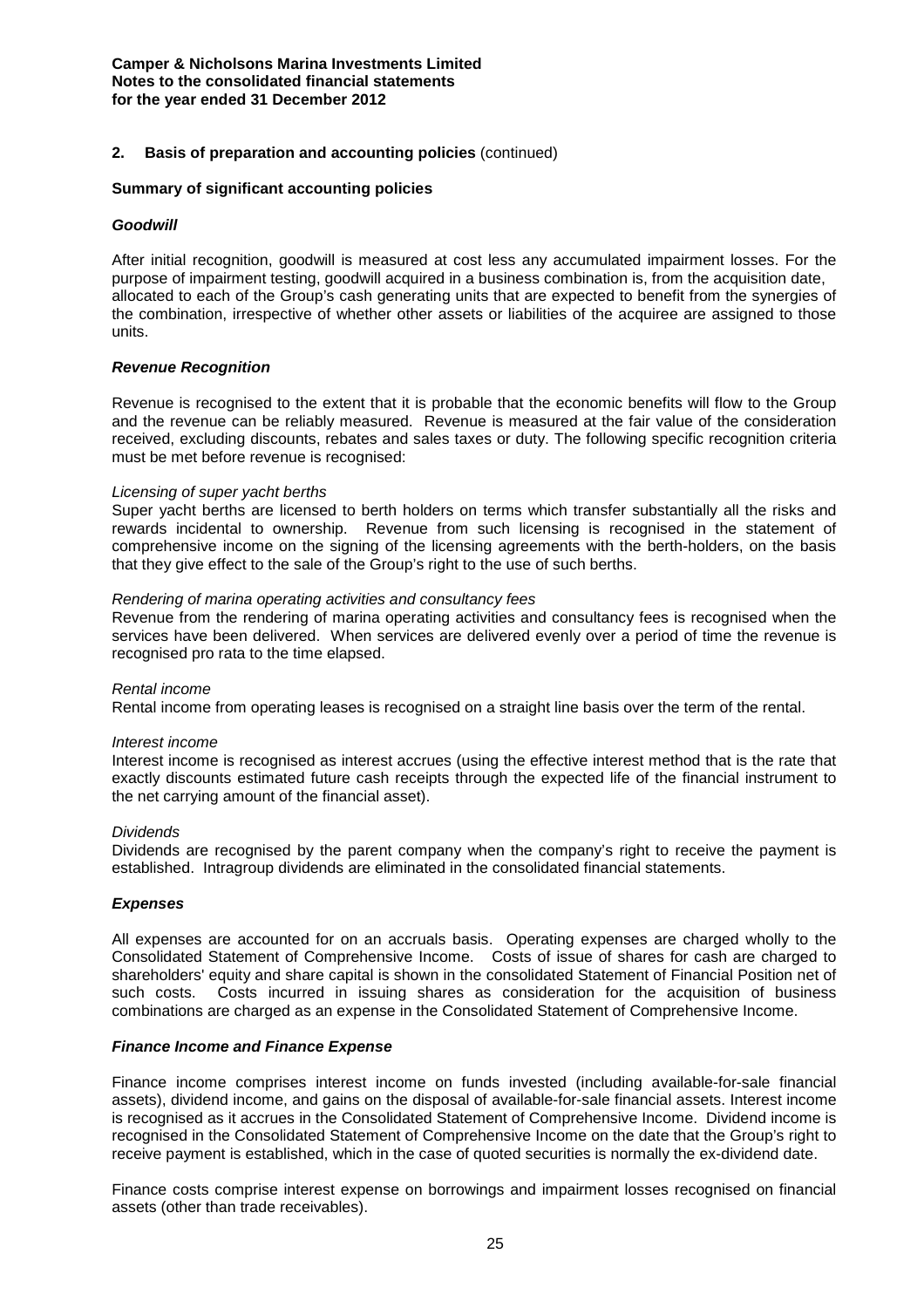**Camper & Nicholsons Marina Investments Limited**
**Notes to the consolidated financial statements**
**for the year ended 31 December 2012**

## 2. Basis of preparation and accounting policies (continued)

### Summary of significant accounting policies

#### *Goodwill*

After initial recognition, goodwill is measured at cost less any accumulated impairment losses. For the purpose of impairment testing, goodwill acquired in a business combination is, from the acquisition date, allocated to each of the Group's cash generating units that are expected to benefit from the synergies of the combination, irrespective of whether other assets or liabilities of the acquiree are assigned to those units.

#### *Revenue Recognition*

Revenue is recognised to the extent that it is probable that the economic benefits will flow to the Group and the revenue can be reliably measured. Revenue is measured at the fair value of the consideration received, excluding discounts, rebates and sales taxes or duty. The following specific recognition criteria must be met before revenue is recognised:

*Licensing of super yacht berths*
Super yacht berths are licensed to berth holders on terms which transfer substantially all the risks and rewards incidental to ownership. Revenue from such licensing is recognised in the statement of comprehensive income on the signing of the licensing agreements with the berth-holders, on the basis that they give effect to the sale of the Group's right to the use of such berths.

*Rendering of marina operating activities and consultancy fees*
Revenue from the rendering of marina operating activities and consultancy fees is recognised when the services have been delivered. When services are delivered evenly over a period of time the revenue is recognised pro rata to the time elapsed.

*Rental income*
Rental income from operating leases is recognised on a straight line basis over the term of the rental.

*Interest income*
Interest income is recognised as interest accrues (using the effective interest method that is the rate that exactly discounts estimated future cash receipts through the expected life of the financial instrument to the net carrying amount of the financial asset).

*Dividends*
Dividends are recognised by the parent company when the company's right to receive the payment is established. Intragroup dividends are eliminated in the consolidated financial statements.

#### *Expenses*

All expenses are accounted for on an accruals basis. Operating expenses are charged wholly to the Consolidated Statement of Comprehensive Income. Costs of issue of shares for cash are charged to shareholders' equity and share capital is shown in the consolidated Statement of Financial Position net of such costs. Costs incurred in issuing shares as consideration for the acquisition of business combinations are charged as an expense in the Consolidated Statement of Comprehensive Income.

#### *Finance Income and Finance Expense*

Finance income comprises interest income on funds invested (including available-for-sale financial assets), dividend income, and gains on the disposal of available-for-sale financial assets. Interest income is recognised as it accrues in the Consolidated Statement of Comprehensive Income. Dividend income is recognised in the Consolidated Statement of Comprehensive Income on the date that the Group's right to receive payment is established, which in the case of quoted securities is normally the ex-dividend date.

Finance costs comprise interest expense on borrowings and impairment losses recognised on financial assets (other than trade receivables).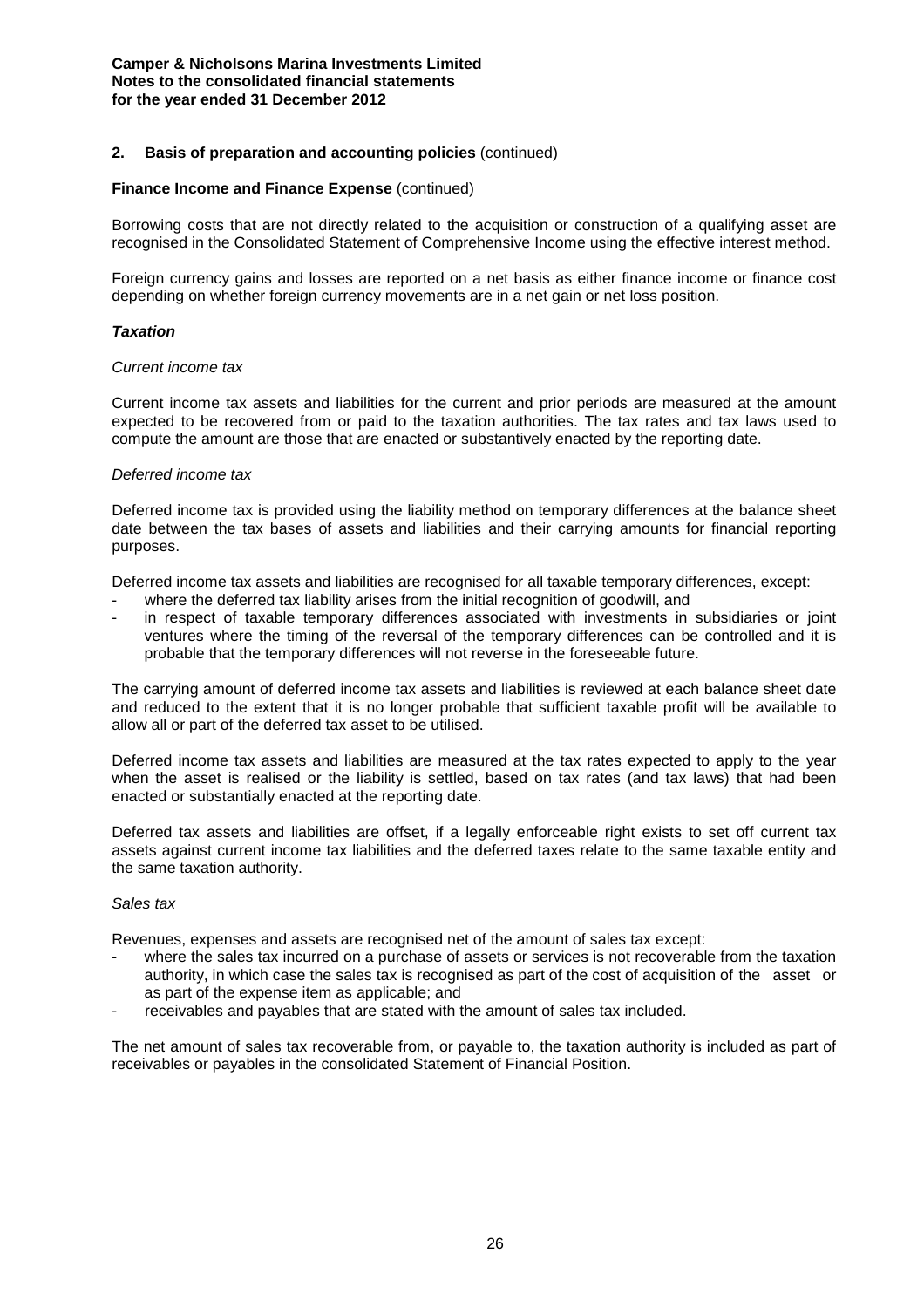**Camper & Nicholsons Marina Investments Limited**
**Notes to the consolidated financial statements**
**for the year ended 31 December 2012**

## 2. Basis of preparation and accounting policies (continued)

**Finance Income and Finance Expense** (continued)

Borrowing costs that are not directly related to the acquisition or construction of a qualifying asset are recognised in the Consolidated Statement of Comprehensive Income using the effective interest method.

Foreign currency gains and losses are reported on a net basis as either finance income or finance cost depending on whether foreign currency movements are in a net gain or net loss position.

***Taxation***

*Current income tax*

Current income tax assets and liabilities for the current and prior periods are measured at the amount expected to be recovered from or paid to the taxation authorities. The tax rates and tax laws used to compute the amount are those that are enacted or substantively enacted by the reporting date.

*Deferred income tax*

Deferred income tax is provided using the liability method on temporary differences at the balance sheet date between the tax bases of assets and liabilities and their carrying amounts for financial reporting purposes.

Deferred income tax assets and liabilities are recognised for all taxable temporary differences, except:

- where the deferred tax liability arises from the initial recognition of goodwill, and
- in respect of taxable temporary differences associated with investments in subsidiaries or joint ventures where the timing of the reversal of the temporary differences can be controlled and it is probable that the temporary differences will not reverse in the foreseeable future.

The carrying amount of deferred income tax assets and liabilities is reviewed at each balance sheet date and reduced to the extent that it is no longer probable that sufficient taxable profit will be available to allow all or part of the deferred tax asset to be utilised.

Deferred income tax assets and liabilities are measured at the tax rates expected to apply to the year when the asset is realised or the liability is settled, based on tax rates (and tax laws) that had been enacted or substantially enacted at the reporting date.

Deferred tax assets and liabilities are offset, if a legally enforceable right exists to set off current tax assets against current income tax liabilities and the deferred taxes relate to the same taxable entity and the same taxation authority.

*Sales tax*

Revenues, expenses and assets are recognised net of the amount of sales tax except:

- where the sales tax incurred on a purchase of assets or services is not recoverable from the taxation authority, in which case the sales tax is recognised as part of the cost of acquisition of the asset or as part of the expense item as applicable; and
- receivables and payables that are stated with the amount of sales tax included.

The net amount of sales tax recoverable from, or payable to, the taxation authority is included as part of receivables or payables in the consolidated Statement of Financial Position.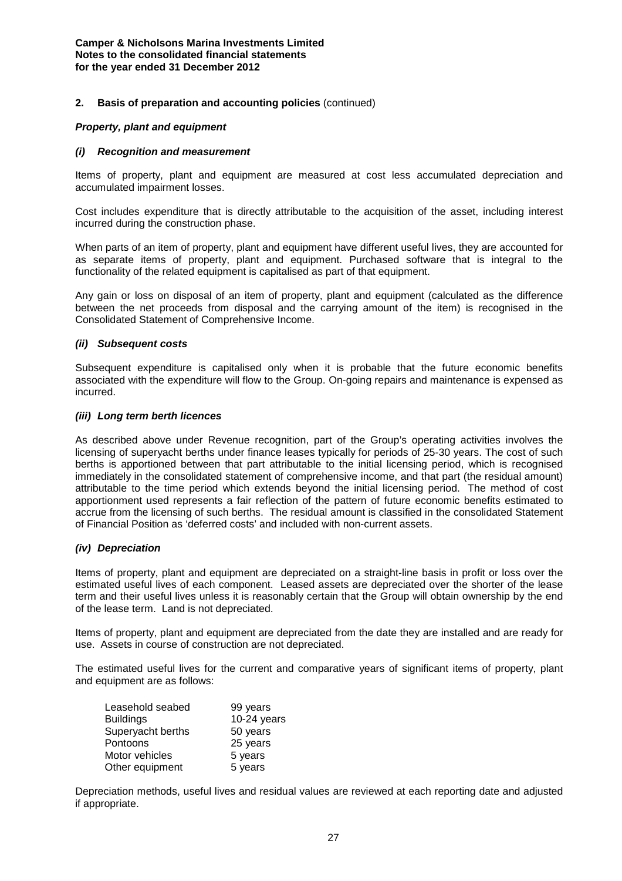**Camper & Nicholsons Marina Investments Limited**
**Notes to the consolidated financial statements**
**for the year ended 31 December 2012**

## 2. Basis of preparation and accounting policies (continued)

### *Property, plant and equipment*

#### *(i) Recognition and measurement*

Items of property, plant and equipment are measured at cost less accumulated depreciation and accumulated impairment losses.

Cost includes expenditure that is directly attributable to the acquisition of the asset, including interest incurred during the construction phase.

When parts of an item of property, plant and equipment have different useful lives, they are accounted for as separate items of property, plant and equipment. Purchased software that is integral to the functionality of the related equipment is capitalised as part of that equipment.

Any gain or loss on disposal of an item of property, plant and equipment (calculated as the difference between the net proceeds from disposal and the carrying amount of the item) is recognised in the Consolidated Statement of Comprehensive Income.

#### *(ii) Subsequent costs*

Subsequent expenditure is capitalised only when it is probable that the future economic benefits associated with the expenditure will flow to the Group. On-going repairs and maintenance is expensed as incurred.

#### *(iii) Long term berth licences*

As described above under Revenue recognition, part of the Group's operating activities involves the licensing of superyacht berths under finance leases typically for periods of 25-30 years. The cost of such berths is apportioned between that part attributable to the initial licensing period, which is recognised immediately in the consolidated statement of comprehensive income, and that part (the residual amount) attributable to the time period which extends beyond the initial licensing period. The method of cost apportionment used represents a fair reflection of the pattern of future economic benefits estimated to accrue from the licensing of such berths. The residual amount is classified in the consolidated Statement of Financial Position as 'deferred costs' and included with non-current assets.

#### *(iv) Depreciation*

Items of property, plant and equipment are depreciated on a straight-line basis in profit or loss over the estimated useful lives of each component. Leased assets are depreciated over the shorter of the lease term and their useful lives unless it is reasonably certain that the Group will obtain ownership by the end of the lease term. Land is not depreciated.

Items of property, plant and equipment are depreciated from the date they are installed and are ready for use. Assets in course of construction are not depreciated.

The estimated useful lives for the current and comparative years of significant items of property, plant and equipment are as follows:

| | |
|---|---|
| Leasehold seabed | 99 years |
| Buildings | 10-24 years |
| Superyacht berths | 50 years |
| Pontoons | 25 years |
| Motor vehicles | 5 years |
| Other equipment | 5 years |

Depreciation methods, useful lives and residual values are reviewed at each reporting date and adjusted if appropriate.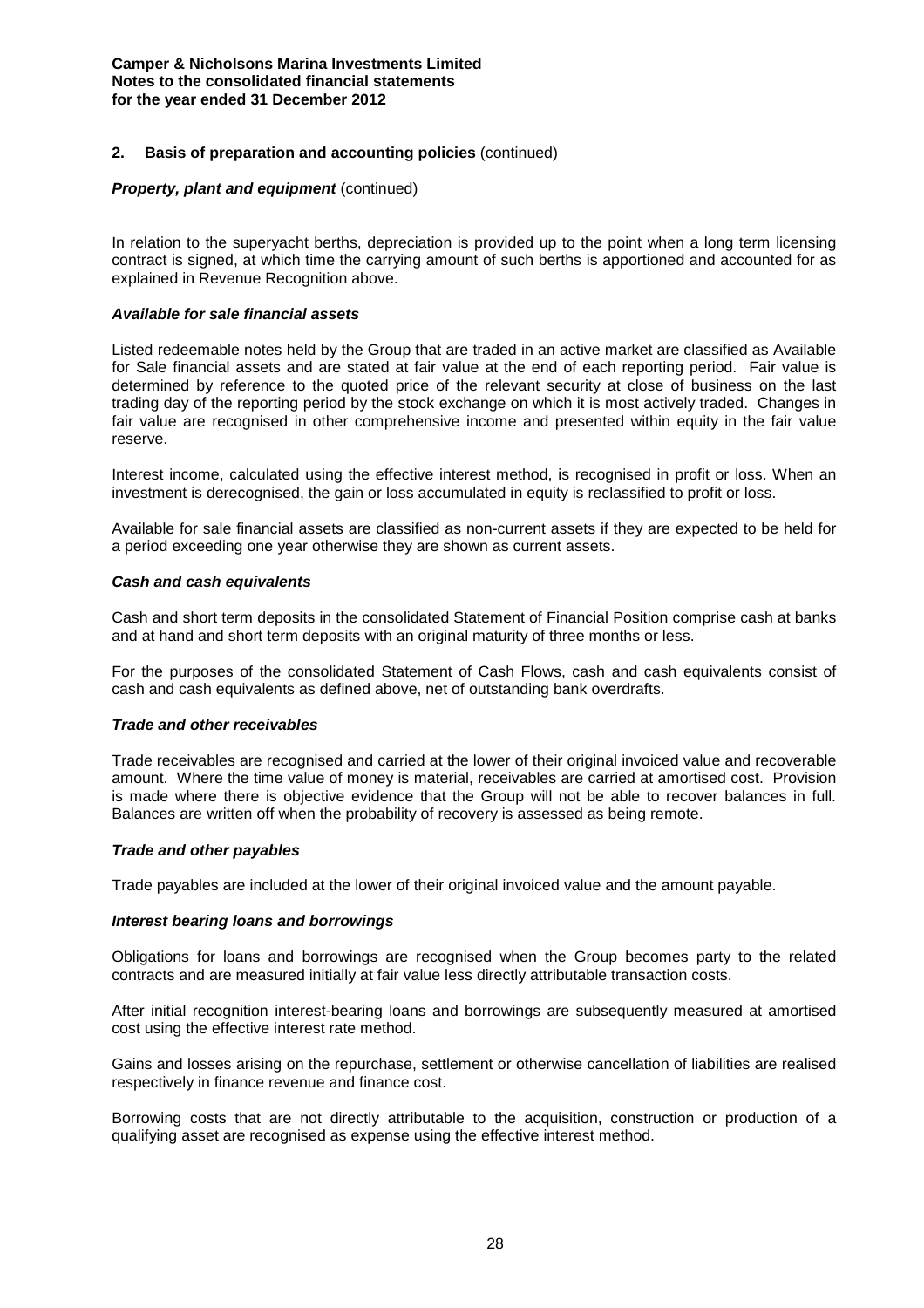## 2. Basis of preparation and accounting policies (continued)

***Property, plant and equipment*** (continued)

In relation to the superyacht berths, depreciation is provided up to the point when a long term licensing contract is signed, at which time the carrying amount of such berths is apportioned and accounted for as explained in Revenue Recognition above.

***Available for sale financial assets***

Listed redeemable notes held by the Group that are traded in an active market are classified as Available for Sale financial assets and are stated at fair value at the end of each reporting period. Fair value is determined by reference to the quoted price of the relevant security at close of business on the last trading day of the reporting period by the stock exchange on which it is most actively traded. Changes in fair value are recognised in other comprehensive income and presented within equity in the fair value reserve.

Interest income, calculated using the effective interest method, is recognised in profit or loss. When an investment is derecognised, the gain or loss accumulated in equity is reclassified to profit or loss.

Available for sale financial assets are classified as non-current assets if they are expected to be held for a period exceeding one year otherwise they are shown as current assets.

***Cash and cash equivalents***

Cash and short term deposits in the consolidated Statement of Financial Position comprise cash at banks and at hand and short term deposits with an original maturity of three months or less.

For the purposes of the consolidated Statement of Cash Flows, cash and cash equivalents consist of cash and cash equivalents as defined above, net of outstanding bank overdrafts.

***Trade and other receivables***

Trade receivables are recognised and carried at the lower of their original invoiced value and recoverable amount. Where the time value of money is material, receivables are carried at amortised cost. Provision is made where there is objective evidence that the Group will not be able to recover balances in full. Balances are written off when the probability of recovery is assessed as being remote.

***Trade and other payables***

Trade payables are included at the lower of their original invoiced value and the amount payable.

***Interest bearing loans and borrowings***

Obligations for loans and borrowings are recognised when the Group becomes party to the related contracts and are measured initially at fair value less directly attributable transaction costs.

After initial recognition interest-bearing loans and borrowings are subsequently measured at amortised cost using the effective interest rate method.

Gains and losses arising on the repurchase, settlement or otherwise cancellation of liabilities are realised respectively in finance revenue and finance cost.

Borrowing costs that are not directly attributable to the acquisition, construction or production of a qualifying asset are recognised as expense using the effective interest method.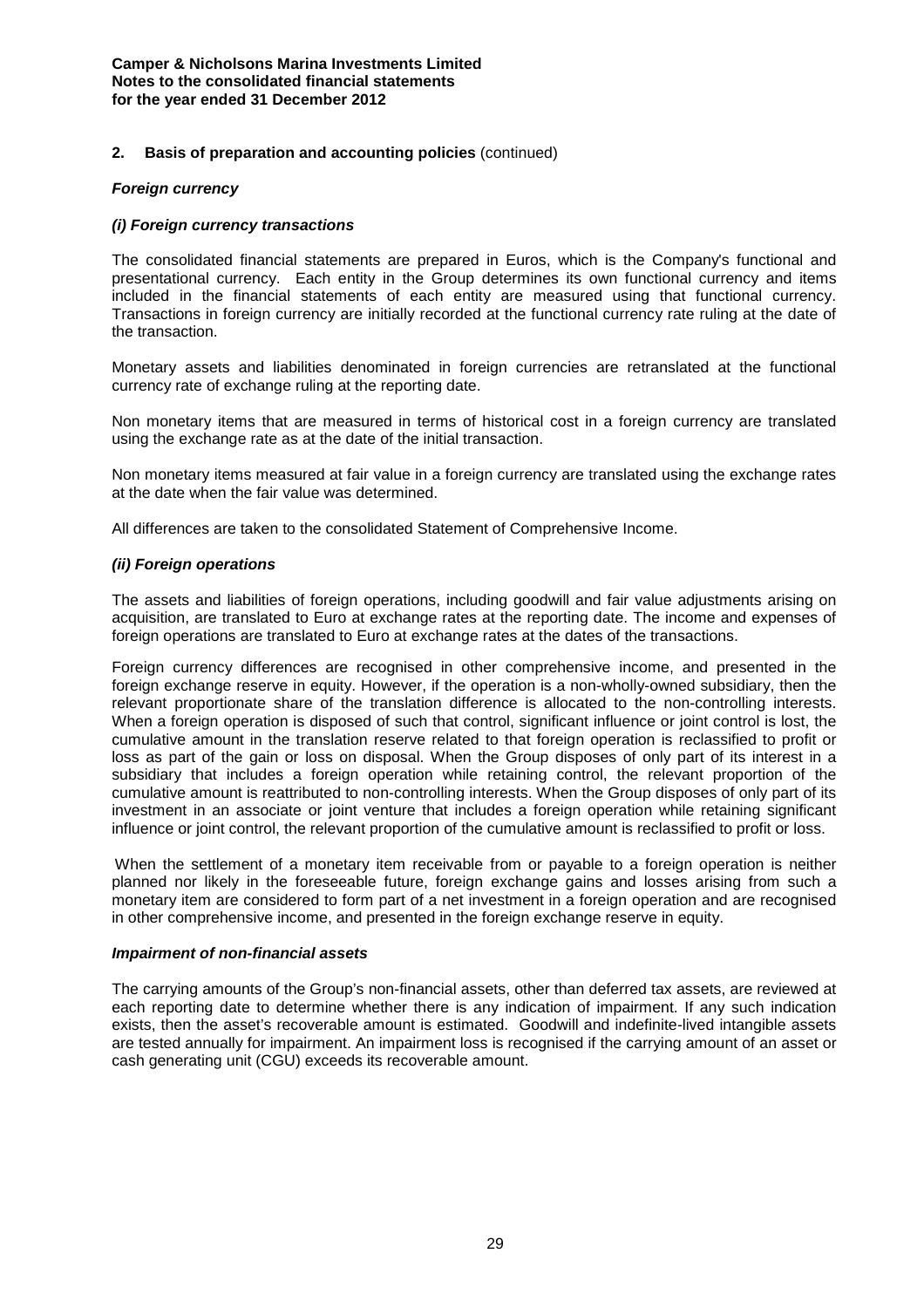**Camper & Nicholsons Marina Investments Limited**
**Notes to the consolidated financial statements**
**for the year ended 31 December 2012**

## 2. Basis of preparation and accounting policies (continued)

### *Foreign currency*

#### *(i) Foreign currency transactions*

The consolidated financial statements are prepared in Euros, which is the Company's functional and presentational currency. Each entity in the Group determines its own functional currency and items included in the financial statements of each entity are measured using that functional currency. Transactions in foreign currency are initially recorded at the functional currency rate ruling at the date of the transaction.

Monetary assets and liabilities denominated in foreign currencies are retranslated at the functional currency rate of exchange ruling at the reporting date.

Non monetary items that are measured in terms of historical cost in a foreign currency are translated using the exchange rate as at the date of the initial transaction.

Non monetary items measured at fair value in a foreign currency are translated using the exchange rates at the date when the fair value was determined.

All differences are taken to the consolidated Statement of Comprehensive Income.

#### *(ii) Foreign operations*

The assets and liabilities of foreign operations, including goodwill and fair value adjustments arising on acquisition, are translated to Euro at exchange rates at the reporting date. The income and expenses of foreign operations are translated to Euro at exchange rates at the dates of the transactions.

Foreign currency differences are recognised in other comprehensive income, and presented in the foreign exchange reserve in equity. However, if the operation is a non-wholly-owned subsidiary, then the relevant proportionate share of the translation difference is allocated to the non-controlling interests. When a foreign operation is disposed of such that control, significant influence or joint control is lost, the cumulative amount in the translation reserve related to that foreign operation is reclassified to profit or loss as part of the gain or loss on disposal. When the Group disposes of only part of its interest in a subsidiary that includes a foreign operation while retaining control, the relevant proportion of the cumulative amount is reattributed to non-controlling interests. When the Group disposes of only part of its investment in an associate or joint venture that includes a foreign operation while retaining significant influence or joint control, the relevant proportion of the cumulative amount is reclassified to profit or loss.

When the settlement of a monetary item receivable from or payable to a foreign operation is neither planned nor likely in the foreseeable future, foreign exchange gains and losses arising from such a monetary item are considered to form part of a net investment in a foreign operation and are recognised in other comprehensive income, and presented in the foreign exchange reserve in equity.

### *Impairment of non-financial assets*

The carrying amounts of the Group's non-financial assets, other than deferred tax assets, are reviewed at each reporting date to determine whether there is any indication of impairment. If any such indication exists, then the asset's recoverable amount is estimated. Goodwill and indefinite-lived intangible assets are tested annually for impairment. An impairment loss is recognised if the carrying amount of an asset or cash generating unit (CGU) exceeds its recoverable amount.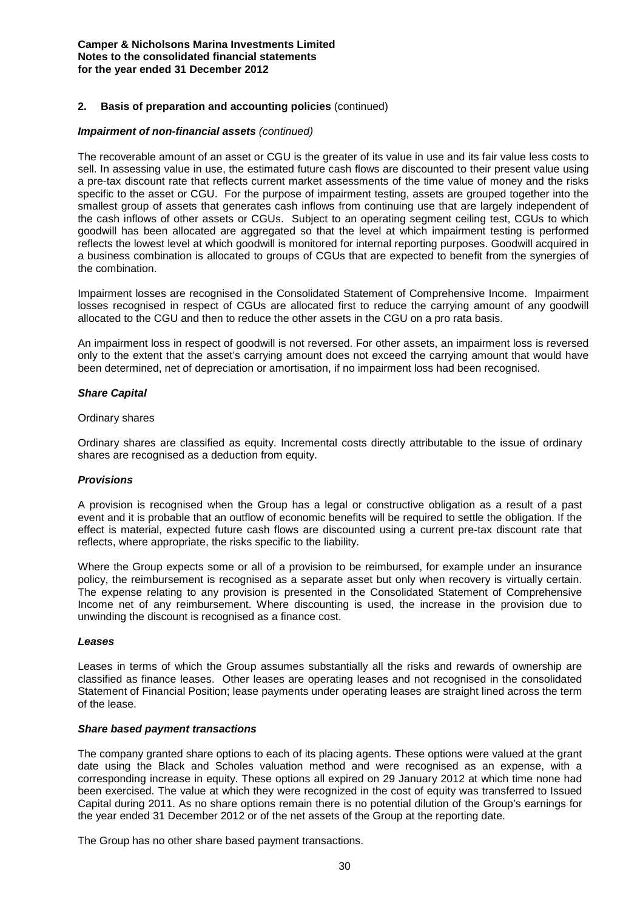## 2. Basis of preparation and accounting policies (continued)

### *Impairment of non-financial assets (continued)*

The recoverable amount of an asset or CGU is the greater of its value in use and its fair value less costs to sell. In assessing value in use, the estimated future cash flows are discounted to their present value using a pre-tax discount rate that reflects current market assessments of the time value of money and the risks specific to the asset or CGU. For the purpose of impairment testing, assets are grouped together into the smallest group of assets that generates cash inflows from continuing use that are largely independent of the cash inflows of other assets or CGUs. Subject to an operating segment ceiling test, CGUs to which goodwill has been allocated are aggregated so that the level at which impairment testing is performed reflects the lowest level at which goodwill is monitored for internal reporting purposes. Goodwill acquired in a business combination is allocated to groups of CGUs that are expected to benefit from the synergies of the combination.

Impairment losses are recognised in the Consolidated Statement of Comprehensive Income. Impairment losses recognised in respect of CGUs are allocated first to reduce the carrying amount of any goodwill allocated to the CGU and then to reduce the other assets in the CGU on a pro rata basis.

An impairment loss in respect of goodwill is not reversed. For other assets, an impairment loss is reversed only to the extent that the asset's carrying amount does not exceed the carrying amount that would have been determined, net of depreciation or amortisation, if no impairment loss had been recognised.

### *Share Capital*

Ordinary shares

Ordinary shares are classified as equity. Incremental costs directly attributable to the issue of ordinary shares are recognised as a deduction from equity.

### *Provisions*

A provision is recognised when the Group has a legal or constructive obligation as a result of a past event and it is probable that an outflow of economic benefits will be required to settle the obligation. If the effect is material, expected future cash flows are discounted using a current pre-tax discount rate that reflects, where appropriate, the risks specific to the liability.

Where the Group expects some or all of a provision to be reimbursed, for example under an insurance policy, the reimbursement is recognised as a separate asset but only when recovery is virtually certain. The expense relating to any provision is presented in the Consolidated Statement of Comprehensive Income net of any reimbursement. Where discounting is used, the increase in the provision due to unwinding the discount is recognised as a finance cost.

### *Leases*

Leases in terms of which the Group assumes substantially all the risks and rewards of ownership are classified as finance leases. Other leases are operating leases and not recognised in the consolidated Statement of Financial Position; lease payments under operating leases are straight lined across the term of the lease.

### *Share based payment transactions*

The company granted share options to each of its placing agents. These options were valued at the grant date using the Black and Scholes valuation method and were recognised as an expense, with a corresponding increase in equity. These options all expired on 29 January 2012 at which time none had been exercised. The value at which they were recognized in the cost of equity was transferred to Issued Capital during 2011. As no share options remain there is no potential dilution of the Group's earnings for the year ended 31 December 2012 or of the net assets of the Group at the reporting date.

The Group has no other share based payment transactions.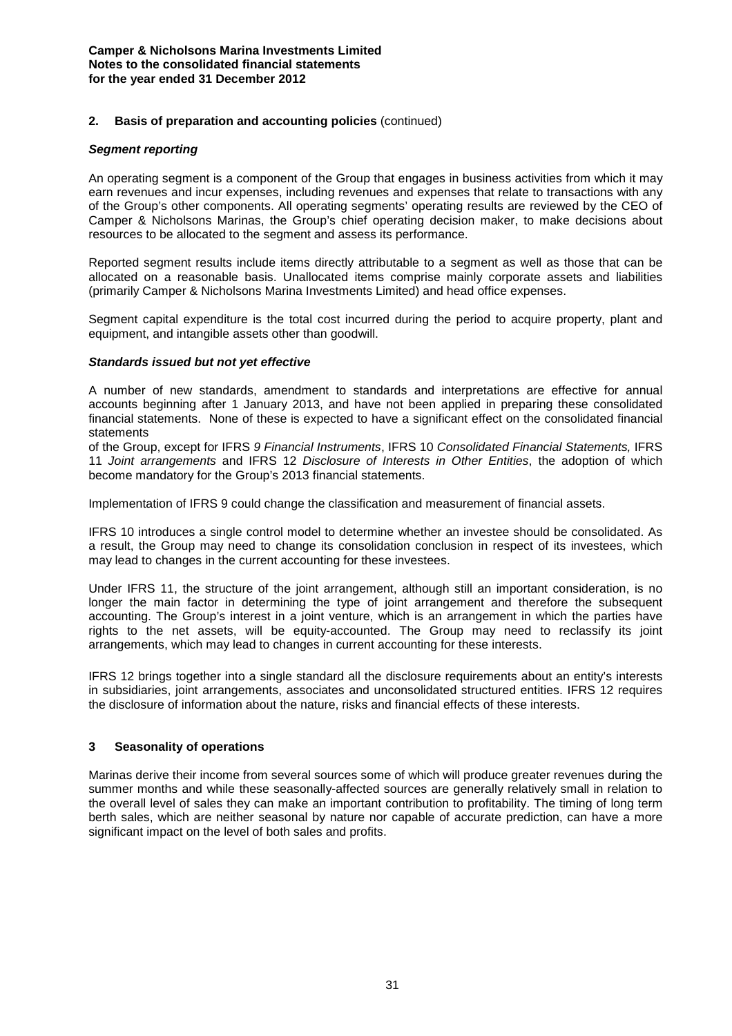**Camper & Nicholsons Marina Investments Limited**
**Notes to the consolidated financial statements**
**for the year ended 31 December 2012**

## 2. Basis of preparation and accounting policies (continued)

### *Segment reporting*

An operating segment is a component of the Group that engages in business activities from which it may earn revenues and incur expenses, including revenues and expenses that relate to transactions with any of the Group's other components. All operating segments' operating results are reviewed by the CEO of Camper & Nicholsons Marinas, the Group's chief operating decision maker, to make decisions about resources to be allocated to the segment and assess its performance.

Reported segment results include items directly attributable to a segment as well as those that can be allocated on a reasonable basis. Unallocated items comprise mainly corporate assets and liabilities (primarily Camper & Nicholsons Marina Investments Limited) and head office expenses.

Segment capital expenditure is the total cost incurred during the period to acquire property, plant and equipment, and intangible assets other than goodwill.

### *Standards issued but not yet effective*

A number of new standards, amendment to standards and interpretations are effective for annual accounts beginning after 1 January 2013, and have not been applied in preparing these consolidated financial statements. None of these is expected to have a significant effect on the consolidated financial statements
of the Group, except for IFRS *9 Financial Instruments*, IFRS 10 *Consolidated Financial Statements,* IFRS 11 *Joint arrangements* and IFRS 12 *Disclosure of Interests in Other Entities*, the adoption of which become mandatory for the Group's 2013 financial statements.

Implementation of IFRS 9 could change the classification and measurement of financial assets.

IFRS 10 introduces a single control model to determine whether an investee should be consolidated. As a result, the Group may need to change its consolidation conclusion in respect of its investees, which may lead to changes in the current accounting for these investees.

Under IFRS 11, the structure of the joint arrangement, although still an important consideration, is no longer the main factor in determining the type of joint arrangement and therefore the subsequent accounting. The Group's interest in a joint venture, which is an arrangement in which the parties have rights to the net assets, will be equity-accounted. The Group may need to reclassify its joint arrangements, which may lead to changes in current accounting for these interests.

IFRS 12 brings together into a single standard all the disclosure requirements about an entity's interests in subsidiaries, joint arrangements, associates and unconsolidated structured entities. IFRS 12 requires the disclosure of information about the nature, risks and financial effects of these interests.

## 3 Seasonality of operations

Marinas derive their income from several sources some of which will produce greater revenues during the summer months and while these seasonally-affected sources are generally relatively small in relation to the overall level of sales they can make an important contribution to profitability. The timing of long term berth sales, which are neither seasonal by nature nor capable of accurate prediction, can have a more significant impact on the level of both sales and profits.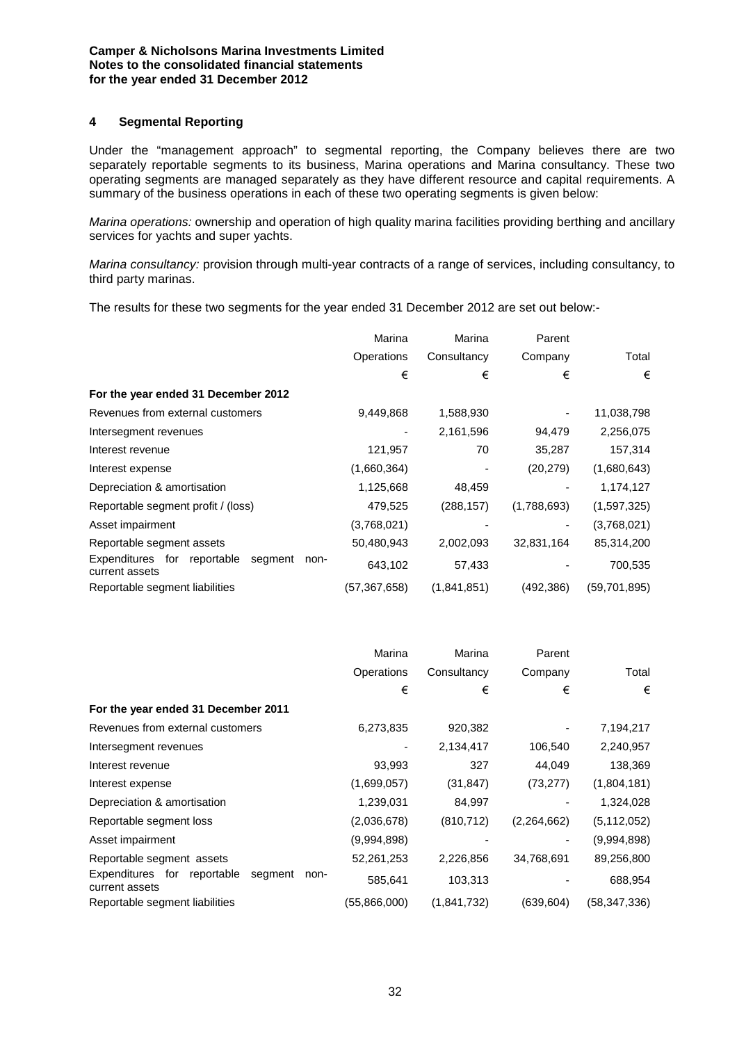**Camper & Nicholsons Marina Investments Limited**
**Notes to the consolidated financial statements**
**for the year ended 31 December 2012**

## 4 Segmental Reporting

Under the "management approach" to segmental reporting, the Company believes there are two separately reportable segments to its business, Marina operations and Marina consultancy. These two operating segments are managed separately as they have different resource and capital requirements. A summary of the business operations in each of these two operating segments is given below:

*Marina operations:* ownership and operation of high quality marina facilities providing berthing and ancillary services for yachts and super yachts.

*Marina consultancy:* provision through multi-year contracts of a range of services, including consultancy, to third party marinas.

The results for these two segments for the year ended 31 December 2012 are set out below:-

| | Marina Operations | Marina Consultancy | Parent Company | Total |
|---|---|---|---|---|
| | € | € | € | € |
| **For the year ended 31 December 2012** | | | | |
| Revenues from external customers | 9,449,868 | 1,588,930 | - | 11,038,798 |
| Intersegment revenues | - | 2,161,596 | 94,479 | 2,256,075 |
| Interest revenue | 121,957 | 70 | 35,287 | 157,314 |
| Interest expense | (1,660,364) | - | (20,279) | (1,680,643) |
| Depreciation & amortisation | 1,125,668 | 48,459 | - | 1,174,127 |
| Reportable segment profit / (loss) | 479,525 | (288,157) | (1,788,693) | (1,597,325) |
| Asset impairment | (3,768,021) | - | - | (3,768,021) |
| Reportable segment assets | 50,480,943 | 2,002,093 | 32,831,164 | 85,314,200 |
| Expenditures for reportable segment non-current assets | 643,102 | 57,433 | - | 700,535 |
| Reportable segment liabilities | (57,367,658) | (1,841,851) | (492,386) | (59,701,895) |

| | Marina Operations | Marina Consultancy | Parent Company | Total |
|---|---|---|---|---|
| | € | € | € | € |
| **For the year ended 31 December 2011** | | | | |
| Revenues from external customers | 6,273,835 | 920,382 | - | 7,194,217 |
| Intersegment revenues | - | 2,134,417 | 106,540 | 2,240,957 |
| Interest revenue | 93,993 | 327 | 44,049 | 138,369 |
| Interest expense | (1,699,057) | (31,847) | (73,277) | (1,804,181) |
| Depreciation & amortisation | 1,239,031 | 84,997 | - | 1,324,028 |
| Reportable segment loss | (2,036,678) | (810,712) | (2,264,662) | (5,112,052) |
| Asset impairment | (9,994,898) | - | - | (9,994,898) |
| Reportable segment assets | 52,261,253 | 2,226,856 | 34,768,691 | 89,256,800 |
| Expenditures for reportable segment non-current assets | 585,641 | 103,313 | - | 688,954 |
| Reportable segment liabilities | (55,866,000) | (1,841,732) | (639,604) | (58,347,336) |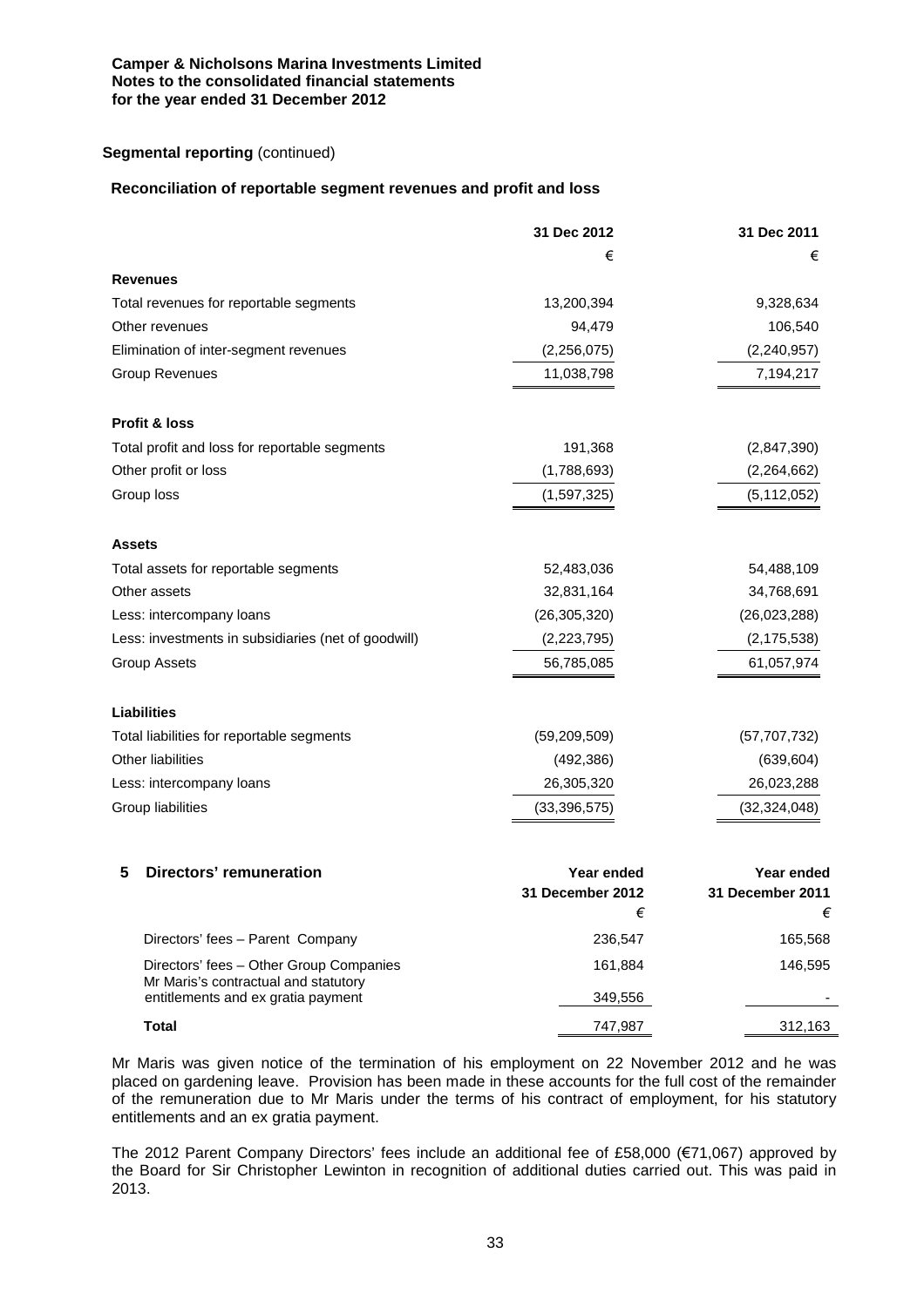**Segmental reporting** (continued)

**Reconciliation of reportable segment revenues and profit and loss**

| | 31 Dec 2012 | 31 Dec 2011 |
|---|---|---|
| | € | € |
| **Revenues** | | |
| Total revenues for reportable segments | 13,200,394 | 9,328,634 |
| Other revenues | 94,479 | 106,540 |
| Elimination of inter-segment revenues | (2,256,075) | (2,240,957) |
| Group Revenues | 11,038,798 | 7,194,217 |
| **Profit & loss** | | |
| Total profit and loss for reportable segments | 191,368 | (2,847,390) |
| Other profit or loss | (1,788,693) | (2,264,662) |
| Group loss | (1,597,325) | (5,112,052) |
| **Assets** | | |
| Total assets for reportable segments | 52,483,036 | 54,488,109 |
| Other assets | 32,831,164 | 34,768,691 |
| Less: intercompany loans | (26,305,320) | (26,023,288) |
| Less: investments in subsidiaries (net of goodwill) | (2,223,795) | (2,175,538) |
| Group Assets | 56,785,085 | 61,057,974 |
| **Liabilities** | | |
| Total liabilities for reportable segments | (59,209,509) | (57,707,732) |
| Other liabilities | (492,386) | (639,604) |
| Less: intercompany loans | 26,305,320 | 26,023,288 |
| Group liabilities | (33,396,575) | (32,324,048) |

## 5 Directors' remuneration

| | Year ended 31 December 2012 | Year ended 31 December 2011 |
|---|---|---|
| | € | € |
| Directors' fees – Parent Company | 236,547 | 165,568 |
| Directors' fees – Other Group Companies | 161,884 | 146,595 |
| Mr Maris's contractual and statutory entitlements and ex gratia payment | 349,556 | - |
| **Total** | 747,987 | 312,163 |

Mr Maris was given notice of the termination of his employment on 22 November 2012 and he was placed on gardening leave. Provision has been made in these accounts for the full cost of the remainder of the remuneration due to Mr Maris under the terms of his contract of employment, for his statutory entitlements and an ex gratia payment.

The 2012 Parent Company Directors' fees include an additional fee of £58,000 (€71,067) approved by the Board for Sir Christopher Lewinton in recognition of additional duties carried out. This was paid in 2013.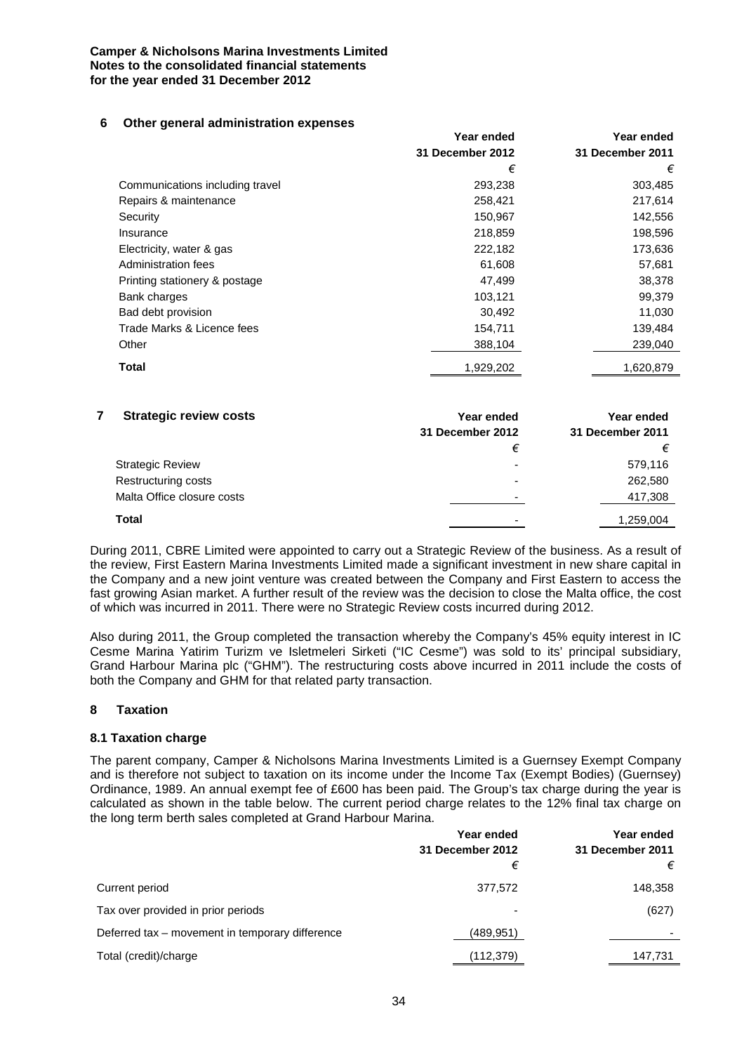## 6 Other general administration expenses

| | Year ended 31 December 2012 | Year ended 31 December 2011 |
|---|---|---|
| | € | € |
| Communications including travel | 293,238 | 303,485 |
| Repairs & maintenance | 258,421 | 217,614 |
| Security | 150,967 | 142,556 |
| Insurance | 218,859 | 198,596 |
| Electricity, water & gas | 222,182 | 173,636 |
| Administration fees | 61,608 | 57,681 |
| Printing stationery & postage | 47,499 | 38,378 |
| Bank charges | 103,121 | 99,379 |
| Bad debt provision | 30,492 | 11,030 |
| Trade Marks & Licence fees | 154,711 | 139,484 |
| Other | 388,104 | 239,040 |
| **Total** | 1,929,202 | 1,620,879 |

## 7 Strategic review costs

| | Year ended 31 December 2012 | Year ended 31 December 2011 |
|---|---|---|
| | € | € |
| Strategic Review | - | 579,116 |
| Restructuring costs | - | 262,580 |
| Malta Office closure costs | - | 417,308 |
| **Total** | - | 1,259,004 |

During 2011, CBRE Limited were appointed to carry out a Strategic Review of the business. As a result of the review, First Eastern Marina Investments Limited made a significant investment in new share capital in the Company and a new joint venture was created between the Company and First Eastern to access the fast growing Asian market. A further result of the review was the decision to close the Malta office, the cost of which was incurred in 2011. There were no Strategic Review costs incurred during 2012.

Also during 2011, the Group completed the transaction whereby the Company's 45% equity interest in IC Cesme Marina Yatirim Turizm ve Isletmeleri Sirketi ("IC Cesme") was sold to its' principal subsidiary, Grand Harbour Marina plc ("GHM"). The restructuring costs above incurred in 2011 include the costs of both the Company and GHM for that related party transaction.

## 8 Taxation

### 8.1 Taxation charge

The parent company, Camper & Nicholsons Marina Investments Limited is a Guernsey Exempt Company and is therefore not subject to taxation on its income under the Income Tax (Exempt Bodies) (Guernsey) Ordinance, 1989. An annual exempt fee of £600 has been paid. The Group's tax charge during the year is calculated as shown in the table below. The current period charge relates to the 12% final tax charge on the long term berth sales completed at Grand Harbour Marina.

| | Year ended 31 December 2012 | Year ended 31 December 2011 |
|---|---|---|
| | € | € |
| Current period | 377,572 | 148,358 |
| Tax over provided in prior periods | - | (627) |
| Deferred tax – movement in temporary difference | (489,951) | - |
| Total (credit)/charge | (112,379) | 147,731 |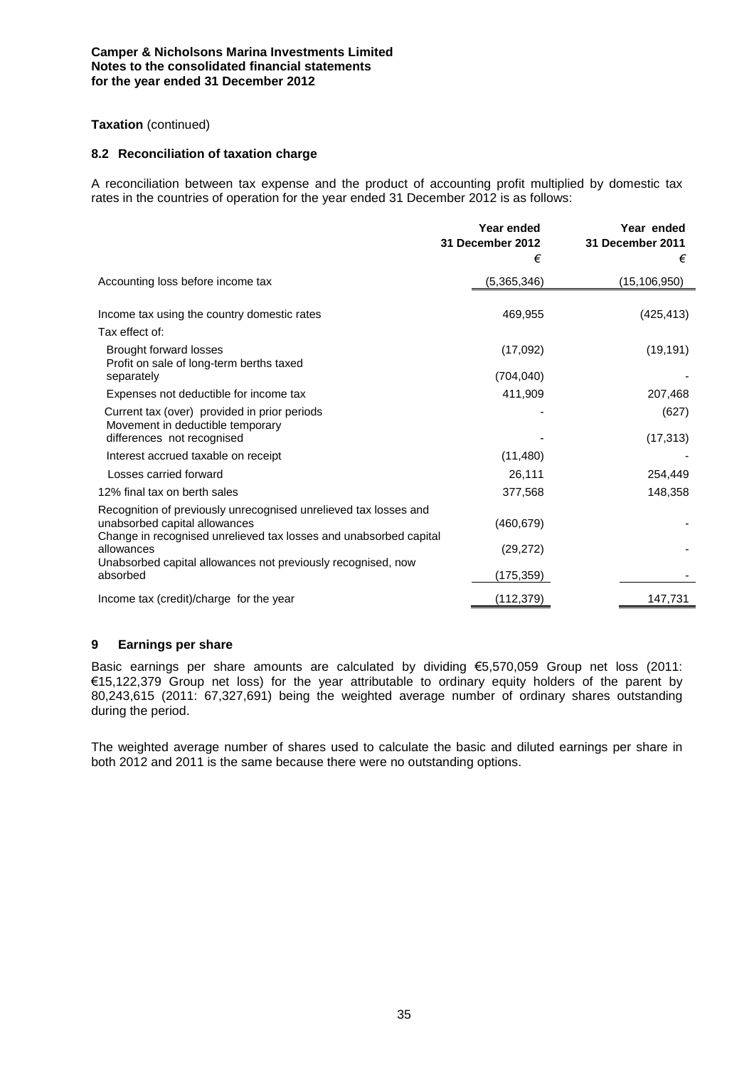**Taxation** (continued)

### 8.2 Reconciliation of taxation charge

A reconciliation between tax expense and the product of accounting profit multiplied by domestic tax rates in the countries of operation for the year ended 31 December 2012 is as follows:

| | Year ended 31 December 2012 € | Year ended 31 December 2011 € |
|---|---|---|
| Accounting loss before income tax | (5,365,346) | (15,106,950) |
| Income tax using the country domestic rates | 469,955 | (425,413) |
| Tax effect of: | | |
| Brought forward losses | (17,092) | (19,191) |
| Profit on sale of long-term berths taxed separately | (704,040) | - |
| Expenses not deductible for income tax | 411,909 | 207,468 |
| Current tax (over) provided in prior periods | - | (627) |
| Movement in deductible temporary differences not recognised | - | (17,313) |
| Interest accrued taxable on receipt | (11,480) | - |
| Losses carried forward | 26,111 | 254,449 |
| 12% final tax on berth sales | 377,568 | 148,358 |
| Recognition of previously unrecognised unrelieved tax losses and unabsorbed capital allowances | (460,679) | - |
| Change in recognised unrelieved tax losses and unabsorbed capital allowances | (29,272) | - |
| Unabsorbed capital allowances not previously recognised, now absorbed | (175,359) | - |
| Income tax (credit)/charge for the year | (112,379) | 147,731 |

## 9 Earnings per share

Basic earnings per share amounts are calculated by dividing €5,570,059 Group net loss (2011: €15,122,379 Group net loss) for the year attributable to ordinary equity holders of the parent by 80,243,615 (2011: 67,327,691) being the weighted average number of ordinary shares outstanding during the period.

The weighted average number of shares used to calculate the basic and diluted earnings per share in both 2012 and 2011 is the same because there were no outstanding options.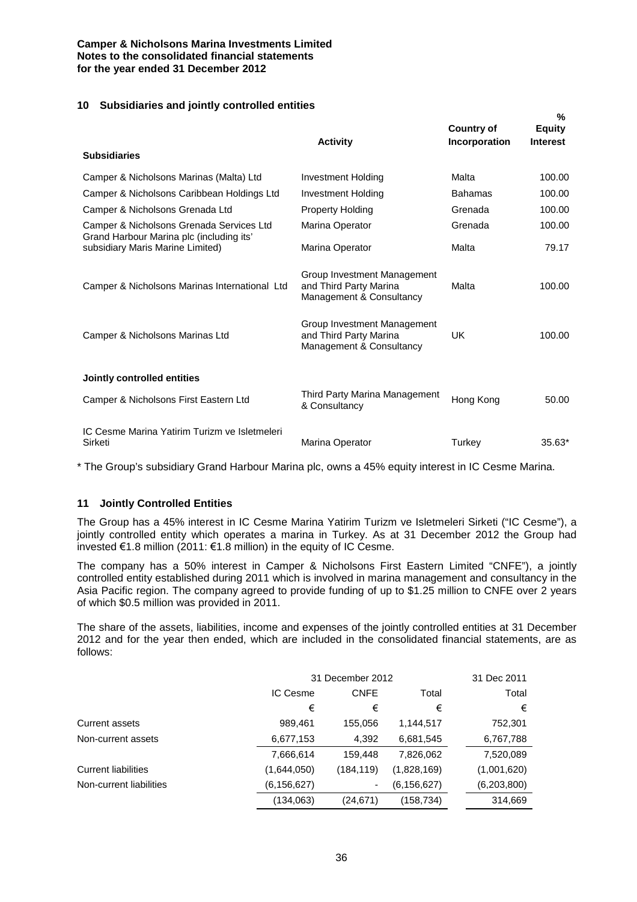**Camper & Nicholsons Marina Investments Limited**
**Notes to the consolidated financial statements**
**for the year ended 31 December 2012**

## 10 Subsidiaries and jointly controlled entities

| | Activity | Country of Incorporation | % Equity Interest |
|---|---|---|---|
| **Subsidiaries** | | | |
| Camper & Nicholsons Marinas (Malta) Ltd | Investment Holding | Malta | 100.00 |
| Camper & Nicholsons Caribbean Holdings Ltd | Investment Holding | Bahamas | 100.00 |
| Camper & Nicholsons Grenada Ltd | Property Holding | Grenada | 100.00 |
| Camper & Nicholsons Grenada Services Ltd | Marina Operator | Grenada | 100.00 |
| Grand Harbour Marina plc (including its' subsidiary Maris Marine Limited) | Marina Operator | Malta | 79.17 |
| Camper & Nicholsons Marinas International Ltd | Group Investment Management and Third Party Marina Management & Consultancy | Malta | 100.00 |
| Camper & Nicholsons Marinas Ltd | Group Investment Management and Third Party Marina Management & Consultancy | UK | 100.00 |
| **Jointly controlled entities** | | | |
| Camper & Nicholsons First Eastern Ltd | Third Party Marina Management & Consultancy | Hong Kong | 50.00 |
| IC Cesme Marina Yatirim Turizm ve Isletmeleri Sirketi | Marina Operator | Turkey | 35.63* |

* The Group's subsidiary Grand Harbour Marina plc, owns a 45% equity interest in IC Cesme Marina.

## 11 Jointly Controlled Entities

The Group has a 45% interest in IC Cesme Marina Yatirim Turizm ve Isletmeleri Sirketi ("IC Cesme"), a jointly controlled entity which operates a marina in Turkey. As at 31 December 2012 the Group had invested €1.8 million (2011: €1.8 million) in the equity of IC Cesme.

The company has a 50% interest in Camper & Nicholsons First Eastern Limited "CNFE"), a jointly controlled entity established during 2011 which is involved in marina management and consultancy in the Asia Pacific region. The company agreed to provide funding of up to $1.25 million to CNFE over 2 years of which $0.5 million was provided in 2011.

The share of the assets, liabilities, income and expenses of the jointly controlled entities at 31 December 2012 and for the year then ended, which are included in the consolidated financial statements, are as follows:

| | 31 December 2012 | | | 31 Dec 2011 |
|---|---|---|---|---|
| | IC Cesme | CNFE | Total | Total |
| | € | € | € | € |
| Current assets | 989,461 | 155,056 | 1,144,517 | 752,301 |
| Non-current assets | 6,677,153 | 4,392 | 6,681,545 | 6,767,788 |
| | 7,666,614 | 159,448 | 7,826,062 | 7,520,089 |
| Current liabilities | (1,644,050) | (184,119) | (1,828,169) | (1,001,620) |
| Non-current liabilities | (6,156,627) | - | (6,156,627) | (6,203,800) |
| | (134,063) | (24,671) | (158,734) | 314,669 |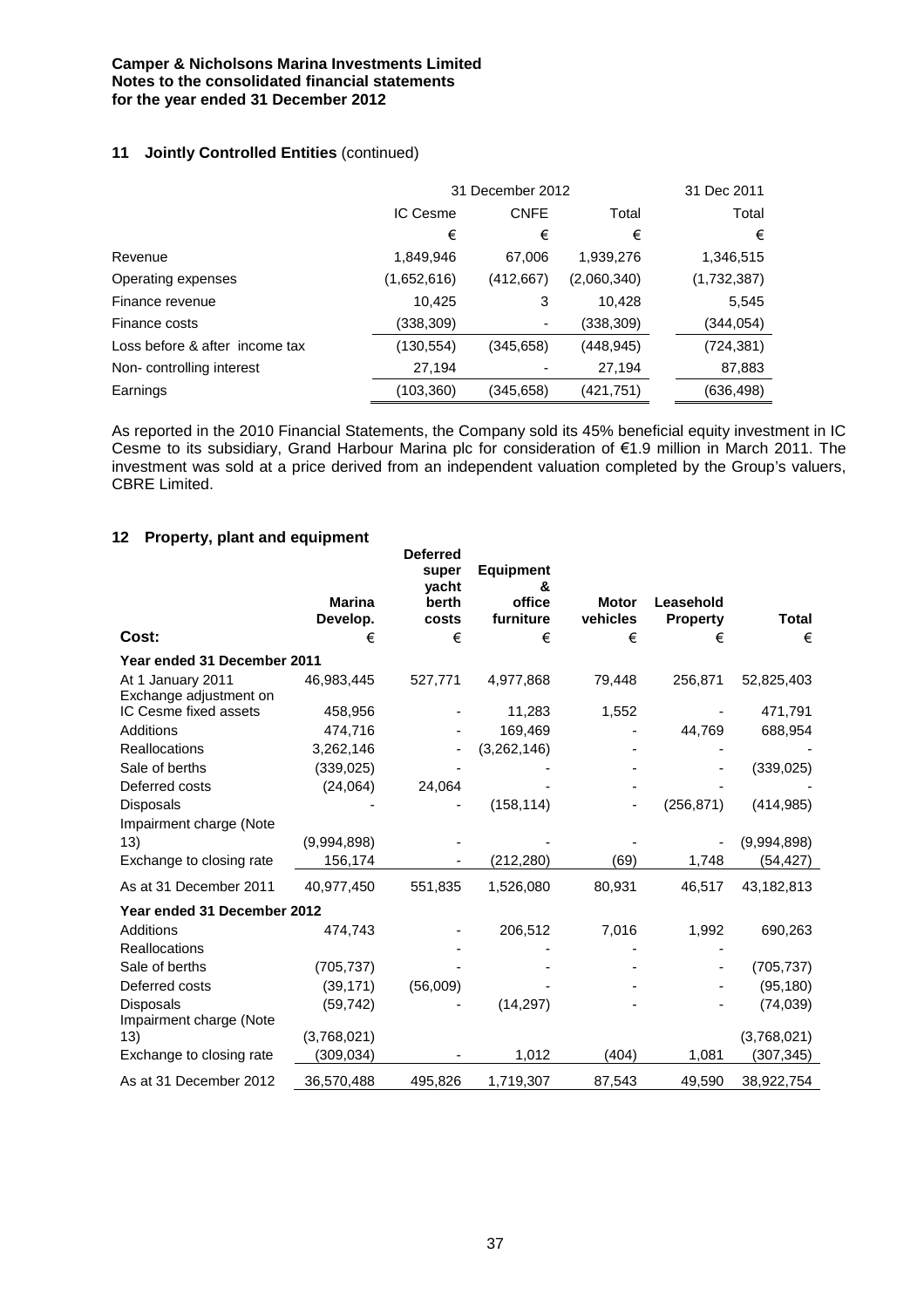**Camper & Nicholsons Marina Investments Limited**
**Notes to the consolidated financial statements**
**for the year ended 31 December 2012**

## 11 Jointly Controlled Entities (continued)

| | 31 December 2012 | | | 31 Dec 2011 |
|---|---|---|---|---|
| | IC Cesme | CNFE | Total | Total |
| | € | € | € | € |
| Revenue | 1,849,946 | 67,006 | 1,939,276 | 1,346,515 |
| Operating expenses | (1,652,616) | (412,667) | (2,060,340) | (1,732,387) |
| Finance revenue | 10,425 | 3 | 10,428 | 5,545 |
| Finance costs | (338,309) | - | (338,309) | (344,054) |
| Loss before & after income tax | (130,554) | (345,658) | (448,945) | (724,381) |
| Non- controlling interest | 27,194 | - | 27,194 | 87,883 |
| Earnings | (103,360) | (345,658) | (421,751) | (636,498) |

As reported in the 2010 Financial Statements, the Company sold its 45% beneficial equity investment in IC Cesme to its subsidiary, Grand Harbour Marina plc for consideration of €1.9 million in March 2011. The investment was sold at a price derived from an independent valuation completed by the Group's valuers, CBRE Limited.

## 12 Property, plant and equipment

| Cost: | Marina Develop. | Deferred super yacht berth costs | Equipment & office furniture | Motor vehicles | Leasehold Property | Total |
|---|---|---|---|---|---|---|
| | € | € | € | € | € | € |
| **Year ended 31 December 2011** | | | | | | |
| At 1 January 2011 | 46,983,445 | 527,771 | 4,977,868 | 79,448 | 256,871 | 52,825,403 |
| Exchange adjustment on IC Cesme fixed assets | 458,956 | - | 11,283 | 1,552 | - | 471,791 |
| Additions | 474,716 | - | 169,469 | - | 44,769 | 688,954 |
| Reallocations | 3,262,146 | - | (3,262,146) | - | - | - |
| Sale of berths | (339,025) | - | - | - | - | (339,025) |
| Deferred costs | (24,064) | 24,064 | - | - | - | - |
| Disposals | - | - | (158,114) | - | (256,871) | (414,985) |
| Impairment charge (Note 13) | (9,994,898) | - | - | - | - | (9,994,898) |
| Exchange to closing rate | 156,174 | - | (212,280) | (69) | 1,748 | (54,427) |
| As at 31 December 2011 | 40,977,450 | 551,835 | 1,526,080 | 80,931 | 46,517 | 43,182,813 |
| **Year ended 31 December 2012** | | | | | | |
| Additions | 474,743 | - | 206,512 | 7,016 | 1,992 | 690,263 |
| Reallocations | | - | - | - | - | |
| Sale of berths | (705,737) | - | - | - | - | (705,737) |
| Deferred costs | (39,171) | (56,009) | - | - | - | (95,180) |
| Disposals | (59,742) | - | (14,297) | - | - | (74,039) |
| Impairment charge (Note 13) | (3,768,021) | | | | | (3,768,021) |
| Exchange to closing rate | (309,034) | - | 1,012 | (404) | 1,081 | (307,345) |
| As at 31 December 2012 | 36,570,488 | 495,826 | 1,719,307 | 87,543 | 49,590 | 38,922,754 |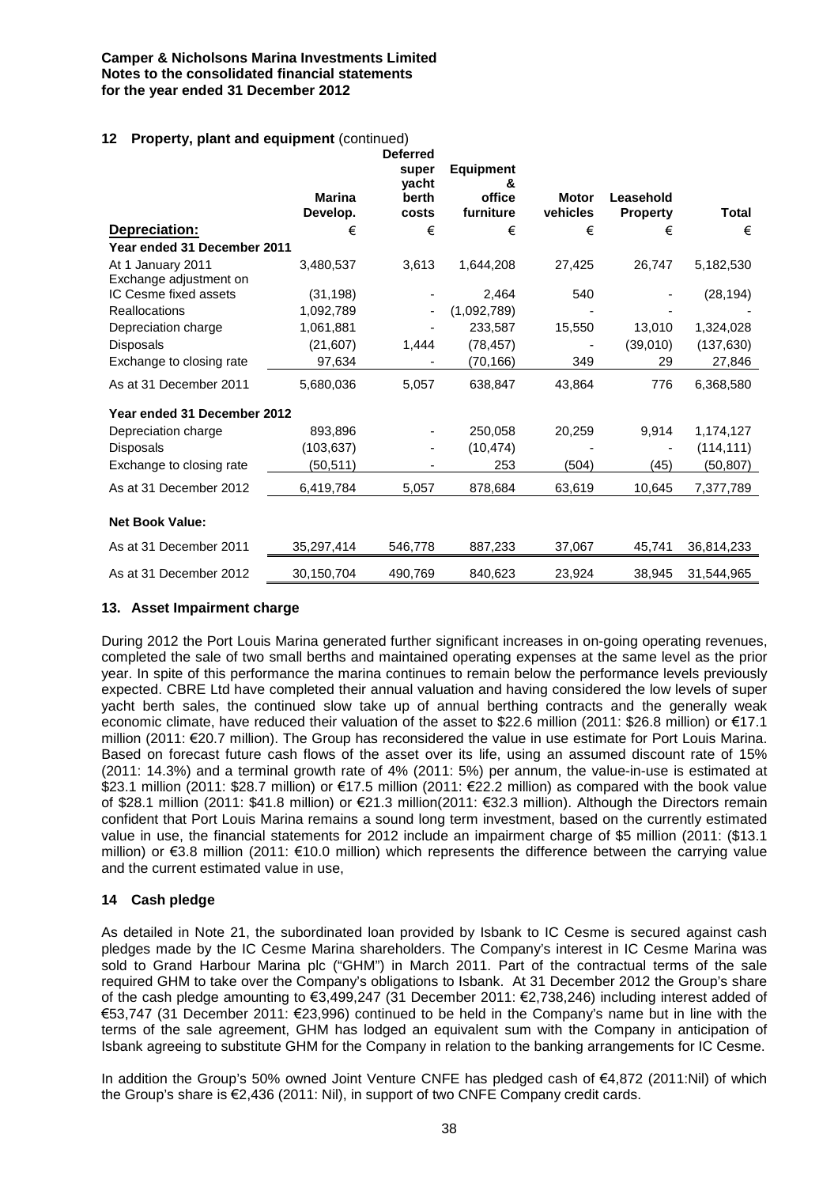**Camper & Nicholsons Marina Investments Limited**
**Notes to the consolidated financial statements**
**for the year ended 31 December 2012**

## 12 Property, plant and equipment (continued)

| | Marina Develop. | Deferred super yacht berth costs | Equipment & office furniture | Motor vehicles | Leasehold Property | Total |
|---|---|---|---|---|---|---|
| **Depreciation:** | € | € | € | € | € | € |
| **Year ended 31 December 2011** | | | | | | |
| At 1 January 2011 | 3,480,537 | 3,613 | 1,644,208 | 27,425 | 26,747 | 5,182,530 |
| Exchange adjustment on IC Cesme fixed assets | (31,198) | - | 2,464 | 540 | - | (28,194) |
| Reallocations | 1,092,789 | - | (1,092,789) | - | - | - |
| Depreciation charge | 1,061,881 | - | 233,587 | 15,550 | 13,010 | 1,324,028 |
| Disposals | (21,607) | 1,444 | (78,457) | - | (39,010) | (137,630) |
| Exchange to closing rate | 97,634 | - | (70,166) | 349 | 29 | 27,846 |
| As at 31 December 2011 | 5,680,036 | 5,057 | 638,847 | 43,864 | 776 | 6,368,580 |
| **Year ended 31 December 2012** | | | | | | |
| Depreciation charge | 893,896 | - | 250,058 | 20,259 | 9,914 | 1,174,127 |
| Disposals | (103,637) | - | (10,474) | - | - | (114,111) |
| Exchange to closing rate | (50,511) | - | 253 | (504) | (45) | (50,807) |
| As at 31 December 2012 | 6,419,784 | 5,057 | 878,684 | 63,619 | 10,645 | 7,377,789 |
| **Net Book Value:** | | | | | | |
| As at 31 December 2011 | 35,297,414 | 546,778 | 887,233 | 37,067 | 45,741 | 36,814,233 |
| As at 31 December 2012 | 30,150,704 | 490,769 | 840,623 | 23,924 | 38,945 | 31,544,965 |

## 13. Asset Impairment charge

During 2012 the Port Louis Marina generated further significant increases in on-going operating revenues, completed the sale of two small berths and maintained operating expenses at the same level as the prior year. In spite of this performance the marina continues to remain below the performance levels previously expected. CBRE Ltd have completed their annual valuation and having considered the low levels of super yacht berth sales, the continued slow take up of annual berthing contracts and the generally weak economic climate, have reduced their valuation of the asset to $22.6 million (2011: $26.8 million) or €17.1 million (2011: €20.7 million). The Group has reconsidered the value in use estimate for Port Louis Marina. Based on forecast future cash flows of the asset over its life, using an assumed discount rate of 15% (2011: 14.3%) and a terminal growth rate of 4% (2011: 5%) per annum, the value-in-use is estimated at $23.1 million (2011: $28.7 million) or €17.5 million (2011: €22.2 million) as compared with the book value of $28.1 million (2011: $41.8 million) or €21.3 million(2011: €32.3 million). Although the Directors remain confident that Port Louis Marina remains a sound long term investment, based on the currently estimated value in use, the financial statements for 2012 include an impairment charge of $5 million (2011: ($13.1 million) or €3.8 million (2011: €10.0 million) which represents the difference between the carrying value and the current estimated value in use,

## 14 Cash pledge

As detailed in Note 21, the subordinated loan provided by Isbank to IC Cesme is secured against cash pledges made by the IC Cesme Marina shareholders. The Company's interest in IC Cesme Marina was sold to Grand Harbour Marina plc ("GHM") in March 2011. Part of the contractual terms of the sale required GHM to take over the Company's obligations to Isbank. At 31 December 2012 the Group's share of the cash pledge amounting to €3,499,247 (31 December 2011: €2,738,246) including interest added of €53,747 (31 December 2011: €23,996) continued to be held in the Company's name but in line with the terms of the sale agreement, GHM has lodged an equivalent sum with the Company in anticipation of Isbank agreeing to substitute GHM for the Company in relation to the banking arrangements for IC Cesme.

In addition the Group's 50% owned Joint Venture CNFE has pledged cash of €4,872 (2011:Nil) of which the Group's share is €2,436 (2011: Nil), in support of two CNFE Company credit cards.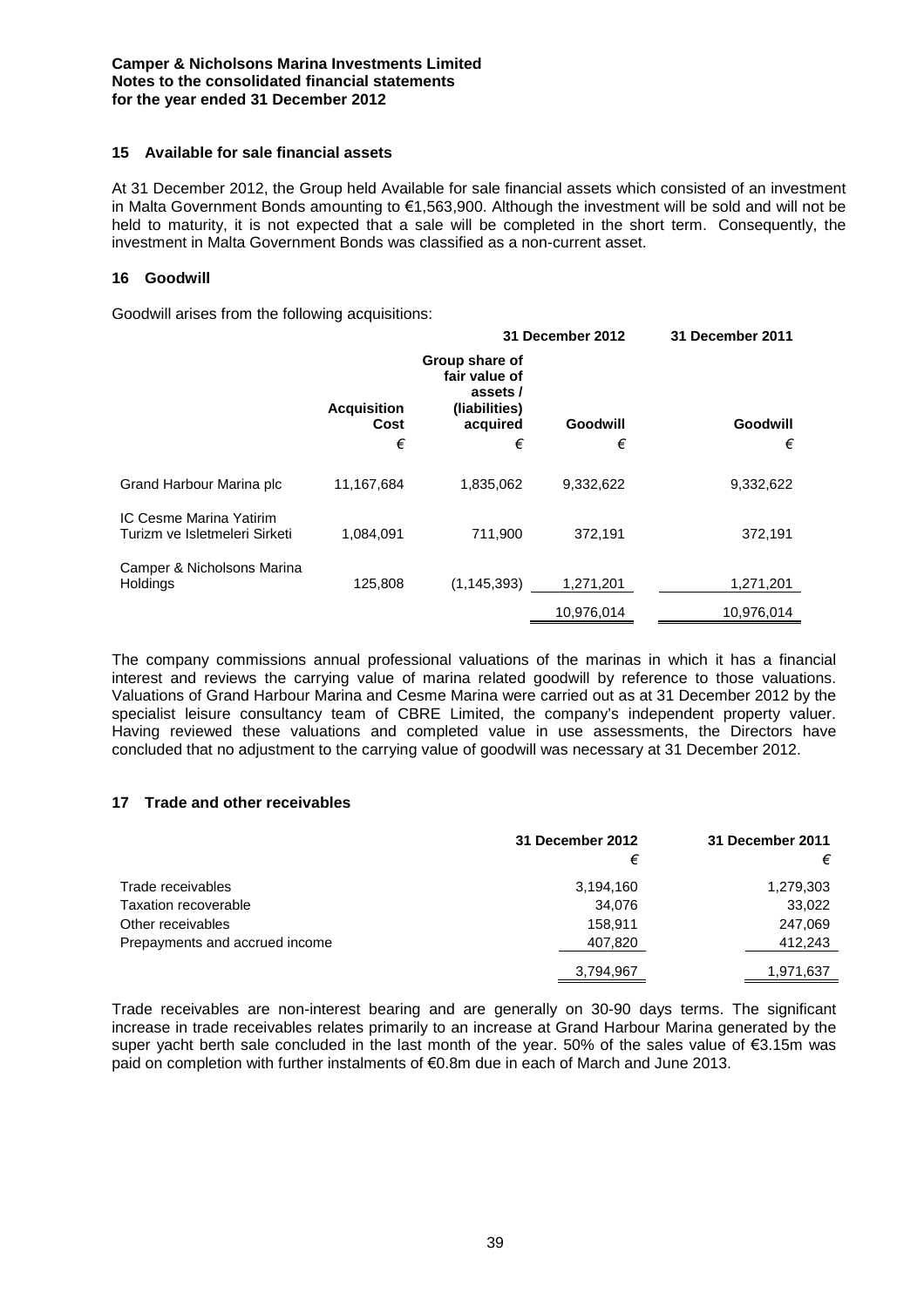## 15 Available for sale financial assets

At 31 December 2012, the Group held Available for sale financial assets which consisted of an investment in Malta Government Bonds amounting to €1,563,900. Although the investment will be sold and will not be held to maturity, it is not expected that a sale will be completed in the short term. Consequently, the investment in Malta Government Bonds was classified as a non-current asset.

## 16 Goodwill

Goodwill arises from the following acquisitions:

| | 31 December 2012 | | | 31 December 2011 |
|---|---|---|---|---|
| | Acquisition Cost | Group share of fair value of assets / (liabilities) acquired | Goodwill | Goodwill |
| | € | € | € | € |
| Grand Harbour Marina plc | 11,167,684 | 1,835,062 | 9,332,622 | 9,332,622 |
| IC Cesme Marina Yatirim Turizm ve Isletmeleri Sirketi | 1,084,091 | 711,900 | 372,191 | 372,191 |
| Camper & Nicholsons Marina Holdings | 125,808 | (1,145,393) | 1,271,201 | 1,271,201 |
| | | | 10,976,014 | 10,976,014 |

The company commissions annual professional valuations of the marinas in which it has a financial interest and reviews the carrying value of marina related goodwill by reference to those valuations. Valuations of Grand Harbour Marina and Cesme Marina were carried out as at 31 December 2012 by the specialist leisure consultancy team of CBRE Limited, the company's independent property valuer. Having reviewed these valuations and completed value in use assessments, the Directors have concluded that no adjustment to the carrying value of goodwill was necessary at 31 December 2012.

## 17 Trade and other receivables

| | 31 December 2012 | 31 December 2011 |
|---|---|---|
| | € | € |
| Trade receivables | 3,194,160 | 1,279,303 |
| Taxation recoverable | 34,076 | 33,022 |
| Other receivables | 158,911 | 247,069 |
| Prepayments and accrued income | 407,820 | 412,243 |
| | 3,794,967 | 1,971,637 |

Trade receivables are non-interest bearing and are generally on 30-90 days terms. The significant increase in trade receivables relates primarily to an increase at Grand Harbour Marina generated by the super yacht berth sale concluded in the last month of the year. 50% of the sales value of €3.15m was paid on completion with further instalments of €0.8m due in each of March and June 2013.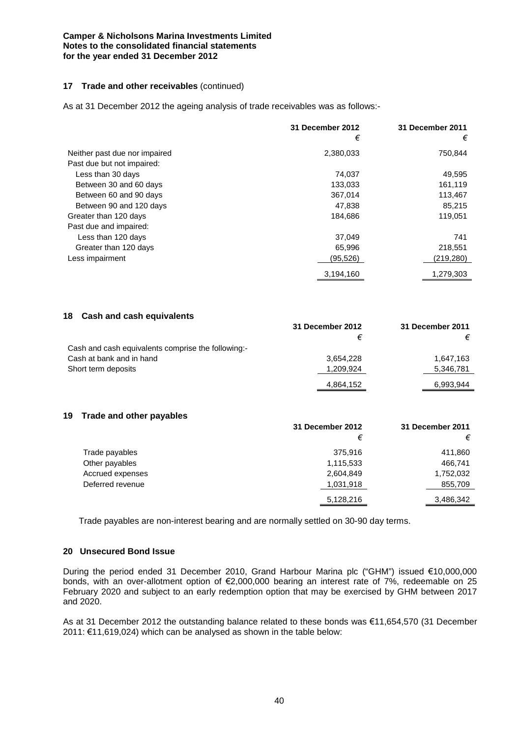## 17 Trade and other receivables (continued)

As at 31 December 2012 the ageing analysis of trade receivables was as follows:-

| | 31 December 2012 | 31 December 2011 |
|---|---|---|
| | € | € |
| Neither past due nor impaired | 2,380,033 | 750,844 |
| Past due but not impaired: | | |
| Less than 30 days | 74,037 | 49,595 |
| Between 30 and 60 days | 133,033 | 161,119 |
| Between 60 and 90 days | 367,014 | 113,467 |
| Between 90 and 120 days | 47,838 | 85,215 |
| Greater than 120 days | 184,686 | 119,051 |
| Past due and impaired: | | |
| Less than 120 days | 37,049 | 741 |
| Greater than 120 days | 65,996 | 218,551 |
| Less impairment | (95,526) | (219,280) |
| | 3,194,160 | 1,279,303 |

## 18 Cash and cash equivalents

| | 31 December 2012 | 31 December 2011 |
|---|---|---|
| | € | € |
| Cash and cash equivalents comprise the following:- | | |
| Cash at bank and in hand | 3,654,228 | 1,647,163 |
| Short term deposits | 1,209,924 | 5,346,781 |
| | 4,864,152 | 6,993,944 |

## 19 Trade and other payables

| | 31 December 2012 | 31 December 2011 |
|---|---|---|
| | € | € |
| Trade payables | 375,916 | 411,860 |
| Other payables | 1,115,533 | 466,741 |
| Accrued expenses | 2,604,849 | 1,752,032 |
| Deferred revenue | 1,031,918 | 855,709 |
| | 5,128,216 | 3,486,342 |

Trade payables are non-interest bearing and are normally settled on 30-90 day terms.

## 20 Unsecured Bond Issue

During the period ended 31 December 2010, Grand Harbour Marina plc ("GHM") issued €10,000,000 bonds, with an over-allotment option of €2,000,000 bearing an interest rate of 7%, redeemable on 25 February 2020 and subject to an early redemption option that may be exercised by GHM between 2017 and 2020.

As at 31 December 2012 the outstanding balance related to these bonds was €11,654,570 (31 December 2011: €11,619,024) which can be analysed as shown in the table below: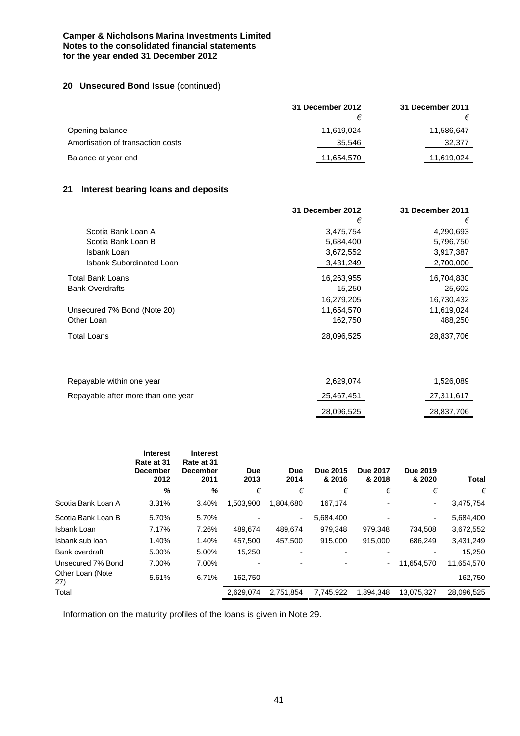## 20 Unsecured Bond Issue (continued)

| | 31 December 2012 | 31 December 2011 |
|---|---|---|
| | € | € |
| Opening balance | 11,619,024 | 11,586,647 |
| Amortisation of transaction costs | 35,546 | 32,377 |
| Balance at year end | 11,654,570 | 11,619,024 |

## 21 Interest bearing loans and deposits

| | 31 December 2012 | 31 December 2011 |
|---|---|---|
| | € | € |
| Scotia Bank Loan A | 3,475,754 | 4,290,693 |
| Scotia Bank Loan B | 5,684,400 | 5,796,750 |
| Isbank Loan | 3,672,552 | 3,917,387 |
| Isbank Subordinated Loan | 3,431,249 | 2,700,000 |
| Total Bank Loans | 16,263,955 | 16,704,830 |
| Bank Overdrafts | 15,250 | 25,602 |
| | 16,279,205 | 16,730,432 |
| Unsecured 7% Bond (Note 20) | 11,654,570 | 11,619,024 |
| Other Loan | 162,750 | 488,250 |
| Total Loans | 28,096,525 | 28,837,706 |
| | | |
| Repayable within one year | 2,629,074 | 1,526,089 |
| Repayable after more than one year | 25,467,451 | 27,311,617 |
| | 28,096,525 | 28,837,706 |

| | Interest Rate at 31 December 2012 | Interest Rate at 31 December 2011 | Due 2013 | Due 2014 | Due 2015 & 2016 | Due 2017 & 2018 | Due 2019 & 2020 | Total |
|---|---|---|---|---|---|---|---|---|
| | % | % | € | € | € | € | € | € |
| Scotia Bank Loan A | 3.31% | 3.40% | 1,503,900 | 1,804,680 | 167,174 | - | - | 3,475,754 |
| Scotia Bank Loan B | 5.70% | 5.70% | - | - | 5,684,400 | - | - | 5,684,400 |
| Isbank Loan | 7.17% | 7.26% | 489,674 | 489,674 | 979,348 | 979,348 | 734,508 | 3,672,552 |
| Isbank sub loan | 1.40% | 1.40% | 457,500 | 457,500 | 915,000 | 915,000 | 686,249 | 3,431,249 |
| Bank overdraft | 5.00% | 5.00% | 15,250 | - | - | - | - | 15,250 |
| Unsecured 7% Bond | 7.00% | 7.00% | - | - | - | - | 11,654,570 | 11,654,570 |
| Other Loan (Note 27) | 5.61% | 6.71% | 162,750 | - | - | - | - | 162,750 |
| Total | | | 2,629,074 | 2,751,854 | 7,745,922 | 1,894,348 | 13,075,327 | 28,096,525 |

Information on the maturity profiles of the loans is given in Note 29.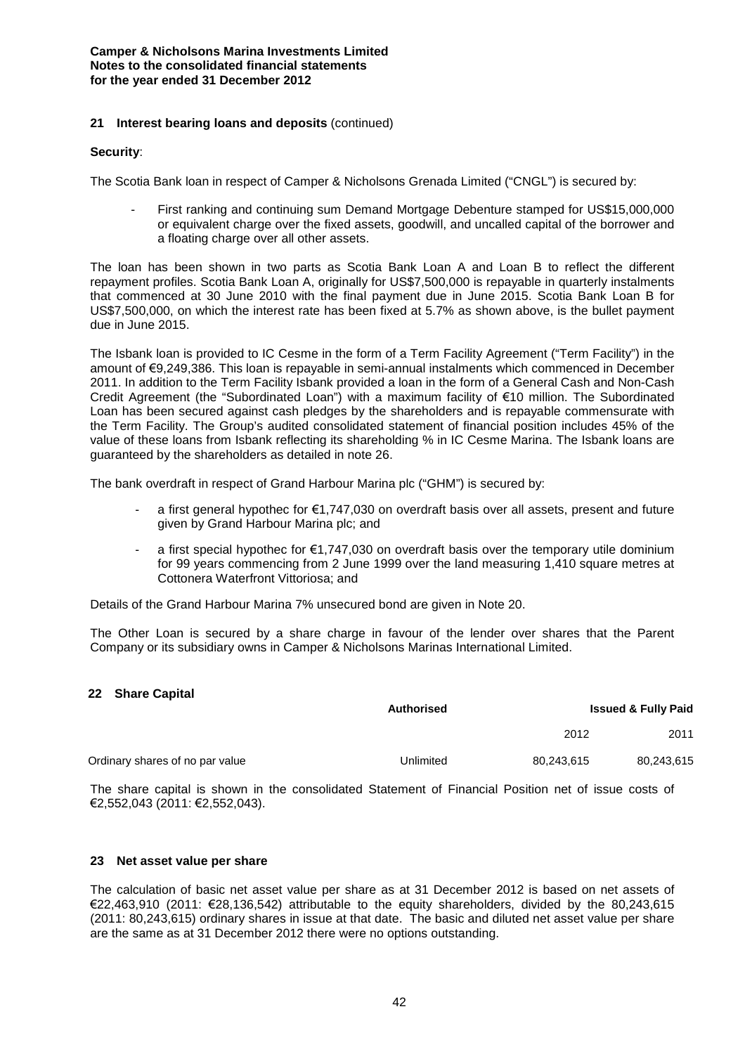### 21 Interest bearing loans and deposits (continued)

**Security**:

The Scotia Bank loan in respect of Camper & Nicholsons Grenada Limited ("CNGL") is secured by:

- First ranking and continuing sum Demand Mortgage Debenture stamped for US$15,000,000 or equivalent charge over the fixed assets, goodwill, and uncalled capital of the borrower and a floating charge over all other assets.

The loan has been shown in two parts as Scotia Bank Loan A and Loan B to reflect the different repayment profiles. Scotia Bank Loan A, originally for US$7,500,000 is repayable in quarterly instalments that commenced at 30 June 2010 with the final payment due in June 2015. Scotia Bank Loan B for US$7,500,000, on which the interest rate has been fixed at 5.7% as shown above, is the bullet payment due in June 2015.

The Isbank loan is provided to IC Cesme in the form of a Term Facility Agreement ("Term Facility") in the amount of €9,249,386. This loan is repayable in semi-annual instalments which commenced in December 2011. In addition to the Term Facility Isbank provided a loan in the form of a General Cash and Non-Cash Credit Agreement (the "Subordinated Loan") with a maximum facility of €10 million. The Subordinated Loan has been secured against cash pledges by the shareholders and is repayable commensurate with the Term Facility. The Group's audited consolidated statement of financial position includes 45% of the value of these loans from Isbank reflecting its shareholding % in IC Cesme Marina. The Isbank loans are guaranteed by the shareholders as detailed in note 26.

The bank overdraft in respect of Grand Harbour Marina plc ("GHM") is secured by:

- a first general hypothec for €1,747,030 on overdraft basis over all assets, present and future given by Grand Harbour Marina plc; and
- a first special hypothec for €1,747,030 on overdraft basis over the temporary utile dominium for 99 years commencing from 2 June 1999 over the land measuring 1,410 square metres at Cottonera Waterfront Vittoriosa; and

Details of the Grand Harbour Marina 7% unsecured bond are given in Note 20.

The Other Loan is secured by a share charge in favour of the lender over shares that the Parent Company or its subsidiary owns in Camper & Nicholsons Marinas International Limited.

### 22 Share Capital

| | Authorised | Issued & Fully Paid | |
|---|---|---|---|
| | | 2012 | 2011 |
| Ordinary shares of no par value | Unlimited | 80,243,615 | 80,243,615 |

The share capital is shown in the consolidated Statement of Financial Position net of issue costs of €2,552,043 (2011: €2,552,043).

### 23 Net asset value per share

The calculation of basic net asset value per share as at 31 December 2012 is based on net assets of €22,463,910 (2011: €28,136,542) attributable to the equity shareholders, divided by the 80,243,615 (2011: 80,243,615) ordinary shares in issue at that date. The basic and diluted net asset value per share are the same as at 31 December 2012 there were no options outstanding.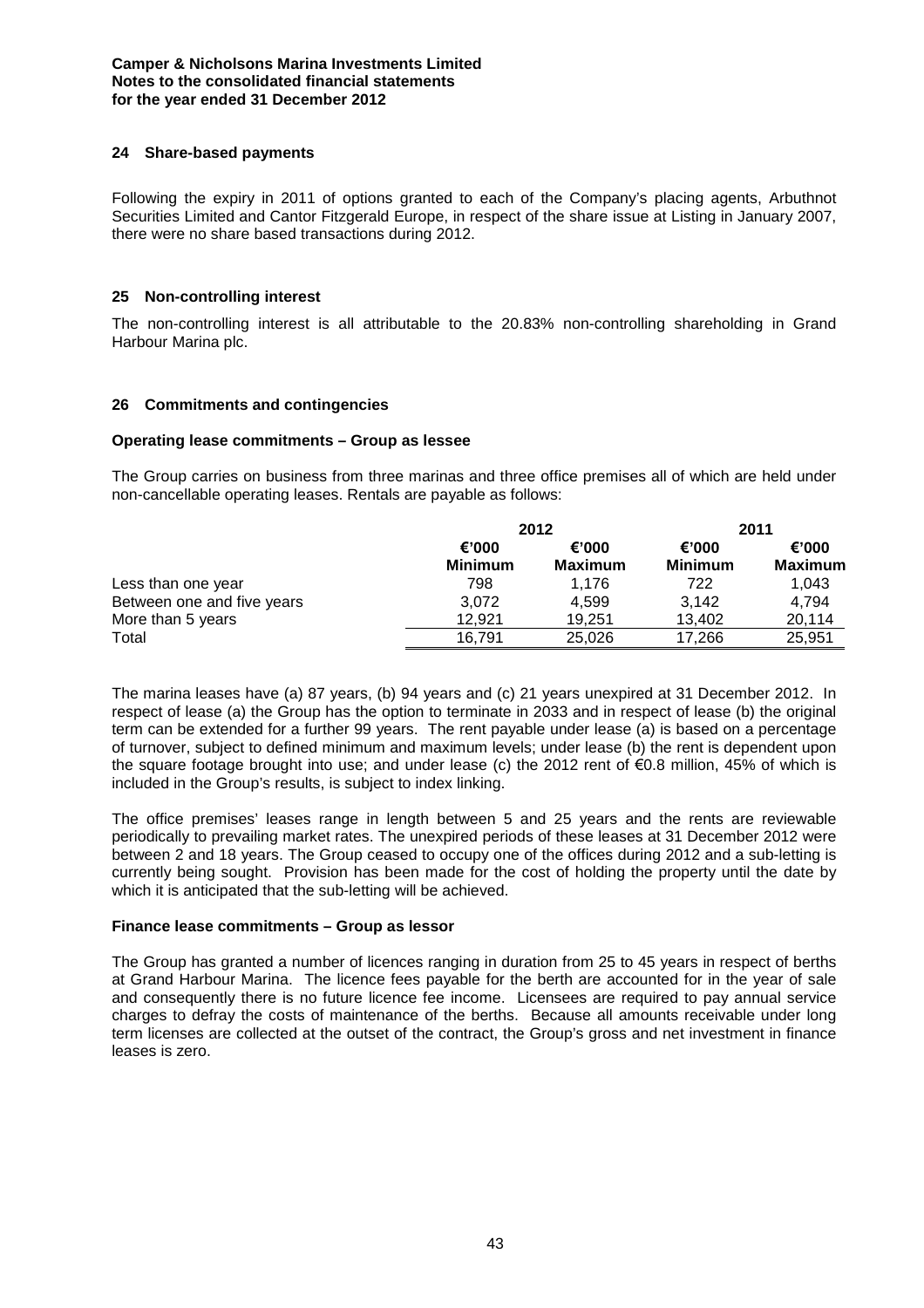## 24 Share-based payments

Following the expiry in 2011 of options granted to each of the Company's placing agents, Arbuthnot Securities Limited and Cantor Fitzgerald Europe, in respect of the share issue at Listing in January 2007, there were no share based transactions during 2012.

## 25 Non-controlling interest

The non-controlling interest is all attributable to the 20.83% non-controlling shareholding in Grand Harbour Marina plc.

## 26 Commitments and contingencies

### Operating lease commitments – Group as lessee

The Group carries on business from three marinas and three office premises all of which are held under non-cancellable operating leases. Rentals are payable as follows:

| | 2012 | | 2011 | |
|---|---|---|---|---|
| | €'000 Minimum | €'000 Maximum | €'000 Minimum | €'000 Maximum |
| Less than one year | 798 | 1,176 | 722 | 1,043 |
| Between one and five years | 3,072 | 4,599 | 3,142 | 4,794 |
| More than 5 years | 12,921 | 19,251 | 13,402 | 20,114 |
| Total | 16,791 | 25,026 | 17,266 | 25,951 |

The marina leases have (a) 87 years, (b) 94 years and (c) 21 years unexpired at 31 December 2012. In respect of lease (a) the Group has the option to terminate in 2033 and in respect of lease (b) the original term can be extended for a further 99 years. The rent payable under lease (a) is based on a percentage of turnover, subject to defined minimum and maximum levels; under lease (b) the rent is dependent upon the square footage brought into use; and under lease (c) the 2012 rent of €0.8 million, 45% of which is included in the Group's results, is subject to index linking.

The office premises' leases range in length between 5 and 25 years and the rents are reviewable periodically to prevailing market rates. The unexpired periods of these leases at 31 December 2012 were between 2 and 18 years. The Group ceased to occupy one of the offices during 2012 and a sub-letting is currently being sought. Provision has been made for the cost of holding the property until the date by which it is anticipated that the sub-letting will be achieved.

### Finance lease commitments – Group as lessor

The Group has granted a number of licences ranging in duration from 25 to 45 years in respect of berths at Grand Harbour Marina. The licence fees payable for the berth are accounted for in the year of sale and consequently there is no future licence fee income. Licensees are required to pay annual service charges to defray the costs of maintenance of the berths. Because all amounts receivable under long term licenses are collected at the outset of the contract, the Group's gross and net investment in finance leases is zero.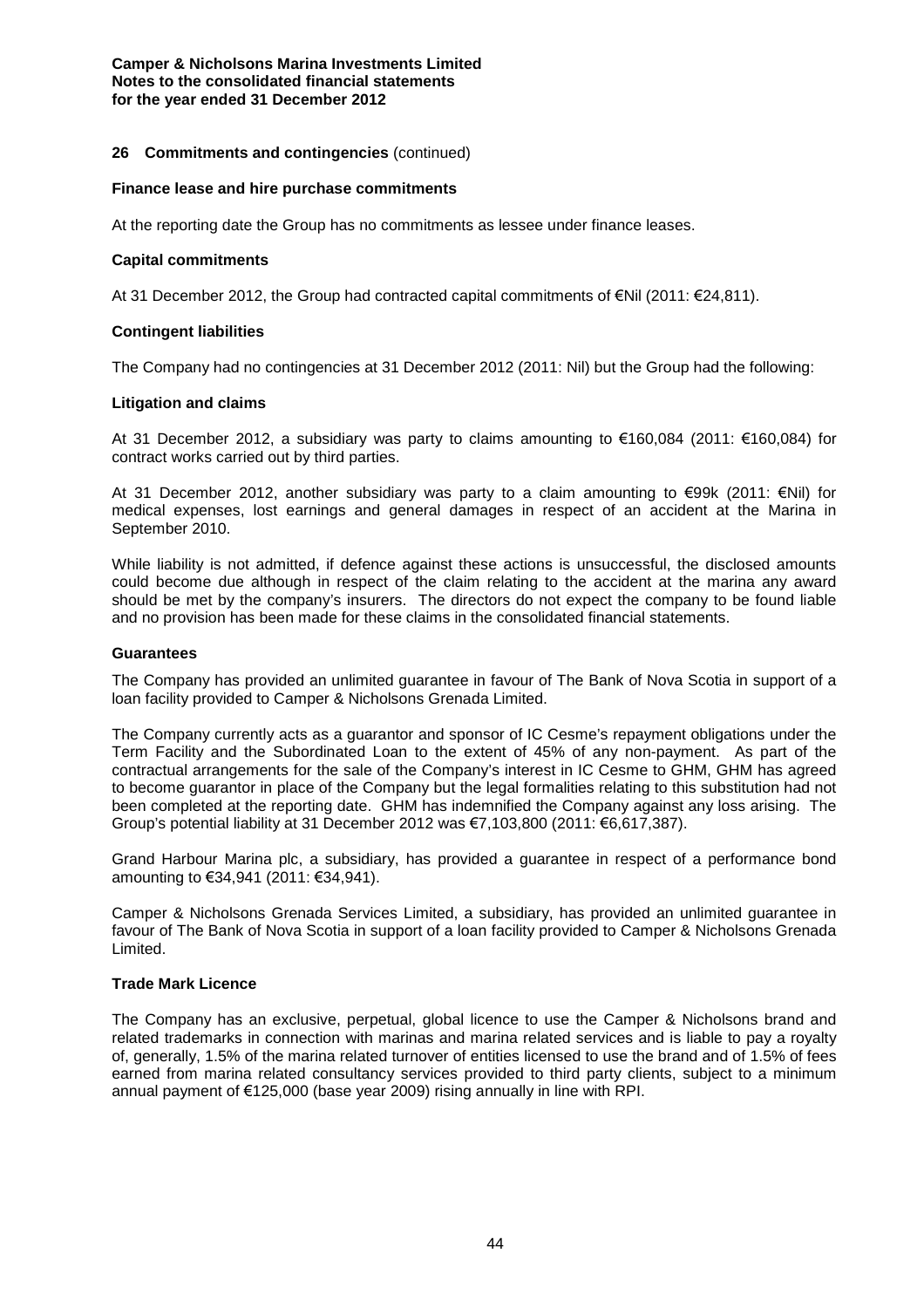**Camper & Nicholsons Marina Investments Limited**
**Notes to the consolidated financial statements**
**for the year ended 31 December 2012**

## 26 Commitments and contingencies (continued)

### Finance lease and hire purchase commitments

At the reporting date the Group has no commitments as lessee under finance leases.

### Capital commitments

At 31 December 2012, the Group had contracted capital commitments of €Nil (2011: €24,811).

### Contingent liabilities

The Company had no contingencies at 31 December 2012 (2011: Nil) but the Group had the following:

### Litigation and claims

At 31 December 2012, a subsidiary was party to claims amounting to €160,084 (2011: €160,084) for contract works carried out by third parties.

At 31 December 2012, another subsidiary was party to a claim amounting to €99k (2011: €Nil) for medical expenses, lost earnings and general damages in respect of an accident at the Marina in September 2010.

While liability is not admitted, if defence against these actions is unsuccessful, the disclosed amounts could become due although in respect of the claim relating to the accident at the marina any award should be met by the company's insurers. The directors do not expect the company to be found liable and no provision has been made for these claims in the consolidated financial statements.

### Guarantees

The Company has provided an unlimited guarantee in favour of The Bank of Nova Scotia in support of a loan facility provided to Camper & Nicholsons Grenada Limited.

The Company currently acts as a guarantor and sponsor of IC Cesme's repayment obligations under the Term Facility and the Subordinated Loan to the extent of 45% of any non-payment. As part of the contractual arrangements for the sale of the Company's interest in IC Cesme to GHM, GHM has agreed to become guarantor in place of the Company but the legal formalities relating to this substitution had not been completed at the reporting date. GHM has indemnified the Company against any loss arising. The Group's potential liability at 31 December 2012 was €7,103,800 (2011: €6,617,387).

Grand Harbour Marina plc, a subsidiary, has provided a guarantee in respect of a performance bond amounting to €34,941 (2011: €34,941).

Camper & Nicholsons Grenada Services Limited, a subsidiary, has provided an unlimited guarantee in favour of The Bank of Nova Scotia in support of a loan facility provided to Camper & Nicholsons Grenada Limited.

### Trade Mark Licence

The Company has an exclusive, perpetual, global licence to use the Camper & Nicholsons brand and related trademarks in connection with marinas and marina related services and is liable to pay a royalty of, generally, 1.5% of the marina related turnover of entities licensed to use the brand and of 1.5% of fees earned from marina related consultancy services provided to third party clients, subject to a minimum annual payment of €125,000 (base year 2009) rising annually in line with RPI.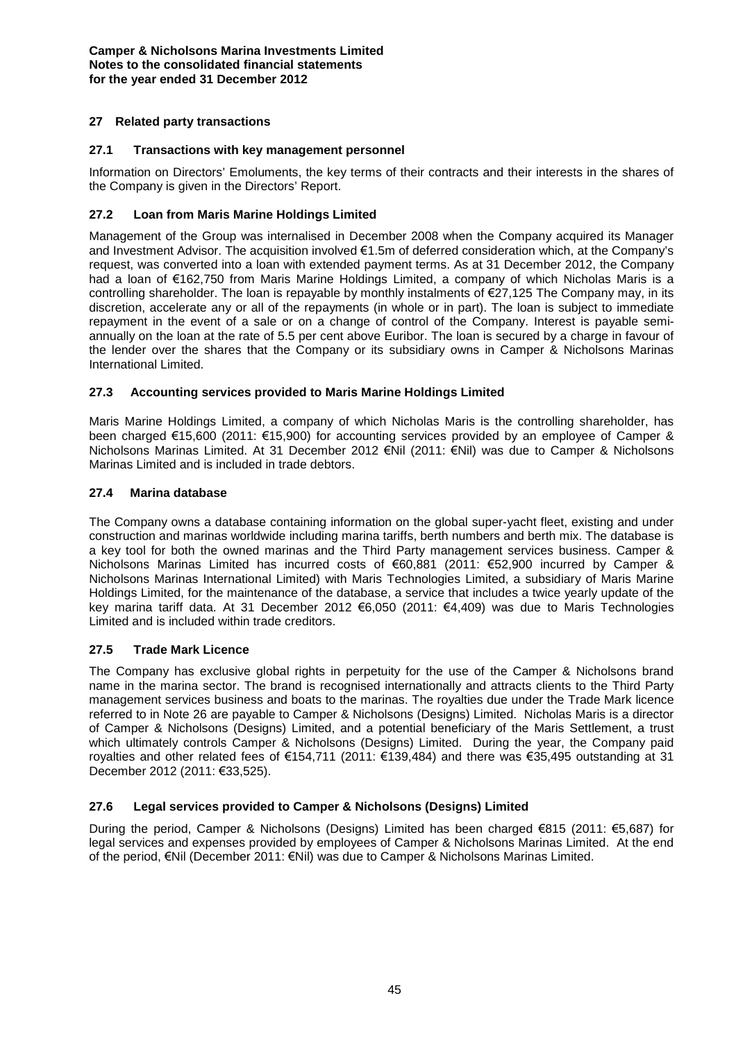## 27 Related party transactions

### 27.1 Transactions with key management personnel

Information on Directors' Emoluments, the key terms of their contracts and their interests in the shares of the Company is given in the Directors' Report.

### 27.2 Loan from Maris Marine Holdings Limited

Management of the Group was internalised in December 2008 when the Company acquired its Manager and Investment Advisor. The acquisition involved €1.5m of deferred consideration which, at the Company's request, was converted into a loan with extended payment terms. As at 31 December 2012, the Company had a loan of €162,750 from Maris Marine Holdings Limited, a company of which Nicholas Maris is a controlling shareholder. The loan is repayable by monthly instalments of €27,125 The Company may, in its discretion, accelerate any or all of the repayments (in whole or in part). The loan is subject to immediate repayment in the event of a sale or on a change of control of the Company. Interest is payable semi-annually on the loan at the rate of 5.5 per cent above Euribor. The loan is secured by a charge in favour of the lender over the shares that the Company or its subsidiary owns in Camper & Nicholsons Marinas International Limited.

### 27.3 Accounting services provided to Maris Marine Holdings Limited

Maris Marine Holdings Limited, a company of which Nicholas Maris is the controlling shareholder, has been charged €15,600 (2011: €15,900) for accounting services provided by an employee of Camper & Nicholsons Marinas Limited. At 31 December 2012 €Nil (2011: €Nil) was due to Camper & Nicholsons Marinas Limited and is included in trade debtors.

### 27.4 Marina database

The Company owns a database containing information on the global super-yacht fleet, existing and under construction and marinas worldwide including marina tariffs, berth numbers and berth mix. The database is a key tool for both the owned marinas and the Third Party management services business. Camper & Nicholsons Marinas Limited has incurred costs of €60,881 (2011: €52,900 incurred by Camper & Nicholsons Marinas International Limited) with Maris Technologies Limited, a subsidiary of Maris Marine Holdings Limited, for the maintenance of the database, a service that includes a twice yearly update of the key marina tariff data. At 31 December 2012 €6,050 (2011: €4,409) was due to Maris Technologies Limited and is included within trade creditors.

### 27.5 Trade Mark Licence

The Company has exclusive global rights in perpetuity for the use of the Camper & Nicholsons brand name in the marina sector. The brand is recognised internationally and attracts clients to the Third Party management services business and boats to the marinas. The royalties due under the Trade Mark licence referred to in Note 26 are payable to Camper & Nicholsons (Designs) Limited. Nicholas Maris is a director of Camper & Nicholsons (Designs) Limited, and a potential beneficiary of the Maris Settlement, a trust which ultimately controls Camper & Nicholsons (Designs) Limited. During the year, the Company paid royalties and other related fees of €154,711 (2011: €139,484) and there was €35,495 outstanding at 31 December 2012 (2011: €33,525).

### 27.6 Legal services provided to Camper & Nicholsons (Designs) Limited

During the period, Camper & Nicholsons (Designs) Limited has been charged €815 (2011: €5,687) for legal services and expenses provided by employees of Camper & Nicholsons Marinas Limited. At the end of the period, €Nil (December 2011: €Nil) was due to Camper & Nicholsons Marinas Limited.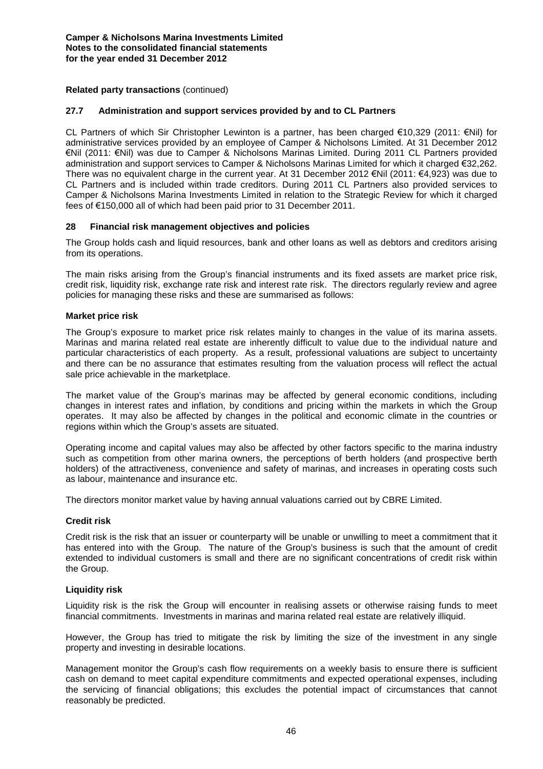**Related party transactions** (continued)

### 27.7 Administration and support services provided by and to CL Partners

CL Partners of which Sir Christopher Lewinton is a partner, has been charged €10,329 (2011: €Nil) for administrative services provided by an employee of Camper & Nicholsons Limited. At 31 December 2012 €Nil (2011: €Nil) was due to Camper & Nicholsons Marinas Limited. During 2011 CL Partners provided administration and support services to Camper & Nicholsons Marinas Limited for which it charged €32,262. There was no equivalent charge in the current year. At 31 December 2012 €Nil (2011: €4,923) was due to CL Partners and is included within trade creditors. During 2011 CL Partners also provided services to Camper & Nicholsons Marina Investments Limited in relation to the Strategic Review for which it charged fees of €150,000 all of which had been paid prior to 31 December 2011.

## 28 Financial risk management objectives and policies

The Group holds cash and liquid resources, bank and other loans as well as debtors and creditors arising from its operations.

The main risks arising from the Group's financial instruments and its fixed assets are market price risk, credit risk, liquidity risk, exchange rate risk and interest rate risk. The directors regularly review and agree policies for managing these risks and these are summarised as follows:

### Market price risk

The Group's exposure to market price risk relates mainly to changes in the value of its marina assets. Marinas and marina related real estate are inherently difficult to value due to the individual nature and particular characteristics of each property. As a result, professional valuations are subject to uncertainty and there can be no assurance that estimates resulting from the valuation process will reflect the actual sale price achievable in the marketplace.

The market value of the Group's marinas may be affected by general economic conditions, including changes in interest rates and inflation, by conditions and pricing within the markets in which the Group operates. It may also be affected by changes in the political and economic climate in the countries or regions within which the Group's assets are situated.

Operating income and capital values may also be affected by other factors specific to the marina industry such as competition from other marina owners, the perceptions of berth holders (and prospective berth holders) of the attractiveness, convenience and safety of marinas, and increases in operating costs such as labour, maintenance and insurance etc.

The directors monitor market value by having annual valuations carried out by CBRE Limited.

### Credit risk

Credit risk is the risk that an issuer or counterparty will be unable or unwilling to meet a commitment that it has entered into with the Group. The nature of the Group's business is such that the amount of credit extended to individual customers is small and there are no significant concentrations of credit risk within the Group.

### Liquidity risk

Liquidity risk is the risk the Group will encounter in realising assets or otherwise raising funds to meet financial commitments. Investments in marinas and marina related real estate are relatively illiquid.

However, the Group has tried to mitigate the risk by limiting the size of the investment in any single property and investing in desirable locations.

Management monitor the Group's cash flow requirements on a weekly basis to ensure there is sufficient cash on demand to meet capital expenditure commitments and expected operational expenses, including the servicing of financial obligations; this excludes the potential impact of circumstances that cannot reasonably be predicted.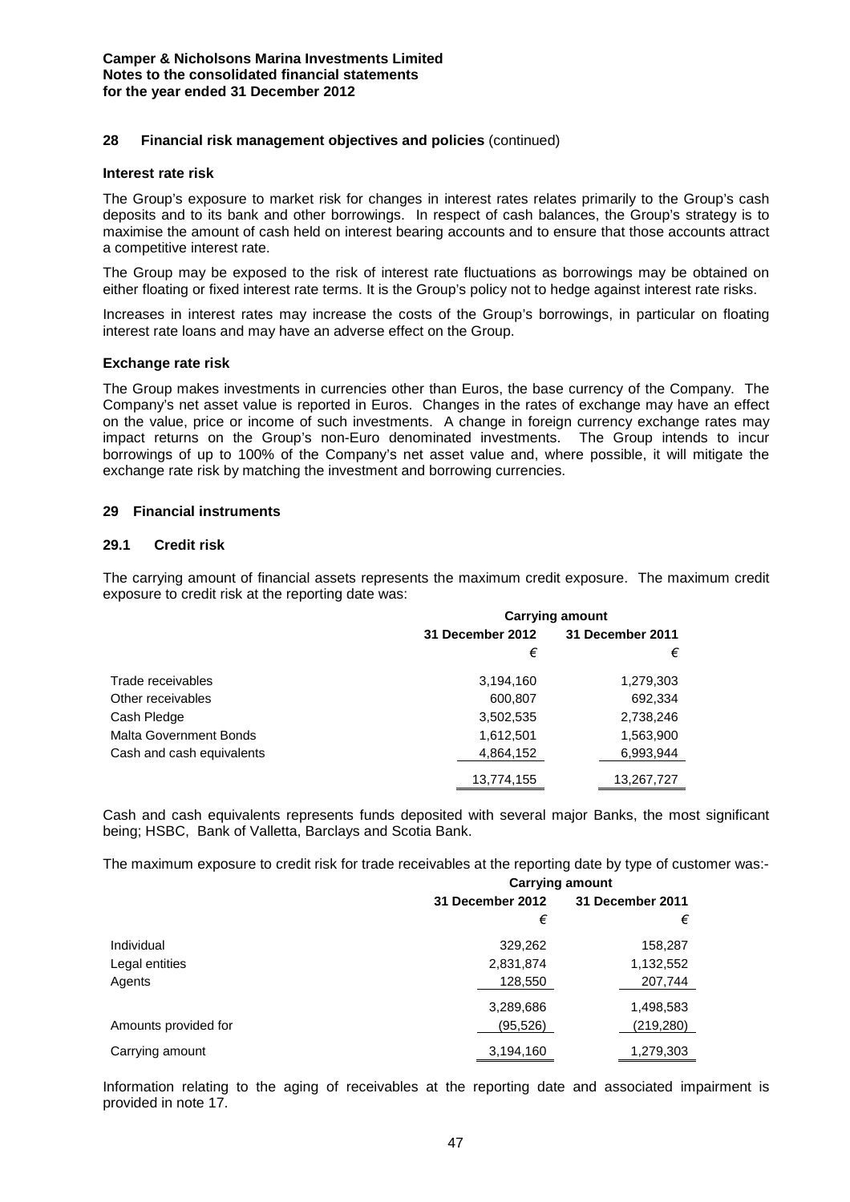## 28 Financial risk management objectives and policies (continued)

### Interest rate risk

The Group's exposure to market risk for changes in interest rates relates primarily to the Group's cash deposits and to its bank and other borrowings. In respect of cash balances, the Group's strategy is to maximise the amount of cash held on interest bearing accounts and to ensure that those accounts attract a competitive interest rate.

The Group may be exposed to the risk of interest rate fluctuations as borrowings may be obtained on either floating or fixed interest rate terms. It is the Group's policy not to hedge against interest rate risks.

Increases in interest rates may increase the costs of the Group's borrowings, in particular on floating interest rate loans and may have an adverse effect on the Group.

### Exchange rate risk

The Group makes investments in currencies other than Euros, the base currency of the Company. The Company's net asset value is reported in Euros. Changes in the rates of exchange may have an effect on the value, price or income of such investments. A change in foreign currency exchange rates may impact returns on the Group's non-Euro denominated investments. The Group intends to incur borrowings of up to 100% of the Company's net asset value and, where possible, it will mitigate the exchange rate risk by matching the investment and borrowing currencies.

## 29 Financial instruments

### 29.1 Credit risk

The carrying amount of financial assets represents the maximum credit exposure. The maximum credit exposure to credit risk at the reporting date was:

| | Carrying amount | |
|---|---|---|
| | 31 December 2012 | 31 December 2011 |
| | € | € |
| Trade receivables | 3,194,160 | 1,279,303 |
| Other receivables | 600,807 | 692,334 |
| Cash Pledge | 3,502,535 | 2,738,246 |
| Malta Government Bonds | 1,612,501 | 1,563,900 |
| Cash and cash equivalents | 4,864,152 | 6,993,944 |
| | 13,774,155 | 13,267,727 |

Cash and cash equivalents represents funds deposited with several major Banks, the most significant being; HSBC, Bank of Valletta, Barclays and Scotia Bank.

The maximum exposure to credit risk for trade receivables at the reporting date by type of customer was:-

| | Carrying amount | |
|---|---|---|
| | 31 December 2012 | 31 December 2011 |
| | € | € |
| Individual | 329,262 | 158,287 |
| Legal entities | 2,831,874 | 1,132,552 |
| Agents | 128,550 | 207,744 |
| | 3,289,686 | 1,498,583 |
| Amounts provided for | (95,526) | (219,280) |
| Carrying amount | 3,194,160 | 1,279,303 |

Information relating to the aging of receivables at the reporting date and associated impairment is provided in note 17.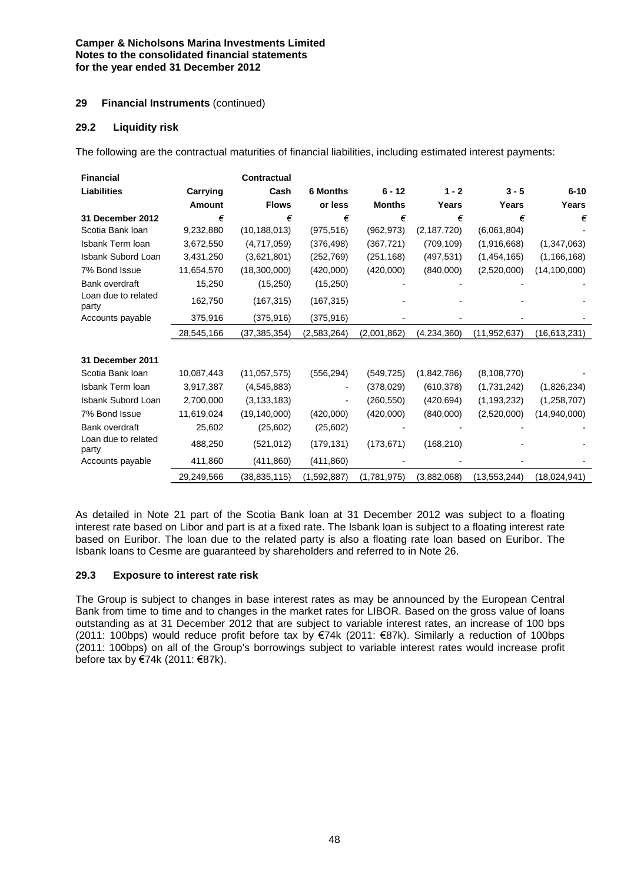**Camper & Nicholsons Marina Investments Limited**
**Notes to the consolidated financial statements**
**for the year ended 31 December 2012**

## 29 Financial Instruments (continued)

### 29.2 Liquidity risk

The following are the contractual maturities of financial liabilities, including estimated interest payments:

| Financial Liabilities | Carrying Amount | Contractual Cash Flows | 6 Months or less | 6 - 12 Months | 1 - 2 Years | 3 - 5 Years | 6-10 Years |
|---|---|---|---|---|---|---|---|
| **31 December 2012** | € | € | € | € | € | € | € |
| Scotia Bank loan | 9,232,880 | (10,188,013) | (975,516) | (962,973) | (2,187,720) | (6,061,804) | - |
| Isbank Term loan | 3,672,550 | (4,717,059) | (376,498) | (367,721) | (709,109) | (1,916,668) | (1,347,063) |
| Isbank Subord Loan | 3,431,250 | (3,621,801) | (252,769) | (251,168) | (497,531) | (1,454,165) | (1,166,168) |
| 7% Bond Issue | 11,654,570 | (18,300,000) | (420,000) | (420,000) | (840,000) | (2,520,000) | (14,100,000) |
| Bank overdraft | 15,250 | (15,250) | (15,250) | - | - | - | - |
| Loan due to related party | 162,750 | (167,315) | (167,315) | - | - | - | - |
| Accounts payable | 375,916 | (375,916) | (375,916) | - | - | - | - |
| | 28,545,166 | (37,385,354) | (2,583,264) | (2,001,862) | (4,234,360) | (11,952,637) | (16,613,231) |
| | | | | | | | |
| **31 December 2011** | | | | | | | |
| Scotia Bank loan | 10,087,443 | (11,057,575) | (556,294) | (549,725) | (1,842,786) | (8,108,770) | - |
| Isbank Term loan | 3,917,387 | (4,545,883) | - | (378,029) | (610,378) | (1,731,242) | (1,826,234) |
| Isbank Subord Loan | 2,700,000 | (3,133,183) | - | (260,550) | (420,694) | (1,193,232) | (1,258,707) |
| 7% Bond Issue | 11,619,024 | (19,140,000) | (420,000) | (420,000) | (840,000) | (2,520,000) | (14,940,000) |
| Bank overdraft | 25,602 | (25,602) | (25,602) | - | - | - | - |
| Loan due to related party | 488,250 | (521,012) | (179,131) | (173,671) | (168,210) | - | - |
| Accounts payable | 411,860 | (411,860) | (411,860) | - | - | - | - |
| | 29,249,566 | (38,835,115) | (1,592,887) | (1,781,975) | (3,882,068) | (13,553,244) | (18,024,941) |

As detailed in Note 21 part of the Scotia Bank loan at 31 December 2012 was subject to a floating interest rate based on Libor and part is at a fixed rate. The Isbank loan is subject to a floating interest rate based on Euribor. The loan due to the related party is also a floating rate loan based on Euribor. The Isbank loans to Cesme are guaranteed by shareholders and referred to in Note 26.

### 29.3 Exposure to interest rate risk

The Group is subject to changes in base interest rates as may be announced by the European Central Bank from time to time and to changes in the market rates for LIBOR. Based on the gross value of loans outstanding as at 31 December 2012 that are subject to variable interest rates, an increase of 100 bps (2011: 100bps) would reduce profit before tax by €74k (2011: €87k). Similarly a reduction of 100bps (2011: 100bps) on all of the Group's borrowings subject to variable interest rates would increase profit before tax by €74k (2011: €87k).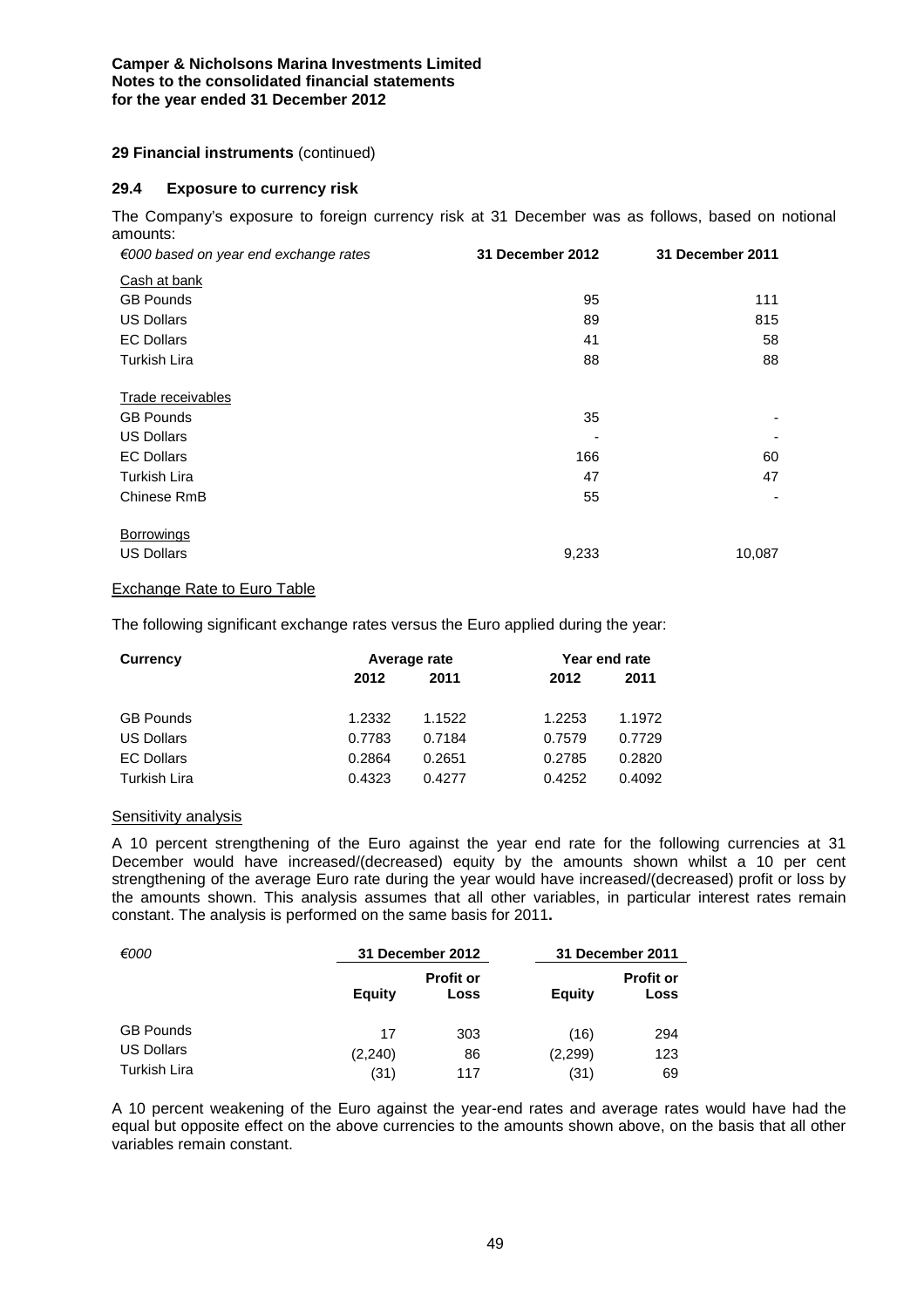**Camper & Nicholsons Marina Investments Limited**
**Notes to the consolidated financial statements**
**for the year ended 31 December 2012**

## 29 Financial instruments (continued)

### 29.4 Exposure to currency risk

The Company's exposure to foreign currency risk at 31 December was as follows, based on notional amounts:

| *€000 based on year end exchange rates* | **31 December 2012** | **31 December 2011** |
|---|---|---|
| Cash at bank | | |
| GB Pounds | 95 | 111 |
| US Dollars | 89 | 815 |
| EC Dollars | 41 | 58 |
| Turkish Lira | 88 | 88 |
| Trade receivables | | |
| GB Pounds | 35 | - |
| US Dollars | - | - |
| EC Dollars | 166 | 60 |
| Turkish Lira | 47 | 47 |
| Chinese RmB | 55 | - |
| Borrowings | | |
| US Dollars | 9,233 | 10,087 |

Exchange Rate to Euro Table

The following significant exchange rates versus the Euro applied during the year:

| **Currency** | **Average rate** | | **Year end rate** | |
|---|---|---|---|---|
| | **2012** | **2011** | **2012** | **2011** |
| GB Pounds | 1.2332 | 1.1522 | 1.2253 | 1.1972 |
| US Dollars | 0.7783 | 0.7184 | 0.7579 | 0.7729 |
| EC Dollars | 0.2864 | 0.2651 | 0.2785 | 0.2820 |
| Turkish Lira | 0.4323 | 0.4277 | 0.4252 | 0.4092 |

Sensitivity analysis

A 10 percent strengthening of the Euro against the year end rate for the following currencies at 31 December would have increased/(decreased) equity by the amounts shown whilst a 10 per cent strengthening of the average Euro rate during the year would have increased/(decreased) profit or loss by the amounts shown. This analysis assumes that all other variables, in particular interest rates remain constant. The analysis is performed on the same basis for 2011**.**

| *€000* | **31 December 2012** | | **31 December 2011** | |
|---|---|---|---|---|
| | **Equity** | **Profit or Loss** | **Equity** | **Profit or Loss** |
| GB Pounds | 17 | 303 | (16) | 294 |
| US Dollars | (2,240) | 86 | (2,299) | 123 |
| Turkish Lira | (31) | 117 | (31) | 69 |

A 10 percent weakening of the Euro against the year-end rates and average rates would have had the equal but opposite effect on the above currencies to the amounts shown above, on the basis that all other variables remain constant.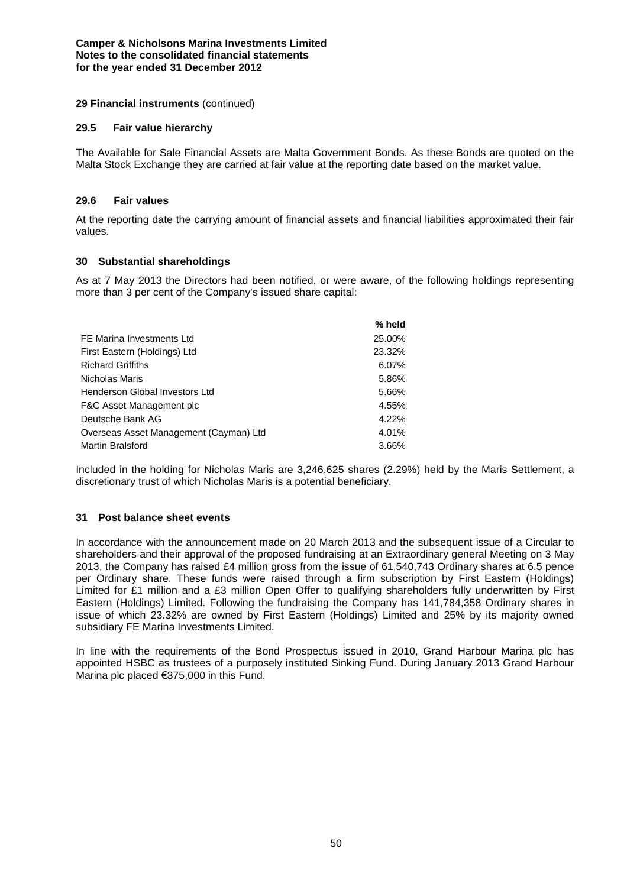**Camper & Nicholsons Marina Investments Limited**
**Notes to the consolidated financial statements**
**for the year ended 31 December 2012**

**29 Financial instruments** (continued)

### 29.5 Fair value hierarchy

The Available for Sale Financial Assets are Malta Government Bonds. As these Bonds are quoted on the Malta Stock Exchange they are carried at fair value at the reporting date based on the market value.

### 29.6 Fair values

At the reporting date the carrying amount of financial assets and financial liabilities approximated their fair values.

## 30 Substantial shareholdings

As at 7 May 2013 the Directors had been notified, or were aware, of the following holdings representing more than 3 per cent of the Company's issued share capital:

| | % held |
|---|---|
| FE Marina Investments Ltd | 25.00% |
| First Eastern (Holdings) Ltd | 23.32% |
| Richard Griffiths | 6.07% |
| Nicholas Maris | 5.86% |
| Henderson Global Investors Ltd | 5.66% |
| F&C Asset Management plc | 4.55% |
| Deutsche Bank AG | 4.22% |
| Overseas Asset Management (Cayman) Ltd | 4.01% |
| Martin Bralsford | 3.66% |

Included in the holding for Nicholas Maris are 3,246,625 shares (2.29%) held by the Maris Settlement, a discretionary trust of which Nicholas Maris is a potential beneficiary.

## 31 Post balance sheet events

In accordance with the announcement made on 20 March 2013 and the subsequent issue of a Circular to shareholders and their approval of the proposed fundraising at an Extraordinary general Meeting on 3 May 2013, the Company has raised £4 million gross from the issue of 61,540,743 Ordinary shares at 6.5 pence per Ordinary share. These funds were raised through a firm subscription by First Eastern (Holdings) Limited for £1 million and a £3 million Open Offer to qualifying shareholders fully underwritten by First Eastern (Holdings) Limited. Following the fundraising the Company has 141,784,358 Ordinary shares in issue of which 23.32% are owned by First Eastern (Holdings) Limited and 25% by its majority owned subsidiary FE Marina Investments Limited.

In line with the requirements of the Bond Prospectus issued in 2010, Grand Harbour Marina plc has appointed HSBC as trustees of a purposely instituted Sinking Fund. During January 2013 Grand Harbour Marina plc placed €375,000 in this Fund.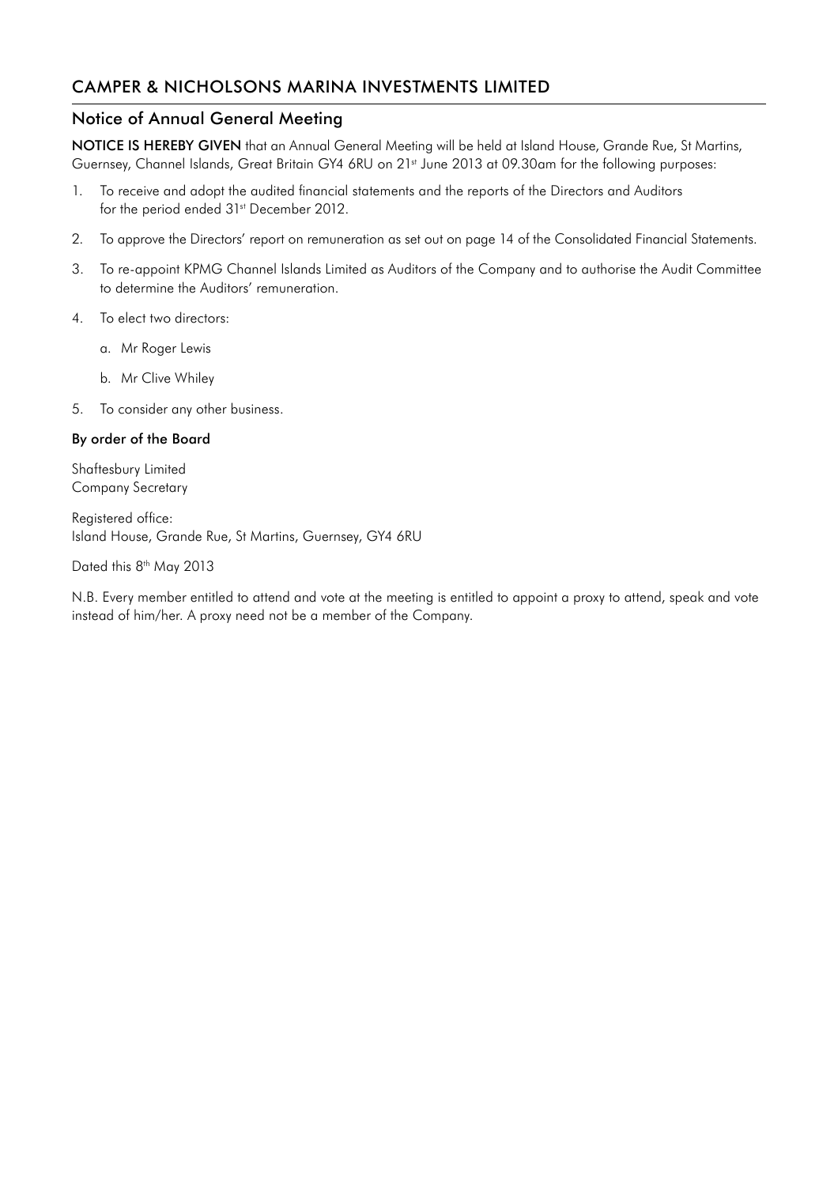# CAMPER & NICHOLSONS MARINA INVESTMENTS LIMITED

## Notice of Annual General Meeting

**NOTICE IS HEREBY GIVEN** that an Annual General Meeting will be held at Island House, Grande Rue, St Martins, Guernsey, Channel Islands, Great Britain GY4 6RU on 21st June 2013 at 09.30am for the following purposes:

1. To receive and adopt the audited financial statements and the reports of the Directors and Auditors for the period ended 31st December 2012.
2. To approve the Directors' report on remuneration as set out on page 14 of the Consolidated Financial Statements.
3. To re-appoint KPMG Channel Islands Limited as Auditors of the Company and to authorise the Audit Committee to determine the Auditors' remuneration.
4. To elect two directors:
   a. Mr Roger Lewis
   b. Mr Clive Whiley
5. To consider any other business.

**By order of the Board**

Shaftesbury Limited
Company Secretary

Registered office:
Island House, Grande Rue, St Martins, Guernsey, GY4 6RU

Dated this 8th May 2013

N.B. Every member entitled to attend and vote at the meeting is entitled to appoint a proxy to attend, speak and vote instead of him/her. A proxy need not be a member of the Company.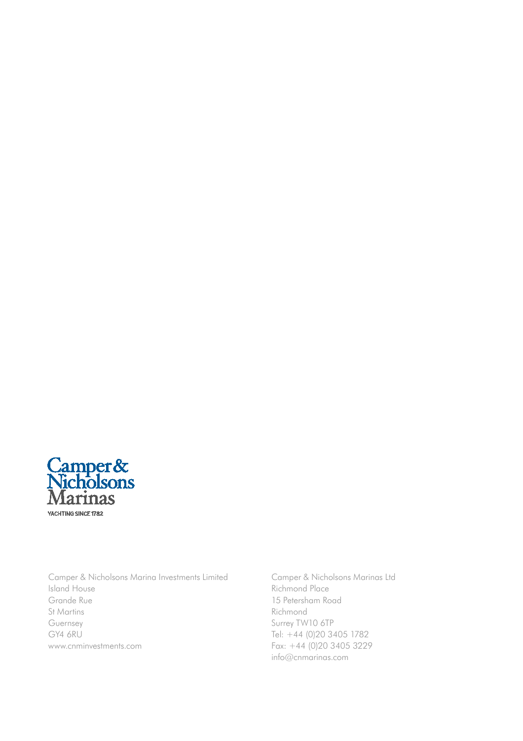Camper & Nicholsons Marinas

YACHTING SINCE 1782

Camper & Nicholsons Marina Investments Limited
Island House
Grande Rue
St Martins
Guernsey
GY4 6RU
www.cnminvestments.com

Camper & Nicholsons Marinas Ltd
Richmond Place
15 Petersham Road
Richmond
Surrey TW10 6TP
Tel: +44 (0)20 3405 1782
Fax: +44 (0)20 3405 3229
info@cnmarinas.com